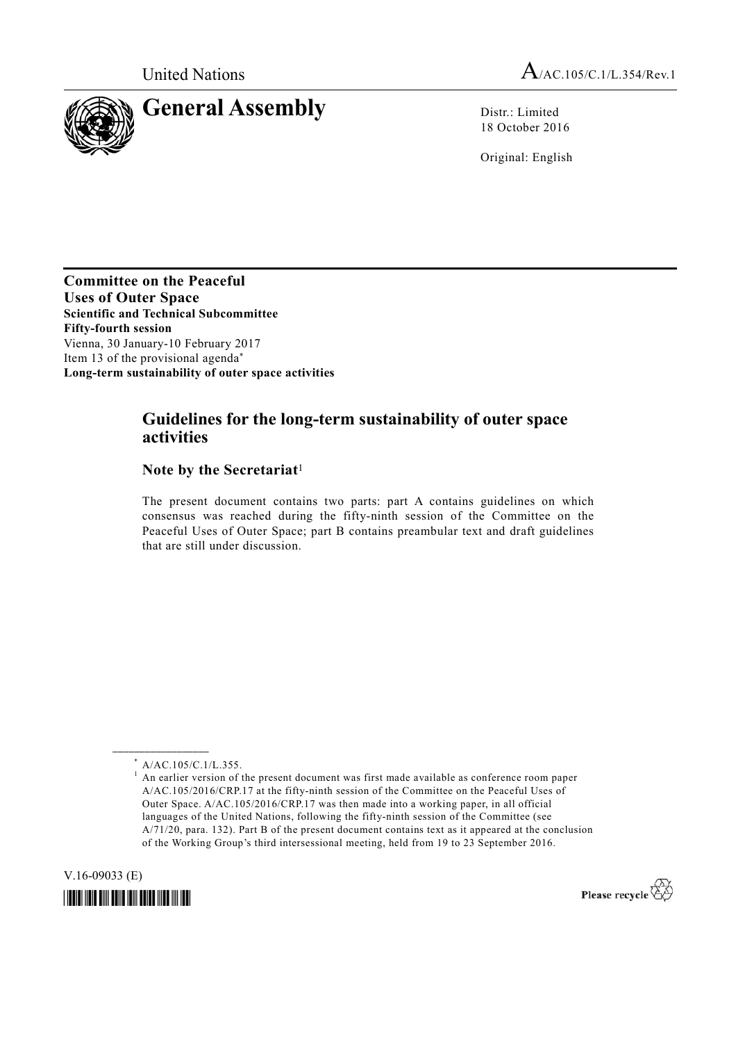United Nations A/AC.105/C.1/L.354/Rev.1

# General Assembly

Distr.: Limited
18 October 2016

Original: English

**Committee on the Peaceful Uses of Outer Space**
**Scientific and Technical Subcommittee**
**Fifty-fourth session**
Vienna, 30 January-10 February 2017
Item 13 of the provisional agenda*
**Long-term sustainability of outer space activities**

## Guidelines for the long-term sustainability of outer space activities

### Note by the Secretariat[1]

The present document contains two parts: part A contains guidelines on which consensus was reached during the fifty-ninth session of the Committee on the Peaceful Uses of Outer Space; part B contains preambular text and draft guidelines that are still under discussion.

---

\* A/AC.105/C.1/L.355.

[1] An earlier version of the present document was first made available as conference room paper A/AC.105/2016/CRP.17 at the fifty-ninth session of the Committee on the Peaceful Uses of Outer Space. A/AC.105/2016/CRP.17 was then made into a working paper, in all official languages of the United Nations, following the fifty-ninth session of the Committee (see A/71/20, para. 132). Part B of the present document contains text as it appeared at the conclusion of the Working Group's third intersessional meeting, held from 19 to 23 September 2016.

V.16-09033 (E)

Please recycle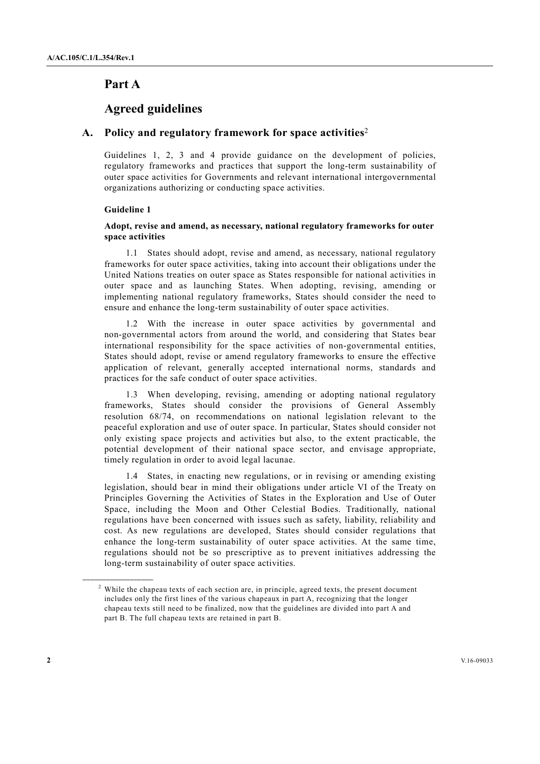# Part A

# Agreed guidelines

## A. Policy and regulatory framework for space activities[2]

Guidelines 1, 2, 3 and 4 provide guidance on the development of policies, regulatory frameworks and practices that support the long-term sustainability of outer space activities for Governments and relevant international intergovernmental organizations authorizing or conducting space activities.

### Guideline 1

**Adopt, revise and amend, as necessary, national regulatory frameworks for outer space activities**

1.1 States should adopt, revise and amend, as necessary, national regulatory frameworks for outer space activities, taking into account their obligations under the United Nations treaties on outer space as States responsible for national activities in outer space and as launching States. When adopting, revising, amending or implementing national regulatory frameworks, States should consider the need to ensure and enhance the long-term sustainability of outer space activities.

1.2 With the increase in outer space activities by governmental and non-governmental actors from around the world, and considering that States bear international responsibility for the space activities of non-governmental entities, States should adopt, revise or amend regulatory frameworks to ensure the effective application of relevant, generally accepted international norms, standards and practices for the safe conduct of outer space activities.

1.3 When developing, revising, amending or adopting national regulatory frameworks, States should consider the provisions of General Assembly resolution 68/74, on recommendations on national legislation relevant to the peaceful exploration and use of outer space. In particular, States should consider not only existing space projects and activities but also, to the extent practicable, the potential development of their national space sector, and envisage appropriate, timely regulation in order to avoid legal lacunae.

1.4 States, in enacting new regulations, or in revising or amending existing legislation, should bear in mind their obligations under article VI of the Treaty on Principles Governing the Activities of States in the Exploration and Use of Outer Space, including the Moon and Other Celestial Bodies. Traditionally, national regulations have been concerned with issues such as safety, liability, reliability and cost. As new regulations are developed, States should consider regulations that enhance the long-term sustainability of outer space activities. At the same time, regulations should not be so prescriptive as to prevent initiatives addressing the long-term sustainability of outer space activities.

---

[2] While the chapeau texts of each section are, in principle, agreed texts, the present document includes only the first lines of the various chapeaux in part A, recognizing that the longer chapeau texts still need to be finalized, now that the guidelines are divided into part A and part B. The full chapeau texts are retained in part B.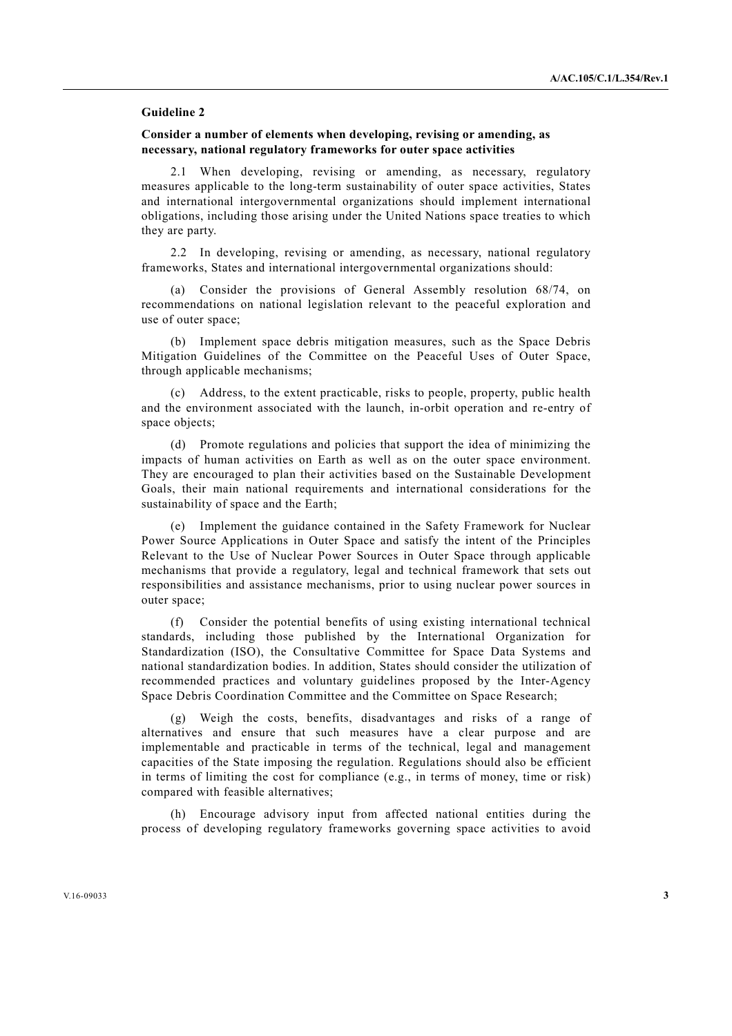**Guideline 2**

**Consider a number of elements when developing, revising or amending, as necessary, national regulatory frameworks for outer space activities**

2.1 When developing, revising or amending, as necessary, regulatory measures applicable to the long-term sustainability of outer space activities, States and international intergovernmental organizations should implement international obligations, including those arising under the United Nations space treaties to which they are party.

2.2 In developing, revising or amending, as necessary, national regulatory frameworks, States and international intergovernmental organizations should:

(a) Consider the provisions of General Assembly resolution 68/74, on recommendations on national legislation relevant to the peaceful exploration and use of outer space;

(b) Implement space debris mitigation measures, such as the Space Debris Mitigation Guidelines of the Committee on the Peaceful Uses of Outer Space, through applicable mechanisms;

(c) Address, to the extent practicable, risks to people, property, public health and the environment associated with the launch, in-orbit operation and re-entry of space objects;

(d) Promote regulations and policies that support the idea of minimizing the impacts of human activities on Earth as well as on the outer space environment. They are encouraged to plan their activities based on the Sustainable Development Goals, their main national requirements and international considerations for the sustainability of space and the Earth;

(e) Implement the guidance contained in the Safety Framework for Nuclear Power Source Applications in Outer Space and satisfy the intent of the Principles Relevant to the Use of Nuclear Power Sources in Outer Space through applicable mechanisms that provide a regulatory, legal and technical framework that sets out responsibilities and assistance mechanisms, prior to using nuclear power sources in outer space;

(f) Consider the potential benefits of using existing international technical standards, including those published by the International Organization for Standardization (ISO), the Consultative Committee for Space Data Systems and national standardization bodies. In addition, States should consider the utilization of recommended practices and voluntary guidelines proposed by the Inter-Agency Space Debris Coordination Committee and the Committee on Space Research;

(g) Weigh the costs, benefits, disadvantages and risks of a range of alternatives and ensure that such measures have a clear purpose and are implementable and practicable in terms of the technical, legal and management capacities of the State imposing the regulation. Regulations should also be efficient in terms of limiting the cost for compliance (e.g., in terms of money, time or risk) compared with feasible alternatives;

(h) Encourage advisory input from affected national entities during the process of developing regulatory frameworks governing space activities to avoid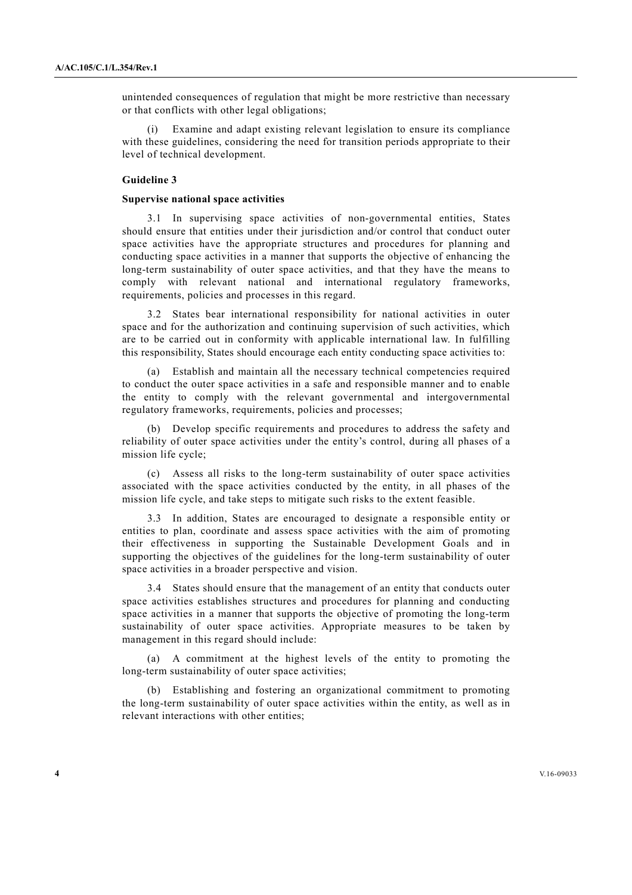unintended consequences of regulation that might be more restrictive than necessary or that conflicts with other legal obligations;

(i) Examine and adapt existing relevant legislation to ensure its compliance with these guidelines, considering the need for transition periods appropriate to their level of technical development.

**Guideline 3**

**Supervise national space activities**

3.1 In supervising space activities of non-governmental entities, States should ensure that entities under their jurisdiction and/or control that conduct outer space activities have the appropriate structures and procedures for planning and conducting space activities in a manner that supports the objective of enhancing the long-term sustainability of outer space activities, and that they have the means to comply with relevant national and international regulatory frameworks, requirements, policies and processes in this regard.

3.2 States bear international responsibility for national activities in outer space and for the authorization and continuing supervision of such activities, which are to be carried out in conformity with applicable international law. In fulfilling this responsibility, States should encourage each entity conducting space activities to:

(a) Establish and maintain all the necessary technical competencies required to conduct the outer space activities in a safe and responsible manner and to enable the entity to comply with the relevant governmental and intergovernmental regulatory frameworks, requirements, policies and processes;

(b) Develop specific requirements and procedures to address the safety and reliability of outer space activities under the entity's control, during all phases of a mission life cycle;

(c) Assess all risks to the long-term sustainability of outer space activities associated with the space activities conducted by the entity, in all phases of the mission life cycle, and take steps to mitigate such risks to the extent feasible.

3.3 In addition, States are encouraged to designate a responsible entity or entities to plan, coordinate and assess space activities with the aim of promoting their effectiveness in supporting the Sustainable Development Goals and in supporting the objectives of the guidelines for the long-term sustainability of outer space activities in a broader perspective and vision.

3.4 States should ensure that the management of an entity that conducts outer space activities establishes structures and procedures for planning and conducting space activities in a manner that supports the objective of promoting the long-term sustainability of outer space activities. Appropriate measures to be taken by management in this regard should include:

(a) A commitment at the highest levels of the entity to promoting the long-term sustainability of outer space activities;

(b) Establishing and fostering an organizational commitment to promoting the long-term sustainability of outer space activities within the entity, as well as in relevant interactions with other entities;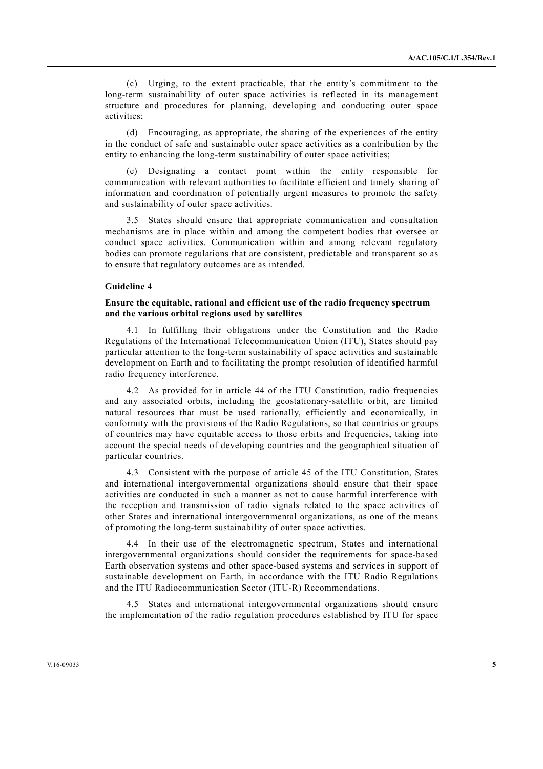(c) Urging, to the extent practicable, that the entity's commitment to the long-term sustainability of outer space activities is reflected in its management structure and procedures for planning, developing and conducting outer space activities;

(d) Encouraging, as appropriate, the sharing of the experiences of the entity in the conduct of safe and sustainable outer space activities as a contribution by the entity to enhancing the long-term sustainability of outer space activities;

(e) Designating a contact point within the entity responsible for communication with relevant authorities to facilitate efficient and timely sharing of information and coordination of potentially urgent measures to promote the safety and sustainability of outer space activities.

3.5 States should ensure that appropriate communication and consultation mechanisms are in place within and among the competent bodies that oversee or conduct space activities. Communication within and among relevant regulatory bodies can promote regulations that are consistent, predictable and transparent so as to ensure that regulatory outcomes are as intended.

#### Guideline 4

#### Ensure the equitable, rational and efficient use of the radio frequency spectrum and the various orbital regions used by satellites

4.1 In fulfilling their obligations under the Constitution and the Radio Regulations of the International Telecommunication Union (ITU), States should pay particular attention to the long-term sustainability of space activities and sustainable development on Earth and to facilitating the prompt resolution of identified harmful radio frequency interference.

4.2 As provided for in article 44 of the ITU Constitution, radio frequencies and any associated orbits, including the geostationary-satellite orbit, are limited natural resources that must be used rationally, efficiently and economically, in conformity with the provisions of the Radio Regulations, so that countries or groups of countries may have equitable access to those orbits and frequencies, taking into account the special needs of developing countries and the geographical situation of particular countries.

4.3 Consistent with the purpose of article 45 of the ITU Constitution, States and international intergovernmental organizations should ensure that their space activities are conducted in such a manner as not to cause harmful interference with the reception and transmission of radio signals related to the space activities of other States and international intergovernmental organizations, as one of the means of promoting the long-term sustainability of outer space activities.

4.4 In their use of the electromagnetic spectrum, States and international intergovernmental organizations should consider the requirements for space-based Earth observation systems and other space-based systems and services in support of sustainable development on Earth, in accordance with the ITU Radio Regulations and the ITU Radiocommunication Sector (ITU-R) Recommendations.

4.5 States and international intergovernmental organizations should ensure the implementation of the radio regulation procedures established by ITU for space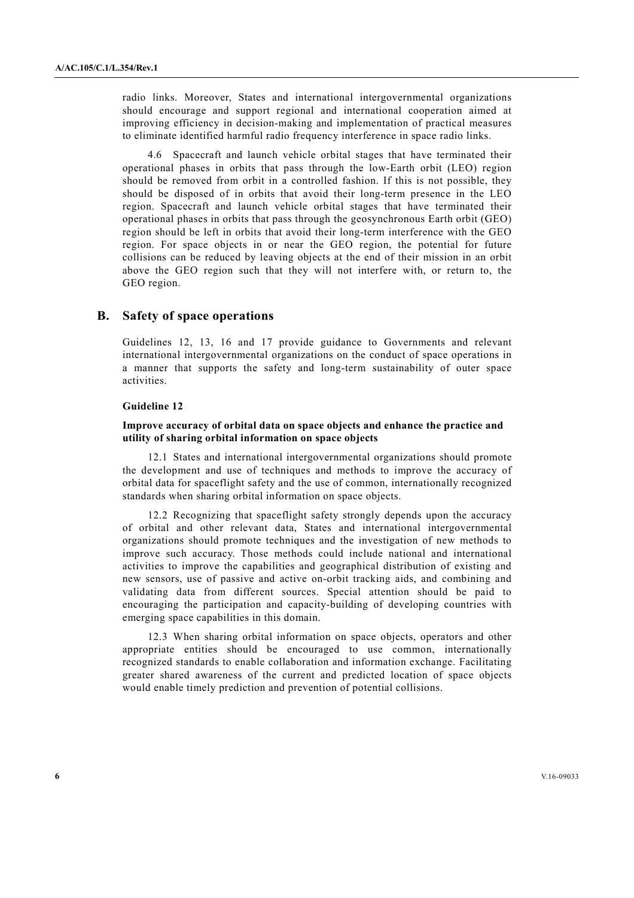radio links. Moreover, States and international intergovernmental organizations should encourage and support regional and international cooperation aimed at improving efficiency in decision-making and implementation of practical measures to eliminate identified harmful radio frequency interference in space radio links.

4.6 Spacecraft and launch vehicle orbital stages that have terminated their operational phases in orbits that pass through the low-Earth orbit (LEO) region should be removed from orbit in a controlled fashion. If this is not possible, they should be disposed of in orbits that avoid their long-term presence in the LEO region. Spacecraft and launch vehicle orbital stages that have terminated their operational phases in orbits that pass through the geosynchronous Earth orbit (GEO) region should be left in orbits that avoid their long-term interference with the GEO region. For space objects in or near the GEO region, the potential for future collisions can be reduced by leaving objects at the end of their mission in an orbit above the GEO region such that they will not interfere with, or return to, the GEO region.

## B. Safety of space operations

Guidelines 12, 13, 16 and 17 provide guidance to Governments and relevant international intergovernmental organizations on the conduct of space operations in a manner that supports the safety and long-term sustainability of outer space activities.

### Guideline 12

**Improve accuracy of orbital data on space objects and enhance the practice and utility of sharing orbital information on space objects**

12.1 States and international intergovernmental organizations should promote the development and use of techniques and methods to improve the accuracy of orbital data for spaceflight safety and the use of common, internationally recognized standards when sharing orbital information on space objects.

12.2 Recognizing that spaceflight safety strongly depends upon the accuracy of orbital and other relevant data, States and international intergovernmental organizations should promote techniques and the investigation of new methods to improve such accuracy. Those methods could include national and international activities to improve the capabilities and geographical distribution of existing and new sensors, use of passive and active on-orbit tracking aids, and combining and validating data from different sources. Special attention should be paid to encouraging the participation and capacity-building of developing countries with emerging space capabilities in this domain.

12.3 When sharing orbital information on space objects, operators and other appropriate entities should be encouraged to use common, internationally recognized standards to enable collaboration and information exchange. Facilitating greater shared awareness of the current and predicted location of space objects would enable timely prediction and prevention of potential collisions.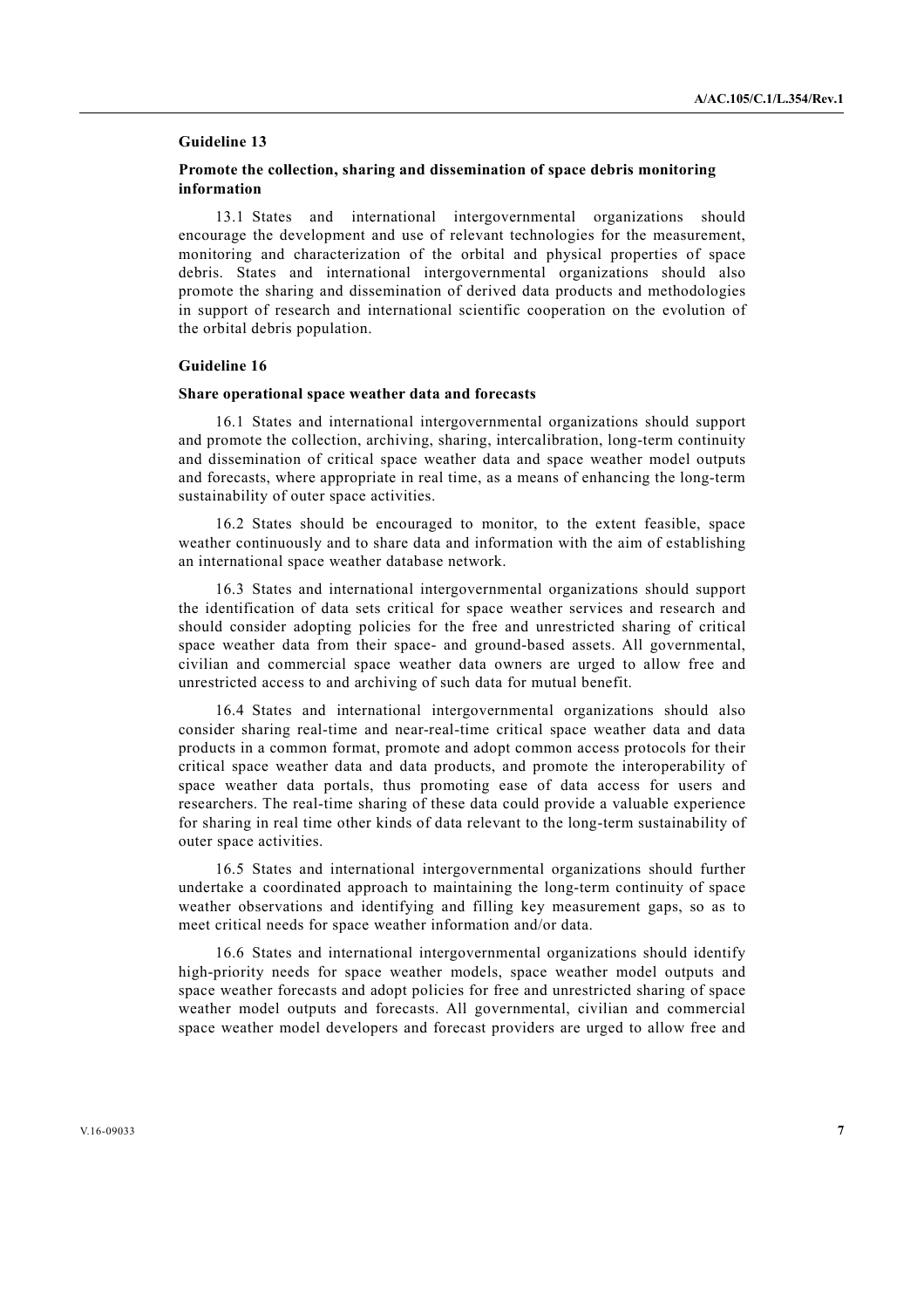### Guideline 13

**Promote the collection, sharing and dissemination of space debris monitoring information**

13.1 States and international intergovernmental organizations should encourage the development and use of relevant technologies for the measurement, monitoring and characterization of the orbital and physical properties of space debris. States and international intergovernmental organizations should also promote the sharing and dissemination of derived data products and methodologies in support of research and international scientific cooperation on the evolution of the orbital debris population.

### Guideline 16

**Share operational space weather data and forecasts**

16.1 States and international intergovernmental organizations should support and promote the collection, archiving, sharing, intercalibration, long-term continuity and dissemination of critical space weather data and space weather model outputs and forecasts, where appropriate in real time, as a means of enhancing the long-term sustainability of outer space activities.

16.2 States should be encouraged to monitor, to the extent feasible, space weather continuously and to share data and information with the aim of establishing an international space weather database network.

16.3 States and international intergovernmental organizations should support the identification of data sets critical for space weather services and research and should consider adopting policies for the free and unrestricted sharing of critical space weather data from their space- and ground-based assets. All governmental, civilian and commercial space weather data owners are urged to allow free and unrestricted access to and archiving of such data for mutual benefit.

16.4 States and international intergovernmental organizations should also consider sharing real-time and near-real-time critical space weather data and data products in a common format, promote and adopt common access protocols for their critical space weather data and data products, and promote the interoperability of space weather data portals, thus promoting ease of data access for users and researchers. The real-time sharing of these data could provide a valuable experience for sharing in real time other kinds of data relevant to the long-term sustainability of outer space activities.

16.5 States and international intergovernmental organizations should further undertake a coordinated approach to maintaining the long-term continuity of space weather observations and identifying and filling key measurement gaps, so as to meet critical needs for space weather information and/or data.

16.6 States and international intergovernmental organizations should identify high-priority needs for space weather models, space weather model outputs and space weather forecasts and adopt policies for free and unrestricted sharing of space weather model outputs and forecasts. All governmental, civilian and commercial space weather model developers and forecast providers are urged to allow free and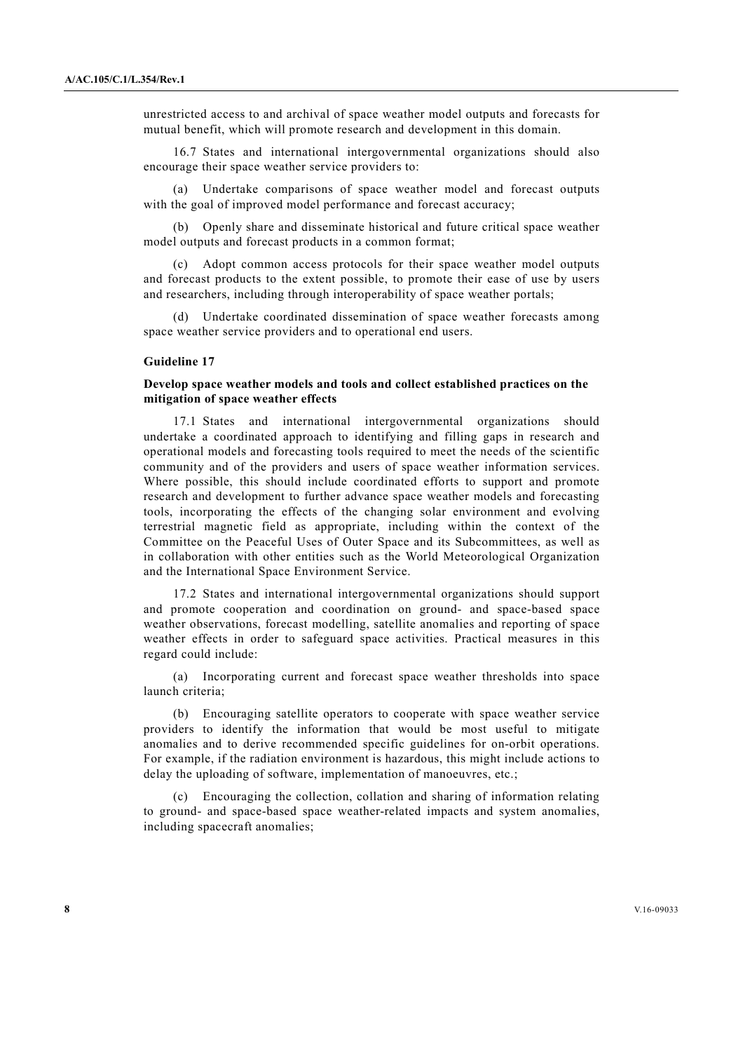unrestricted access to and archival of space weather model outputs and forecasts for mutual benefit, which will promote research and development in this domain.

16.7 States and international intergovernmental organizations should also encourage their space weather service providers to:

(a) Undertake comparisons of space weather model and forecast outputs with the goal of improved model performance and forecast accuracy;

(b) Openly share and disseminate historical and future critical space weather model outputs and forecast products in a common format;

(c) Adopt common access protocols for their space weather model outputs and forecast products to the extent possible, to promote their ease of use by users and researchers, including through interoperability of space weather portals;

(d) Undertake coordinated dissemination of space weather forecasts among space weather service providers and to operational end users.

#### Guideline 17

#### Develop space weather models and tools and collect established practices on the mitigation of space weather effects

17.1 States and international intergovernmental organizations should undertake a coordinated approach to identifying and filling gaps in research and operational models and forecasting tools required to meet the needs of the scientific community and of the providers and users of space weather information services. Where possible, this should include coordinated efforts to support and promote research and development to further advance space weather models and forecasting tools, incorporating the effects of the changing solar environment and evolving terrestrial magnetic field as appropriate, including within the context of the Committee on the Peaceful Uses of Outer Space and its Subcommittees, as well as in collaboration with other entities such as the World Meteorological Organization and the International Space Environment Service.

17.2 States and international intergovernmental organizations should support and promote cooperation and coordination on ground- and space-based space weather observations, forecast modelling, satellite anomalies and reporting of space weather effects in order to safeguard space activities. Practical measures in this regard could include:

(a) Incorporating current and forecast space weather thresholds into space launch criteria;

(b) Encouraging satellite operators to cooperate with space weather service providers to identify the information that would be most useful to mitigate anomalies and to derive recommended specific guidelines for on-orbit operations. For example, if the radiation environment is hazardous, this might include actions to delay the uploading of software, implementation of manoeuvres, etc.;

(c) Encouraging the collection, collation and sharing of information relating to ground- and space-based space weather-related impacts and system anomalies, including spacecraft anomalies;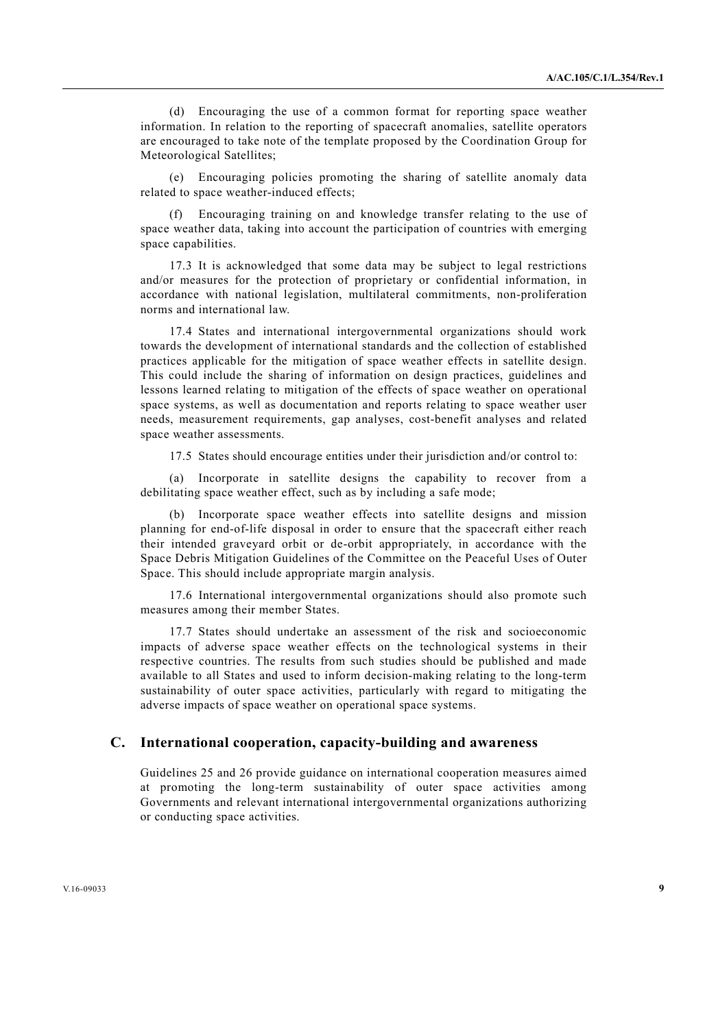(d) Encouraging the use of a common format for reporting space weather information. In relation to the reporting of spacecraft anomalies, satellite operators are encouraged to take note of the template proposed by the Coordination Group for Meteorological Satellites;

(e) Encouraging policies promoting the sharing of satellite anomaly data related to space weather-induced effects;

(f) Encouraging training on and knowledge transfer relating to the use of space weather data, taking into account the participation of countries with emerging space capabilities.

17.3 It is acknowledged that some data may be subject to legal restrictions and/or measures for the protection of proprietary or confidential information, in accordance with national legislation, multilateral commitments, non-proliferation norms and international law.

17.4 States and international intergovernmental organizations should work towards the development of international standards and the collection of established practices applicable for the mitigation of space weather effects in satellite design. This could include the sharing of information on design practices, guidelines and lessons learned relating to mitigation of the effects of space weather on operational space systems, as well as documentation and reports relating to space weather user needs, measurement requirements, gap analyses, cost-benefit analyses and related space weather assessments.

17.5 States should encourage entities under their jurisdiction and/or control to:

(a) Incorporate in satellite designs the capability to recover from a debilitating space weather effect, such as by including a safe mode;

(b) Incorporate space weather effects into satellite designs and mission planning for end-of-life disposal in order to ensure that the spacecraft either reach their intended graveyard orbit or de-orbit appropriately, in accordance with the Space Debris Mitigation Guidelines of the Committee on the Peaceful Uses of Outer Space. This should include appropriate margin analysis.

17.6 International intergovernmental organizations should also promote such measures among their member States.

17.7 States should undertake an assessment of the risk and socioeconomic impacts of adverse space weather effects on the technological systems in their respective countries. The results from such studies should be published and made available to all States and used to inform decision-making relating to the long-term sustainability of outer space activities, particularly with regard to mitigating the adverse impacts of space weather on operational space systems.

## C. International cooperation, capacity-building and awareness

Guidelines 25 and 26 provide guidance on international cooperation measures aimed at promoting the long-term sustainability of outer space activities among Governments and relevant international intergovernmental organizations authorizing or conducting space activities.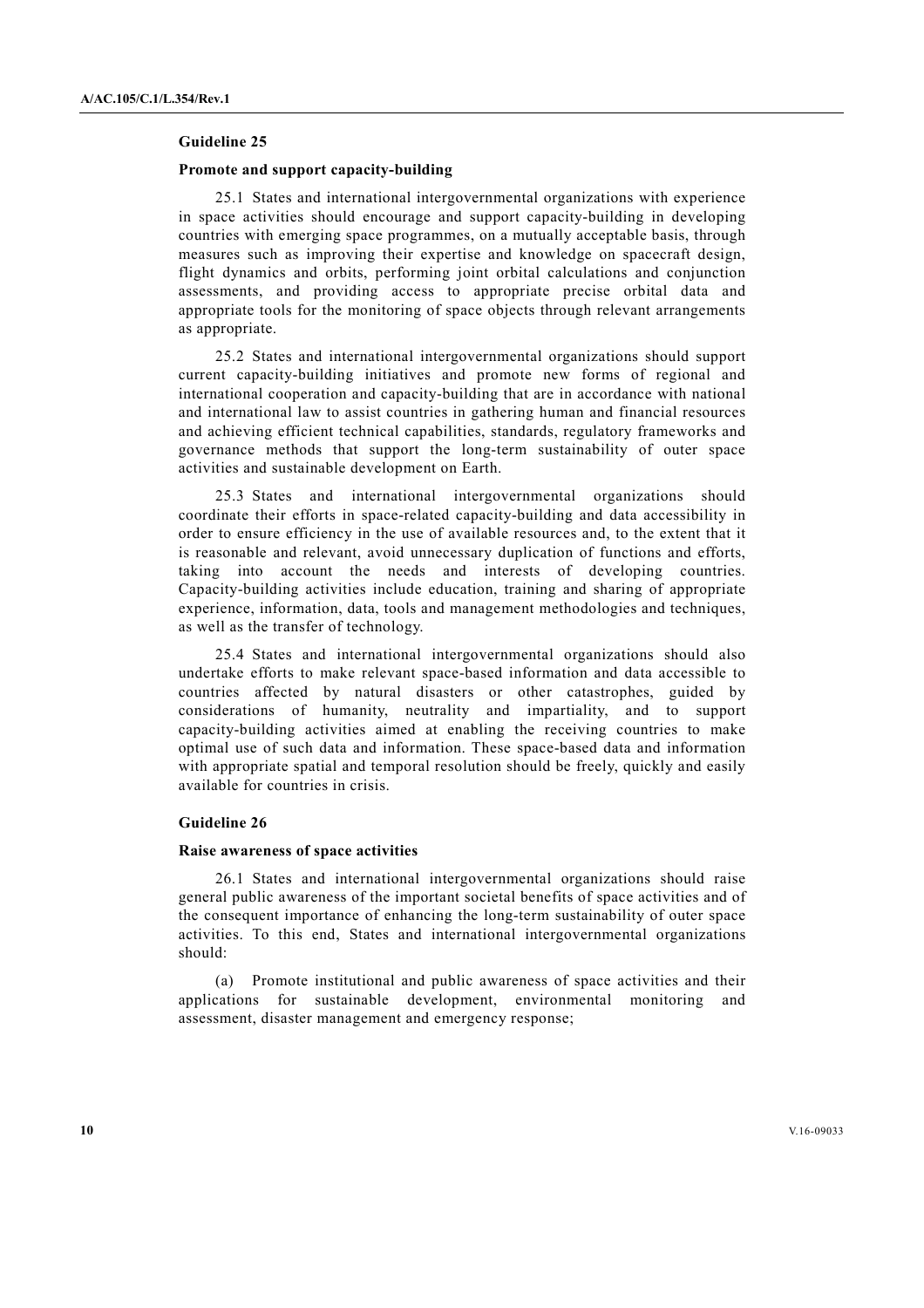### Guideline 25

#### Promote and support capacity-building

25.1 States and international intergovernmental organizations with experience in space activities should encourage and support capacity-building in developing countries with emerging space programmes, on a mutually acceptable basis, through measures such as improving their expertise and knowledge on spacecraft design, flight dynamics and orbits, performing joint orbital calculations and conjunction assessments, and providing access to appropriate precise orbital data and appropriate tools for the monitoring of space objects through relevant arrangements as appropriate.

25.2 States and international intergovernmental organizations should support current capacity-building initiatives and promote new forms of regional and international cooperation and capacity-building that are in accordance with national and international law to assist countries in gathering human and financial resources and achieving efficient technical capabilities, standards, regulatory frameworks and governance methods that support the long-term sustainability of outer space activities and sustainable development on Earth.

25.3 States and international intergovernmental organizations should coordinate their efforts in space-related capacity-building and data accessibility in order to ensure efficiency in the use of available resources and, to the extent that it is reasonable and relevant, avoid unnecessary duplication of functions and efforts, taking into account the needs and interests of developing countries. Capacity-building activities include education, training and sharing of appropriate experience, information, data, tools and management methodologies and techniques, as well as the transfer of technology.

25.4 States and international intergovernmental organizations should also undertake efforts to make relevant space-based information and data accessible to countries affected by natural disasters or other catastrophes, guided by considerations of humanity, neutrality and impartiality, and to support capacity-building activities aimed at enabling the receiving countries to make optimal use of such data and information. These space-based data and information with appropriate spatial and temporal resolution should be freely, quickly and easily available for countries in crisis.

### Guideline 26

#### Raise awareness of space activities

26.1 States and international intergovernmental organizations should raise general public awareness of the important societal benefits of space activities and of the consequent importance of enhancing the long-term sustainability of outer space activities. To this end, States and international intergovernmental organizations should:

(a) Promote institutional and public awareness of space activities and their applications for sustainable development, environmental monitoring and assessment, disaster management and emergency response;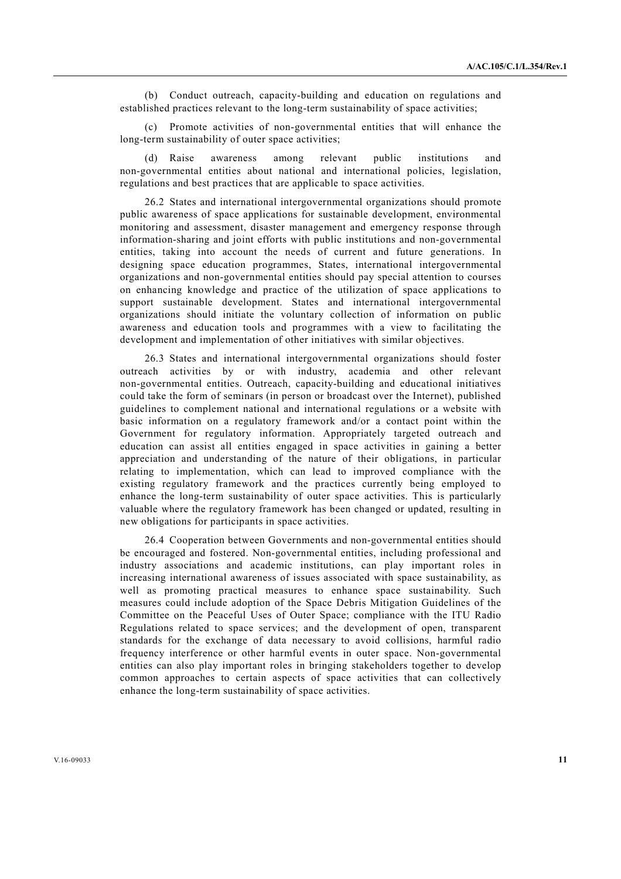(b) Conduct outreach, capacity-building and education on regulations and established practices relevant to the long-term sustainability of space activities;

(c) Promote activities of non-governmental entities that will enhance the long-term sustainability of outer space activities;

(d) Raise awareness among relevant public institutions and non-governmental entities about national and international policies, legislation, regulations and best practices that are applicable to space activities.

26.2 States and international intergovernmental organizations should promote public awareness of space applications for sustainable development, environmental monitoring and assessment, disaster management and emergency response through information-sharing and joint efforts with public institutions and non-governmental entities, taking into account the needs of current and future generations. In designing space education programmes, States, international intergovernmental organizations and non-governmental entities should pay special attention to courses on enhancing knowledge and practice of the utilization of space applications to support sustainable development. States and international intergovernmental organizations should initiate the voluntary collection of information on public awareness and education tools and programmes with a view to facilitating the development and implementation of other initiatives with similar objectives.

26.3 States and international intergovernmental organizations should foster outreach activities by or with industry, academia and other relevant non-governmental entities. Outreach, capacity-building and educational initiatives could take the form of seminars (in person or broadcast over the Internet), published guidelines to complement national and international regulations or a website with basic information on a regulatory framework and/or a contact point within the Government for regulatory information. Appropriately targeted outreach and education can assist all entities engaged in space activities in gaining a better appreciation and understanding of the nature of their obligations, in particular relating to implementation, which can lead to improved compliance with the existing regulatory framework and the practices currently being employed to enhance the long-term sustainability of outer space activities. This is particularly valuable where the regulatory framework has been changed or updated, resulting in new obligations for participants in space activities.

26.4 Cooperation between Governments and non-governmental entities should be encouraged and fostered. Non-governmental entities, including professional and industry associations and academic institutions, can play important roles in increasing international awareness of issues associated with space sustainability, as well as promoting practical measures to enhance space sustainability. Such measures could include adoption of the Space Debris Mitigation Guidelines of the Committee on the Peaceful Uses of Outer Space; compliance with the ITU Radio Regulations related to space services; and the development of open, transparent standards for the exchange of data necessary to avoid collisions, harmful radio frequency interference or other harmful events in outer space. Non-governmental entities can also play important roles in bringing stakeholders together to develop common approaches to certain aspects of space activities that can collectively enhance the long-term sustainability of space activities.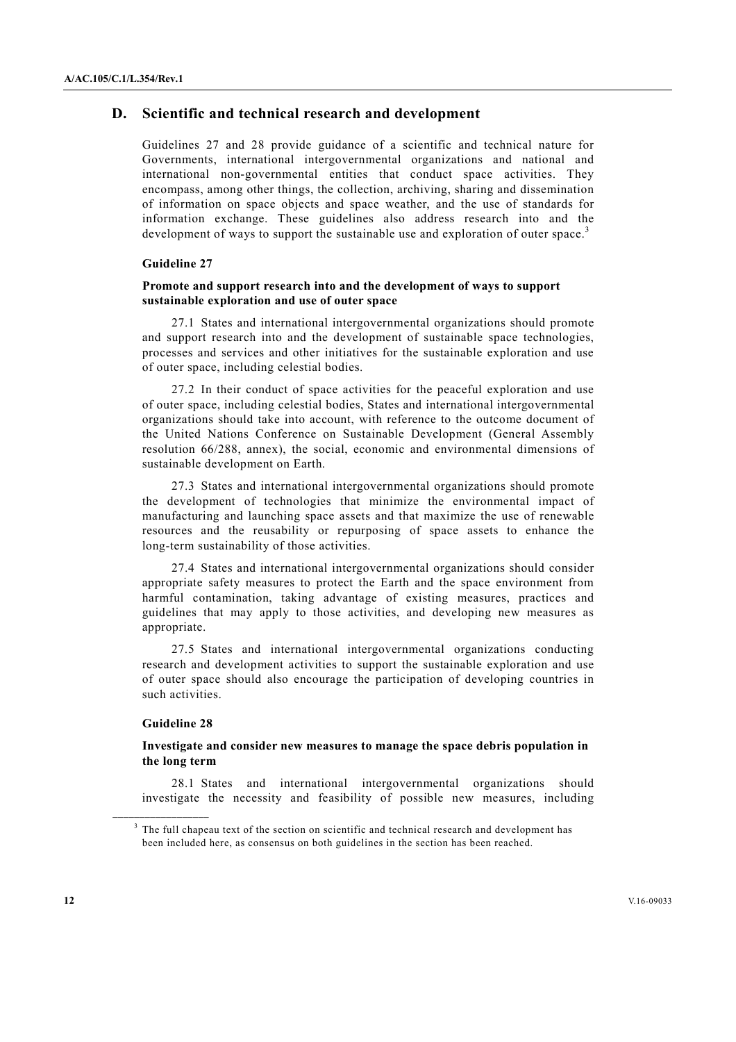## D. Scientific and technical research and development

Guidelines 27 and 28 provide guidance of a scientific and technical nature for Governments, international intergovernmental organizations and national and international non-governmental entities that conduct space activities. They encompass, among other things, the collection, archiving, sharing and dissemination of information on space objects and space weather, and the use of standards for information exchange. These guidelines also address research into and the development of ways to support the sustainable use and exploration of outer space.[3]

### Guideline 27

**Promote and support research into and the development of ways to support sustainable exploration and use of outer space**

27.1 States and international intergovernmental organizations should promote and support research into and the development of sustainable space technologies, processes and services and other initiatives for the sustainable exploration and use of outer space, including celestial bodies.

27.2 In their conduct of space activities for the peaceful exploration and use of outer space, including celestial bodies, States and international intergovernmental organizations should take into account, with reference to the outcome document of the United Nations Conference on Sustainable Development (General Assembly resolution 66/288, annex), the social, economic and environmental dimensions of sustainable development on Earth.

27.3 States and international intergovernmental organizations should promote the development of technologies that minimize the environmental impact of manufacturing and launching space assets and that maximize the use of renewable resources and the reusability or repurposing of space assets to enhance the long-term sustainability of those activities.

27.4 States and international intergovernmental organizations should consider appropriate safety measures to protect the Earth and the space environment from harmful contamination, taking advantage of existing measures, practices and guidelines that may apply to those activities, and developing new measures as appropriate.

27.5 States and international intergovernmental organizations conducting research and development activities to support the sustainable exploration and use of outer space should also encourage the participation of developing countries in such activities.

### Guideline 28

**Investigate and consider new measures to manage the space debris population in the long term**

28.1 States and international intergovernmental organizations should investigate the necessity and feasibility of possible new measures, including

---

[3] The full chapeau text of the section on scientific and technical research and development has been included here, as consensus on both guidelines in the section has been reached.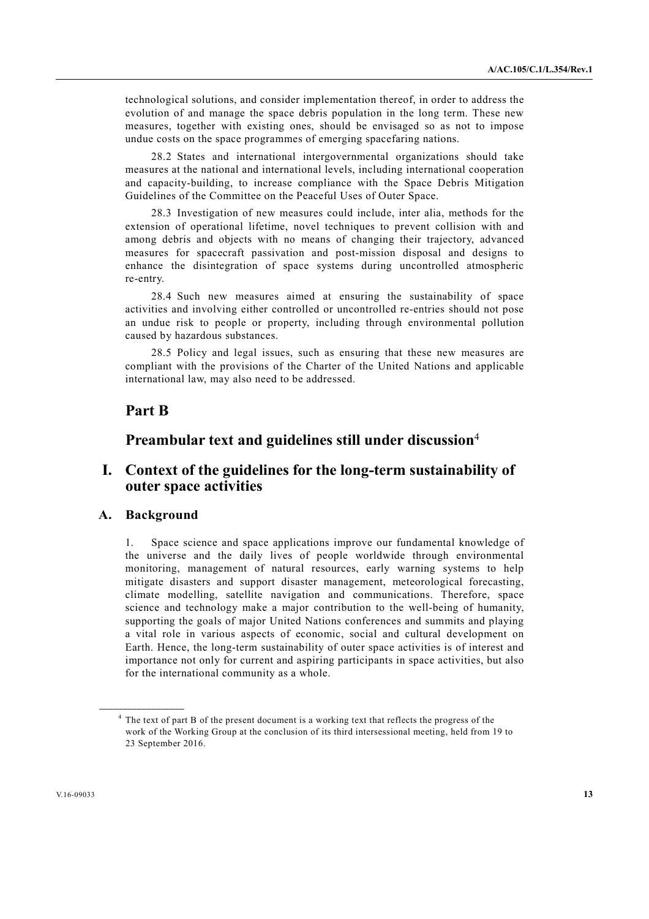technological solutions, and consider implementation thereof, in order to address the evolution of and manage the space debris population in the long term. These new measures, together with existing ones, should be envisaged so as not to impose undue costs on the space programmes of emerging spacefaring nations.

28.2 States and international intergovernmental organizations should take measures at the national and international levels, including international cooperation and capacity-building, to increase compliance with the Space Debris Mitigation Guidelines of the Committee on the Peaceful Uses of Outer Space.

28.3 Investigation of new measures could include, inter alia, methods for the extension of operational lifetime, novel techniques to prevent collision with and among debris and objects with no means of changing their trajectory, advanced measures for spacecraft passivation and post-mission disposal and designs to enhance the disintegration of space systems during uncontrolled atmospheric re-entry.

28.4 Such new measures aimed at ensuring the sustainability of space activities and involving either controlled or uncontrolled re-entries should not pose an undue risk to people or property, including through environmental pollution caused by hazardous substances.

28.5 Policy and legal issues, such as ensuring that these new measures are compliant with the provisions of the Charter of the United Nations and applicable international law, may also need to be addressed.

# Part B

# Preambular text and guidelines still under discussion[4]

## I. Context of the guidelines for the long-term sustainability of outer space activities

### A. Background

1. Space science and space applications improve our fundamental knowledge of the universe and the daily lives of people worldwide through environmental monitoring, management of natural resources, early warning systems to help mitigate disasters and support disaster management, meteorological forecasting, climate modelling, satellite navigation and communications. Therefore, space science and technology make a major contribution to the well-being of humanity, supporting the goals of major United Nations conferences and summits and playing a vital role in various aspects of economic, social and cultural development on Earth. Hence, the long-term sustainability of outer space activities is of interest and importance not only for current and aspiring participants in space activities, but also for the international community as a whole.

[4] The text of part B of the present document is a working text that reflects the progress of the work of the Working Group at the conclusion of its third intersessional meeting, held from 19 to 23 September 2016.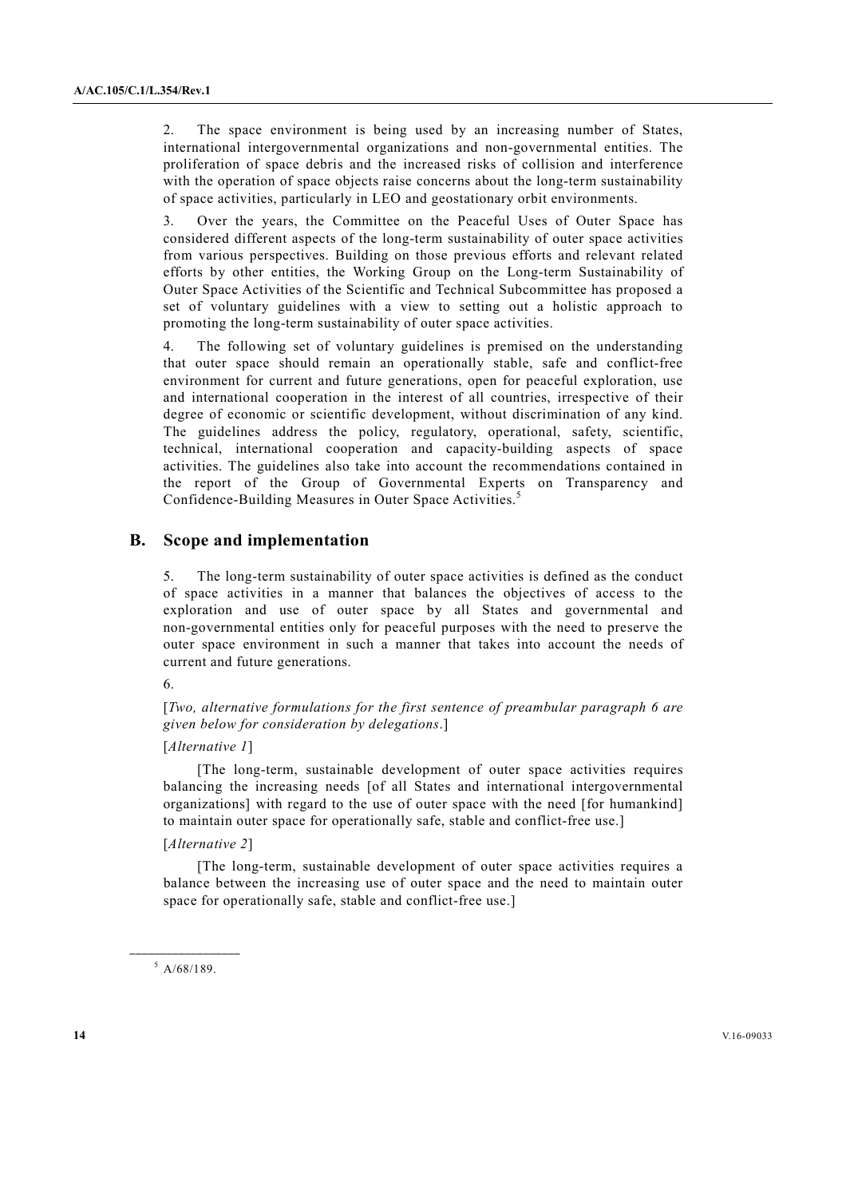2. The space environment is being used by an increasing number of States, international intergovernmental organizations and non-governmental entities. The proliferation of space debris and the increased risks of collision and interference with the operation of space objects raise concerns about the long-term sustainability of space activities, particularly in LEO and geostationary orbit environments.

3. Over the years, the Committee on the Peaceful Uses of Outer Space has considered different aspects of the long-term sustainability of outer space activities from various perspectives. Building on those previous efforts and relevant related efforts by other entities, the Working Group on the Long-term Sustainability of Outer Space Activities of the Scientific and Technical Subcommittee has proposed a set of voluntary guidelines with a view to setting out a holistic approach to promoting the long-term sustainability of outer space activities.

4. The following set of voluntary guidelines is premised on the understanding that outer space should remain an operationally stable, safe and conflict-free environment for current and future generations, open for peaceful exploration, use and international cooperation in the interest of all countries, irrespective of their degree of economic or scientific development, without discrimination of any kind. The guidelines address the policy, regulatory, operational, safety, scientific, technical, international cooperation and capacity-building aspects of space activities. The guidelines also take into account the recommendations contained in the report of the Group of Governmental Experts on Transparency and Confidence-Building Measures in Outer Space Activities.[5]

## B. Scope and implementation

5. The long-term sustainability of outer space activities is defined as the conduct of space activities in a manner that balances the objectives of access to the exploration and use of outer space by all States and governmental and non-governmental entities only for peaceful purposes with the need to preserve the outer space environment in such a manner that takes into account the needs of current and future generations.

6.

[*Two, alternative formulations for the first sentence of preambular paragraph 6 are given below for consideration by delegations*.]

[*Alternative 1*]

[The long-term, sustainable development of outer space activities requires balancing the increasing needs [of all States and international intergovernmental organizations] with regard to the use of outer space with the need [for humankind] to maintain outer space for operationally safe, stable and conflict-free use.]

[*Alternative 2*]

[The long-term, sustainable development of outer space activities requires a balance between the increasing use of outer space and the need to maintain outer space for operationally safe, stable and conflict-free use.]

---

[5] A/68/189.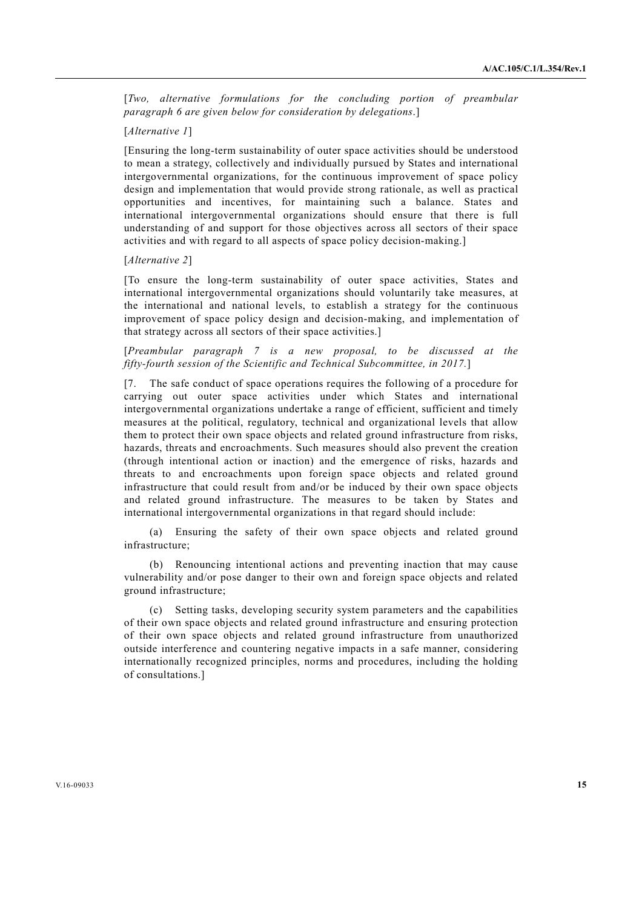[*Two, alternative formulations for the concluding portion of preambular paragraph 6 are given below for consideration by delegations*.]

[*Alternative 1*]

[Ensuring the long-term sustainability of outer space activities should be understood to mean a strategy, collectively and individually pursued by States and international intergovernmental organizations, for the continuous improvement of space policy design and implementation that would provide strong rationale, as well as practical opportunities and incentives, for maintaining such a balance. States and international intergovernmental organizations should ensure that there is full understanding of and support for those objectives across all sectors of their space activities and with regard to all aspects of space policy decision-making.]

[*Alternative 2*]

[To ensure the long-term sustainability of outer space activities, States and international intergovernmental organizations should voluntarily take measures, at the international and national levels, to establish a strategy for the continuous improvement of space policy design and decision-making, and implementation of that strategy across all sectors of their space activities.]

[*Preambular paragraph 7 is a new proposal, to be discussed at the fifty-fourth session of the Scientific and Technical Subcommittee, in 2017.*]

[7. The safe conduct of space operations requires the following of a procedure for carrying out outer space activities under which States and international intergovernmental organizations undertake a range of efficient, sufficient and timely measures at the political, regulatory, technical and organizational levels that allow them to protect their own space objects and related ground infrastructure from risks, hazards, threats and encroachments. Such measures should also prevent the creation (through intentional action or inaction) and the emergence of risks, hazards and threats to and encroachments upon foreign space objects and related ground infrastructure that could result from and/or be induced by their own space objects and related ground infrastructure. The measures to be taken by States and international intergovernmental organizations in that regard should include:

(a) Ensuring the safety of their own space objects and related ground infrastructure;

(b) Renouncing intentional actions and preventing inaction that may cause vulnerability and/or pose danger to their own and foreign space objects and related ground infrastructure;

(c) Setting tasks, developing security system parameters and the capabilities of their own space objects and related ground infrastructure and ensuring protection of their own space objects and related ground infrastructure from unauthorized outside interference and countering negative impacts in a safe manner, considering internationally recognized principles, norms and procedures, including the holding of consultations.]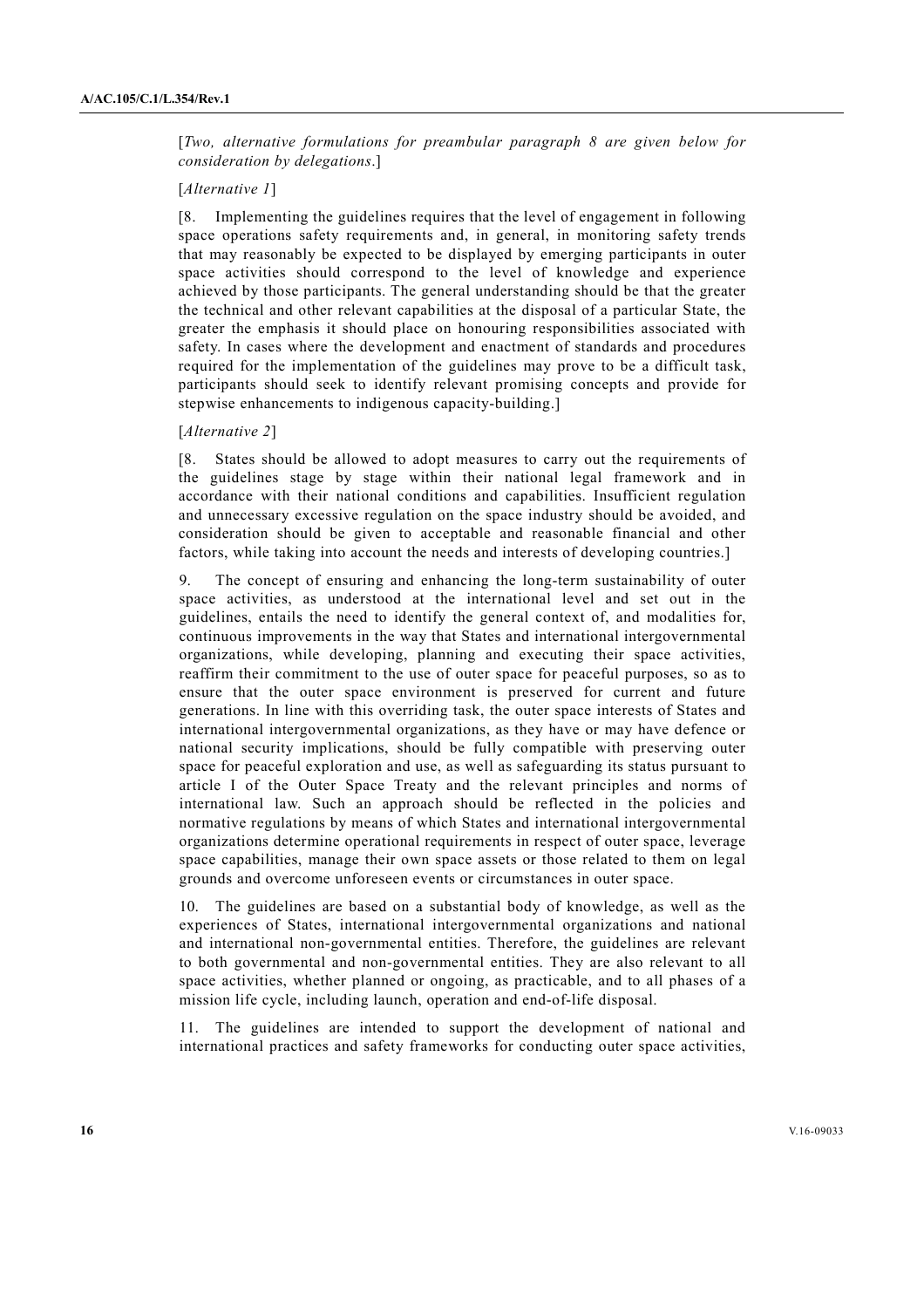[*Two, alternative formulations for preambular paragraph 8 are given below for consideration by delegations*.]

[*Alternative 1*]

[8. Implementing the guidelines requires that the level of engagement in following space operations safety requirements and, in general, in monitoring safety trends that may reasonably be expected to be displayed by emerging participants in outer space activities should correspond to the level of knowledge and experience achieved by those participants. The general understanding should be that the greater the technical and other relevant capabilities at the disposal of a particular State, the greater the emphasis it should place on honouring responsibilities associated with safety. In cases where the development and enactment of standards and procedures required for the implementation of the guidelines may prove to be a difficult task, participants should seek to identify relevant promising concepts and provide for stepwise enhancements to indigenous capacity-building.]

[*Alternative 2*]

[8. States should be allowed to adopt measures to carry out the requirements of the guidelines stage by stage within their national legal framework and in accordance with their national conditions and capabilities. Insufficient regulation and unnecessary excessive regulation on the space industry should be avoided, and consideration should be given to acceptable and reasonable financial and other factors, while taking into account the needs and interests of developing countries.]

9. The concept of ensuring and enhancing the long-term sustainability of outer space activities, as understood at the international level and set out in the guidelines, entails the need to identify the general context of, and modalities for, continuous improvements in the way that States and international intergovernmental organizations, while developing, planning and executing their space activities, reaffirm their commitment to the use of outer space for peaceful purposes, so as to ensure that the outer space environment is preserved for current and future generations. In line with this overriding task, the outer space interests of States and international intergovernmental organizations, as they have or may have defence or national security implications, should be fully compatible with preserving outer space for peaceful exploration and use, as well as safeguarding its status pursuant to article I of the Outer Space Treaty and the relevant principles and norms of international law. Such an approach should be reflected in the policies and normative regulations by means of which States and international intergovernmental organizations determine operational requirements in respect of outer space, leverage space capabilities, manage their own space assets or those related to them on legal grounds and overcome unforeseen events or circumstances in outer space.

10. The guidelines are based on a substantial body of knowledge, as well as the experiences of States, international intergovernmental organizations and national and international non-governmental entities. Therefore, the guidelines are relevant to both governmental and non-governmental entities. They are also relevant to all space activities, whether planned or ongoing, as practicable, and to all phases of a mission life cycle, including launch, operation and end-of-life disposal.

11. The guidelines are intended to support the development of national and international practices and safety frameworks for conducting outer space activities,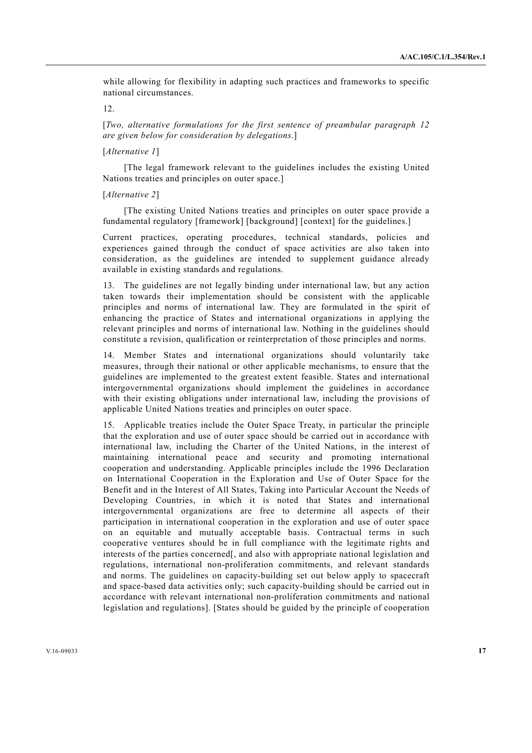while allowing for flexibility in adapting such practices and frameworks to specific national circumstances.

12.

[*Two, alternative formulations for the first sentence of preambular paragraph 12 are given below for consideration by delegations*.]

[*Alternative 1*]

[The legal framework relevant to the guidelines includes the existing United Nations treaties and principles on outer space.]

[*Alternative 2*]

[The existing United Nations treaties and principles on outer space provide a fundamental regulatory [framework] [background] [context] for the guidelines.]

Current practices, operating procedures, technical standards, policies and experiences gained through the conduct of space activities are also taken into consideration, as the guidelines are intended to supplement guidance already available in existing standards and regulations.

13. The guidelines are not legally binding under international law, but any action taken towards their implementation should be consistent with the applicable principles and norms of international law. They are formulated in the spirit of enhancing the practice of States and international organizations in applying the relevant principles and norms of international law. Nothing in the guidelines should constitute a revision, qualification or reinterpretation of those principles and norms.

14. Member States and international organizations should voluntarily take measures, through their national or other applicable mechanisms, to ensure that the guidelines are implemented to the greatest extent feasible. States and international intergovernmental organizations should implement the guidelines in accordance with their existing obligations under international law, including the provisions of applicable United Nations treaties and principles on outer space.

15. Applicable treaties include the Outer Space Treaty, in particular the principle that the exploration and use of outer space should be carried out in accordance with international law, including the Charter of the United Nations, in the interest of maintaining international peace and security and promoting international cooperation and understanding. Applicable principles include the 1996 Declaration on International Cooperation in the Exploration and Use of Outer Space for the Benefit and in the Interest of All States, Taking into Particular Account the Needs of Developing Countries, in which it is noted that States and international intergovernmental organizations are free to determine all aspects of their participation in international cooperation in the exploration and use of outer space on an equitable and mutually acceptable basis. Contractual terms in such cooperative ventures should be in full compliance with the legitimate rights and interests of the parties concerned[, and also with appropriate national legislation and regulations, international non-proliferation commitments, and relevant standards and norms. The guidelines on capacity-building set out below apply to spacecraft and space-based data activities only; such capacity-building should be carried out in accordance with relevant international non-proliferation commitments and national legislation and regulations]. [States should be guided by the principle of cooperation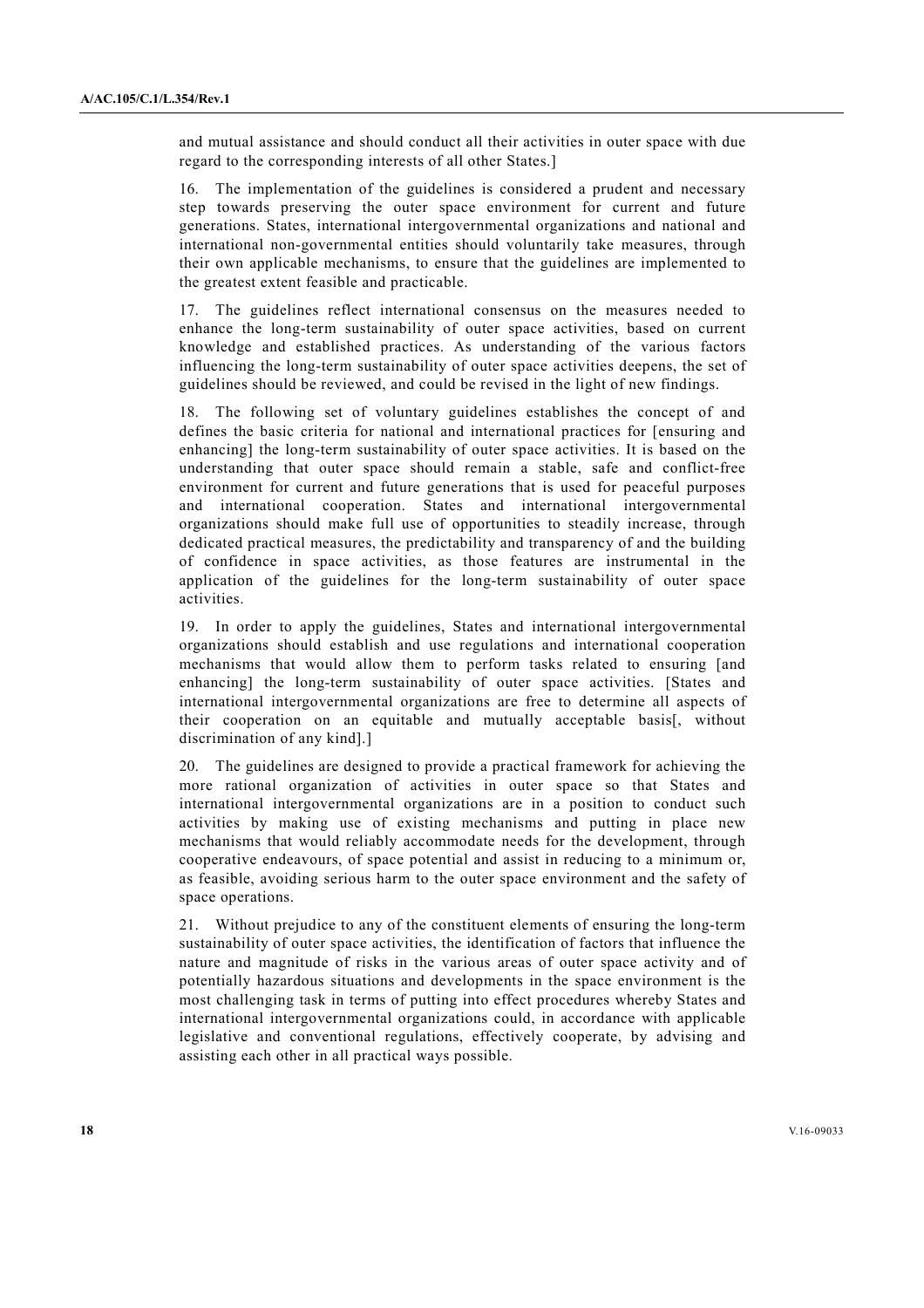and mutual assistance and should conduct all their activities in outer space with due regard to the corresponding interests of all other States.]

16. The implementation of the guidelines is considered a prudent and necessary step towards preserving the outer space environment for current and future generations. States, international intergovernmental organizations and national and international non-governmental entities should voluntarily take measures, through their own applicable mechanisms, to ensure that the guidelines are implemented to the greatest extent feasible and practicable.

17. The guidelines reflect international consensus on the measures needed to enhance the long-term sustainability of outer space activities, based on current knowledge and established practices. As understanding of the various factors influencing the long-term sustainability of outer space activities deepens, the set of guidelines should be reviewed, and could be revised in the light of new findings.

18. The following set of voluntary guidelines establishes the concept of and defines the basic criteria for national and international practices for [ensuring and enhancing] the long-term sustainability of outer space activities. It is based on the understanding that outer space should remain a stable, safe and conflict-free environment for current and future generations that is used for peaceful purposes and international cooperation. States and international intergovernmental organizations should make full use of opportunities to steadily increase, through dedicated practical measures, the predictability and transparency of and the building of confidence in space activities, as those features are instrumental in the application of the guidelines for the long-term sustainability of outer space activities.

19. In order to apply the guidelines, States and international intergovernmental organizations should establish and use regulations and international cooperation mechanisms that would allow them to perform tasks related to ensuring [and enhancing] the long-term sustainability of outer space activities. [States and international intergovernmental organizations are free to determine all aspects of their cooperation on an equitable and mutually acceptable basis[, without discrimination of any kind].]

20. The guidelines are designed to provide a practical framework for achieving the more rational organization of activities in outer space so that States and international intergovernmental organizations are in a position to conduct such activities by making use of existing mechanisms and putting in place new mechanisms that would reliably accommodate needs for the development, through cooperative endeavours, of space potential and assist in reducing to a minimum or, as feasible, avoiding serious harm to the outer space environment and the safety of space operations.

21. Without prejudice to any of the constituent elements of ensuring the long-term sustainability of outer space activities, the identification of factors that influence the nature and magnitude of risks in the various areas of outer space activity and of potentially hazardous situations and developments in the space environment is the most challenging task in terms of putting into effect procedures whereby States and international intergovernmental organizations could, in accordance with applicable legislative and conventional regulations, effectively cooperate, by advising and assisting each other in all practical ways possible.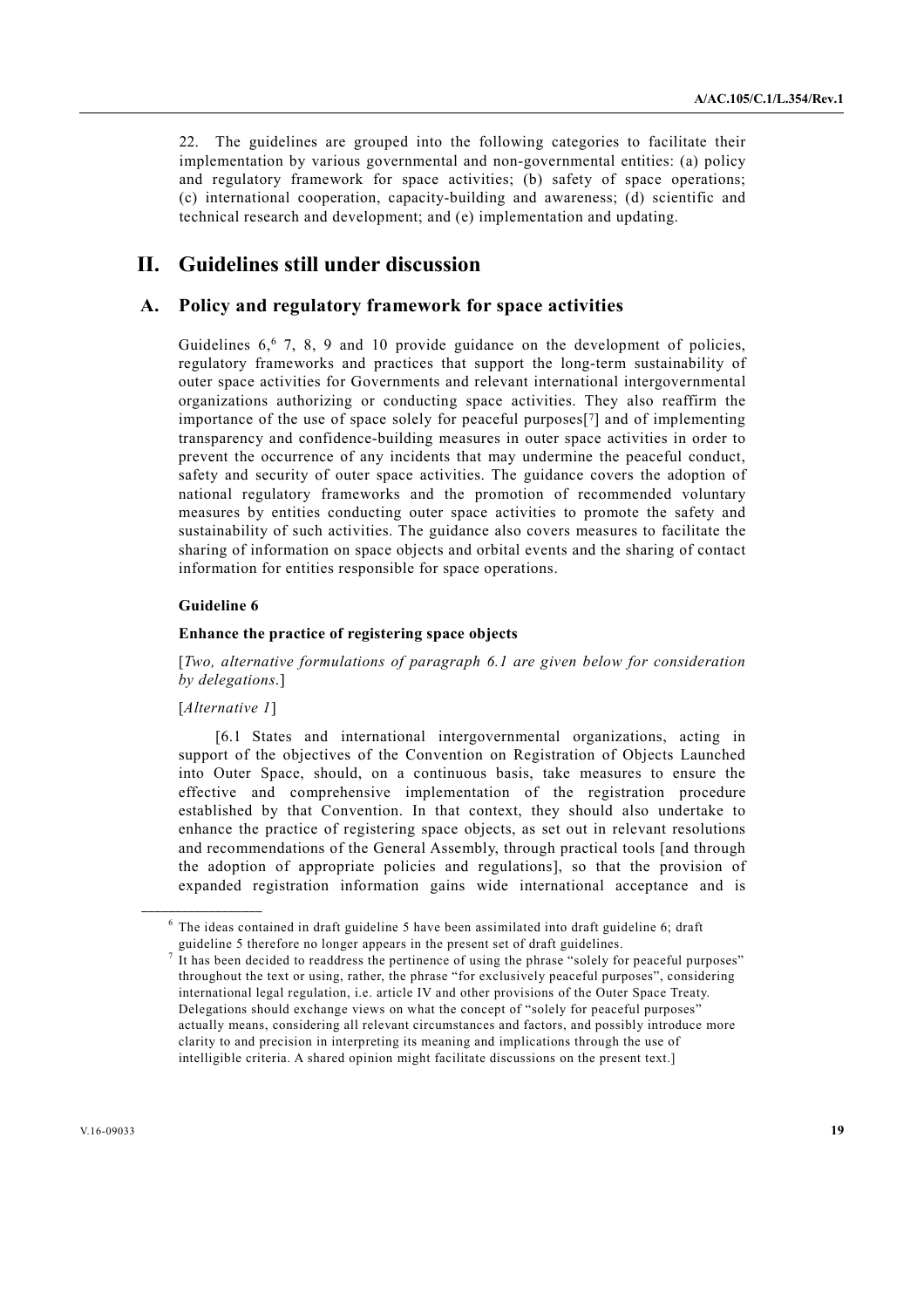22. The guidelines are grouped into the following categories to facilitate their implementation by various governmental and non-governmental entities: (a) policy and regulatory framework for space activities; (b) safety of space operations; (c) international cooperation, capacity-building and awareness; (d) scientific and technical research and development; and (e) implementation and updating.

# II. Guidelines still under discussion

## A. Policy and regulatory framework for space activities

Guidelines 6,[6] 7, 8, 9 and 10 provide guidance on the development of policies, regulatory frameworks and practices that support the long-term sustainability of outer space activities for Governments and relevant international intergovernmental organizations authorizing or conducting space activities. They also reaffirm the importance of the use of space solely for peaceful purposes[[7]] and of implementing transparency and confidence-building measures in outer space activities in order to prevent the occurrence of any incidents that may undermine the peaceful conduct, safety and security of outer space activities. The guidance covers the adoption of national regulatory frameworks and the promotion of recommended voluntary measures by entities conducting outer space activities to promote the safety and sustainability of such activities. The guidance also covers measures to facilitate the sharing of information on space objects and orbital events and the sharing of contact information for entities responsible for space operations.

#### Guideline 6

#### Enhance the practice of registering space objects

[*Two, alternative formulations of paragraph 6.1 are given below for consideration by delegations.*]

[*Alternative 1*]

[6.1 States and international intergovernmental organizations, acting in support of the objectives of the Convention on Registration of Objects Launched into Outer Space, should, on a continuous basis, take measures to ensure the effective and comprehensive implementation of the registration procedure established by that Convention. In that context, they should also undertake to enhance the practice of registering space objects, as set out in relevant resolutions and recommendations of the General Assembly, through practical tools [and through the adoption of appropriate policies and regulations], so that the provision of expanded registration information gains wide international acceptance and is

---

[6] The ideas contained in draft guideline 5 have been assimilated into draft guideline 6; draft guideline 5 therefore no longer appears in the present set of draft guidelines.

[7] It has been decided to readdress the pertinence of using the phrase "solely for peaceful purposes" throughout the text or using, rather, the phrase "for exclusively peaceful purposes", considering international legal regulation, i.e. article IV and other provisions of the Outer Space Treaty. Delegations should exchange views on what the concept of "solely for peaceful purposes" actually means, considering all relevant circumstances and factors, and possibly introduce more clarity to and precision in interpreting its meaning and implications through the use of intelligible criteria. A shared opinion might facilitate discussions on the present text.]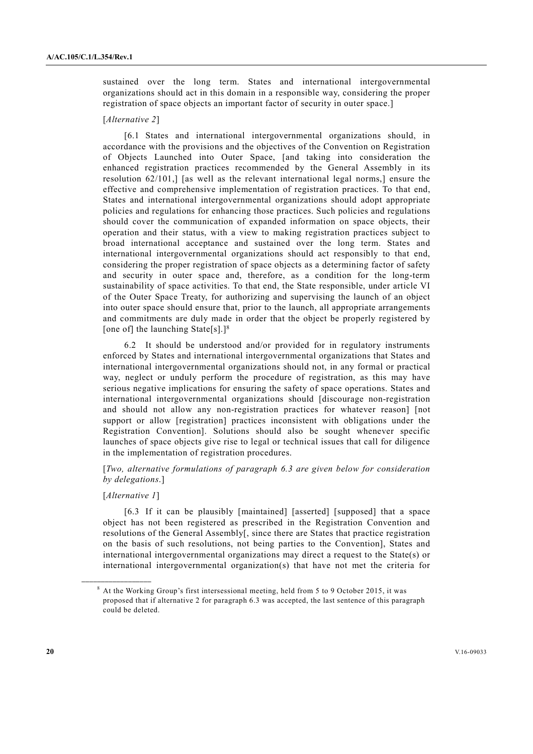sustained over the long term. States and international intergovernmental organizations should act in this domain in a responsible way, considering the proper registration of space objects an important factor of security in outer space.]

[*Alternative 2*]

[6.1 States and international intergovernmental organizations should, in accordance with the provisions and the objectives of the Convention on Registration of Objects Launched into Outer Space, [and taking into consideration the enhanced registration practices recommended by the General Assembly in its resolution 62/101,] [as well as the relevant international legal norms,] ensure the effective and comprehensive implementation of registration practices. To that end, States and international intergovernmental organizations should adopt appropriate policies and regulations for enhancing those practices. Such policies and regulations should cover the communication of expanded information on space objects, their operation and their status, with a view to making registration practices subject to broad international acceptance and sustained over the long term. States and international intergovernmental organizations should act responsibly to that end, considering the proper registration of space objects as a determining factor of safety and security in outer space and, therefore, as a condition for the long-term sustainability of space activities. To that end, the State responsible, under article VI of the Outer Space Treaty, for authorizing and supervising the launch of an object into outer space should ensure that, prior to the launch, all appropriate arrangements and commitments are duly made in order that the object be properly registered by [one of] the launching State[s].][8]

6.2 It should be understood and/or provided for in regulatory instruments enforced by States and international intergovernmental organizations that States and international intergovernmental organizations should not, in any formal or practical way, neglect or unduly perform the procedure of registration, as this may have serious negative implications for ensuring the safety of space operations. States and international intergovernmental organizations should [discourage non-registration and should not allow any non-registration practices for whatever reason] [not support or allow [registration] practices inconsistent with obligations under the Registration Convention]. Solutions should also be sought whenever specific launches of space objects give rise to legal or technical issues that call for diligence in the implementation of registration procedures.

[*Two, alternative formulations of paragraph 6.3 are given below for consideration by delegations.*]

[*Alternative 1*]

[6.3 If it can be plausibly [maintained] [asserted] [supposed] that a space object has not been registered as prescribed in the Registration Convention and resolutions of the General Assembly[, since there are States that practice registration on the basis of such resolutions, not being parties to the Convention], States and international intergovernmental organizations may direct a request to the State(s) or international intergovernmental organization(s) that have not met the criteria for

---

[8] At the Working Group's first intersessional meeting, held from 5 to 9 October 2015, it was proposed that if alternative 2 for paragraph 6.3 was accepted, the last sentence of this paragraph could be deleted.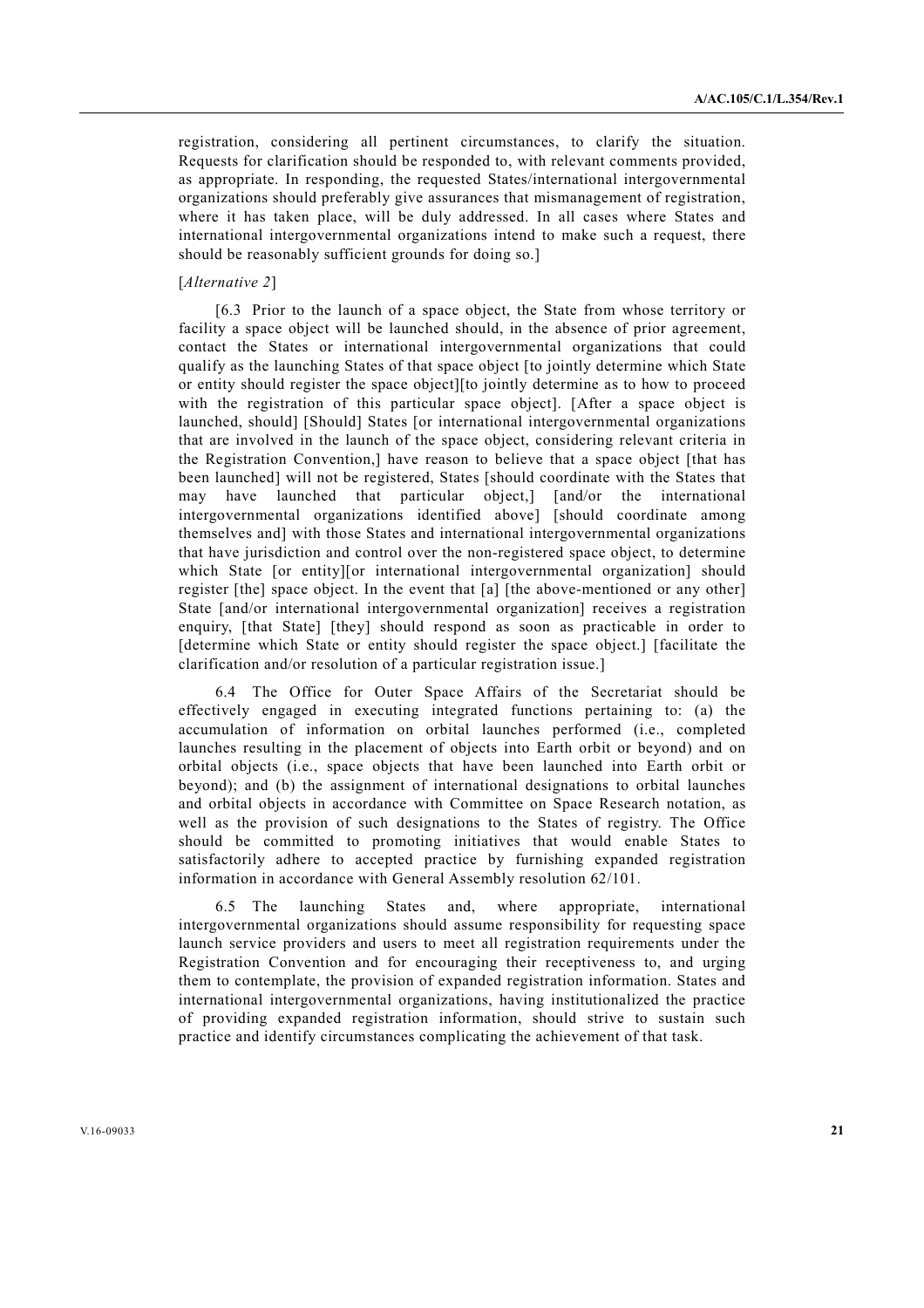registration, considering all pertinent circumstances, to clarify the situation. Requests for clarification should be responded to, with relevant comments provided, as appropriate. In responding, the requested States/international intergovernmental organizations should preferably give assurances that mismanagement of registration, where it has taken place, will be duly addressed. In all cases where States and international intergovernmental organizations intend to make such a request, there should be reasonably sufficient grounds for doing so.]

[*Alternative 2*]

[6.3 Prior to the launch of a space object, the State from whose territory or facility a space object will be launched should, in the absence of prior agreement, contact the States or international intergovernmental organizations that could qualify as the launching States of that space object [to jointly determine which State or entity should register the space object][to jointly determine as to how to proceed with the registration of this particular space object]. [After a space object is launched, should] [Should] States [or international intergovernmental organizations that are involved in the launch of the space object, considering relevant criteria in the Registration Convention,] have reason to believe that a space object [that has been launched] will not be registered, States [should coordinate with the States that may have launched that particular object,] [and/or the international intergovernmental organizations identified above] [should coordinate among themselves and] with those States and international intergovernmental organizations that have jurisdiction and control over the non-registered space object, to determine which State [or entity][or international intergovernmental organization] should register [the] space object. In the event that [a] [the above-mentioned or any other] State [and/or international intergovernmental organization] receives a registration enquiry, [that State] [they] should respond as soon as practicable in order to [determine which State or entity should register the space object.] [facilitate the clarification and/or resolution of a particular registration issue.]

6.4 The Office for Outer Space Affairs of the Secretariat should be effectively engaged in executing integrated functions pertaining to: (a) the accumulation of information on orbital launches performed (i.e., completed launches resulting in the placement of objects into Earth orbit or beyond) and on orbital objects (i.e., space objects that have been launched into Earth orbit or beyond); and (b) the assignment of international designations to orbital launches and orbital objects in accordance with Committee on Space Research notation, as well as the provision of such designations to the States of registry. The Office should be committed to promoting initiatives that would enable States to satisfactorily adhere to accepted practice by furnishing expanded registration information in accordance with General Assembly resolution 62/101.

6.5 The launching States and, where appropriate, international intergovernmental organizations should assume responsibility for requesting space launch service providers and users to meet all registration requirements under the Registration Convention and for encouraging their receptiveness to, and urging them to contemplate, the provision of expanded registration information. States and international intergovernmental organizations, having institutionalized the practice of providing expanded registration information, should strive to sustain such practice and identify circumstances complicating the achievement of that task.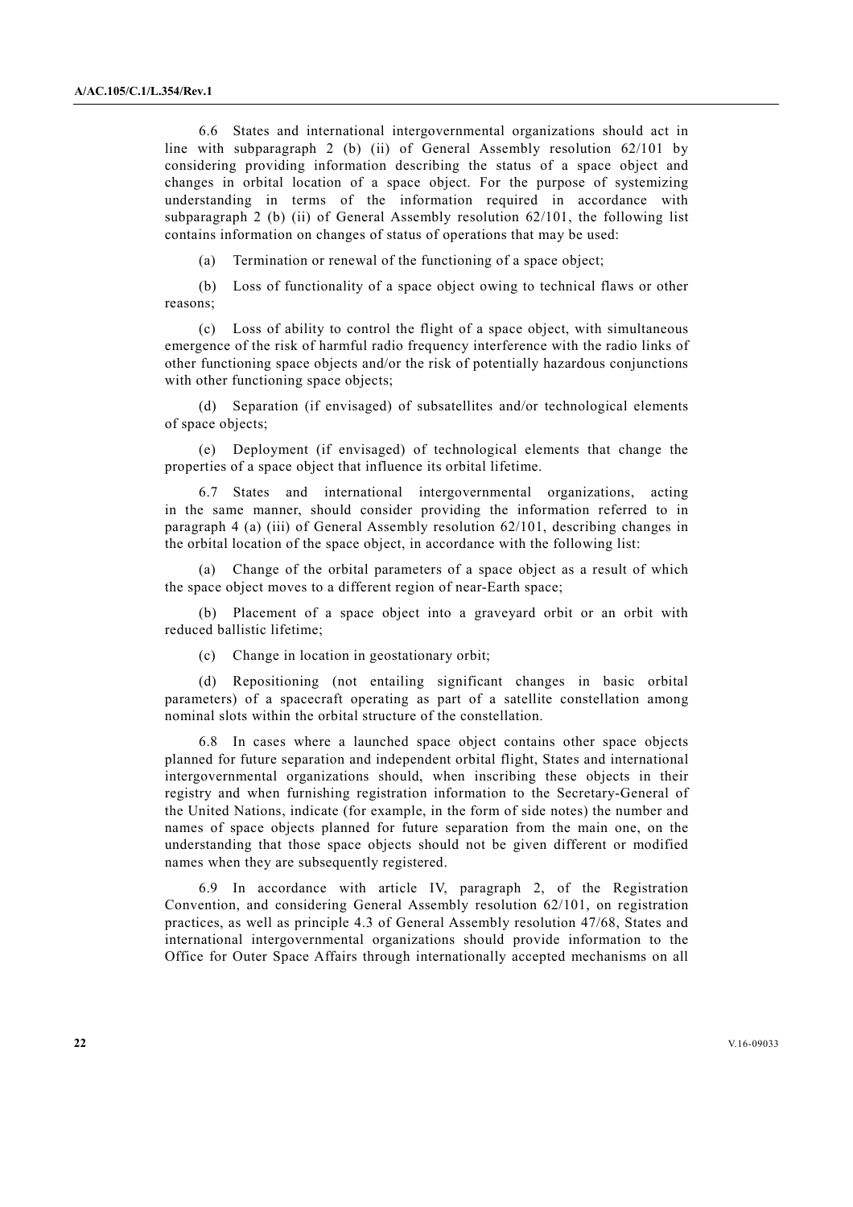6.6 States and international intergovernmental organizations should act in line with subparagraph 2 (b) (ii) of General Assembly resolution 62/101 by considering providing information describing the status of a space object and changes in orbital location of a space object. For the purpose of systemizing understanding in terms of the information required in accordance with subparagraph 2 (b) (ii) of General Assembly resolution 62/101, the following list contains information on changes of status of operations that may be used:

(a) Termination or renewal of the functioning of a space object;

(b) Loss of functionality of a space object owing to technical flaws or other reasons;

(c) Loss of ability to control the flight of a space object, with simultaneous emergence of the risk of harmful radio frequency interference with the radio links of other functioning space objects and/or the risk of potentially hazardous conjunctions with other functioning space objects;

(d) Separation (if envisaged) of subsatellites and/or technological elements of space objects;

(e) Deployment (if envisaged) of technological elements that change the properties of a space object that influence its orbital lifetime.

6.7 States and international intergovernmental organizations, acting in the same manner, should consider providing the information referred to in paragraph 4 (a) (iii) of General Assembly resolution 62/101, describing changes in the orbital location of the space object, in accordance with the following list:

(a) Change of the orbital parameters of a space object as a result of which the space object moves to a different region of near-Earth space;

(b) Placement of a space object into a graveyard orbit or an orbit with reduced ballistic lifetime;

(c) Change in location in geostationary orbit;

(d) Repositioning (not entailing significant changes in basic orbital parameters) of a spacecraft operating as part of a satellite constellation among nominal slots within the orbital structure of the constellation.

6.8 In cases where a launched space object contains other space objects planned for future separation and independent orbital flight, States and international intergovernmental organizations should, when inscribing these objects in their registry and when furnishing registration information to the Secretary-General of the United Nations, indicate (for example, in the form of side notes) the number and names of space objects planned for future separation from the main one, on the understanding that those space objects should not be given different or modified names when they are subsequently registered.

6.9 In accordance with article IV, paragraph 2, of the Registration Convention, and considering General Assembly resolution 62/101, on registration practices, as well as principle 4.3 of General Assembly resolution 47/68, States and international intergovernmental organizations should provide information to the Office for Outer Space Affairs through internationally accepted mechanisms on all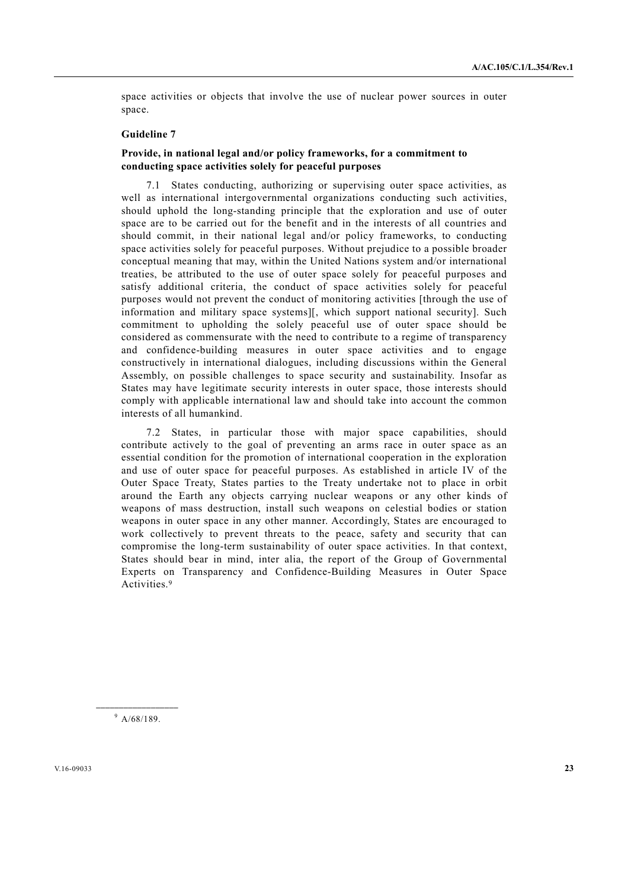space activities or objects that involve the use of nuclear power sources in outer space.

### Guideline 7

**Provide, in national legal and/or policy frameworks, for a commitment to conducting space activities solely for peaceful purposes**

7.1 States conducting, authorizing or supervising outer space activities, as well as international intergovernmental organizations conducting such activities, should uphold the long-standing principle that the exploration and use of outer space are to be carried out for the benefit and in the interests of all countries and should commit, in their national legal and/or policy frameworks, to conducting space activities solely for peaceful purposes. Without prejudice to a possible broader conceptual meaning that may, within the United Nations system and/or international treaties, be attributed to the use of outer space solely for peaceful purposes and satisfy additional criteria, the conduct of space activities solely for peaceful purposes would not prevent the conduct of monitoring activities [through the use of information and military space systems][, which support national security]. Such commitment to upholding the solely peaceful use of outer space should be considered as commensurate with the need to contribute to a regime of transparency and confidence-building measures in outer space activities and to engage constructively in international dialogues, including discussions within the General Assembly, on possible challenges to space security and sustainability. Insofar as States may have legitimate security interests in outer space, those interests should comply with applicable international law and should take into account the common interests of all humankind.

7.2 States, in particular those with major space capabilities, should contribute actively to the goal of preventing an arms race in outer space as an essential condition for the promotion of international cooperation in the exploration and use of outer space for peaceful purposes. As established in article IV of the Outer Space Treaty, States parties to the Treaty undertake not to place in orbit around the Earth any objects carrying nuclear weapons or any other kinds of weapons of mass destruction, install such weapons on celestial bodies or station weapons in outer space in any other manner. Accordingly, States are encouraged to work collectively to prevent threats to the peace, safety and security that can compromise the long-term sustainability of outer space activities. In that context, States should bear in mind, inter alia, the report of the Group of Governmental Experts on Transparency and Confidence-Building Measures in Outer Space Activities.[9]

[9] A/68/189.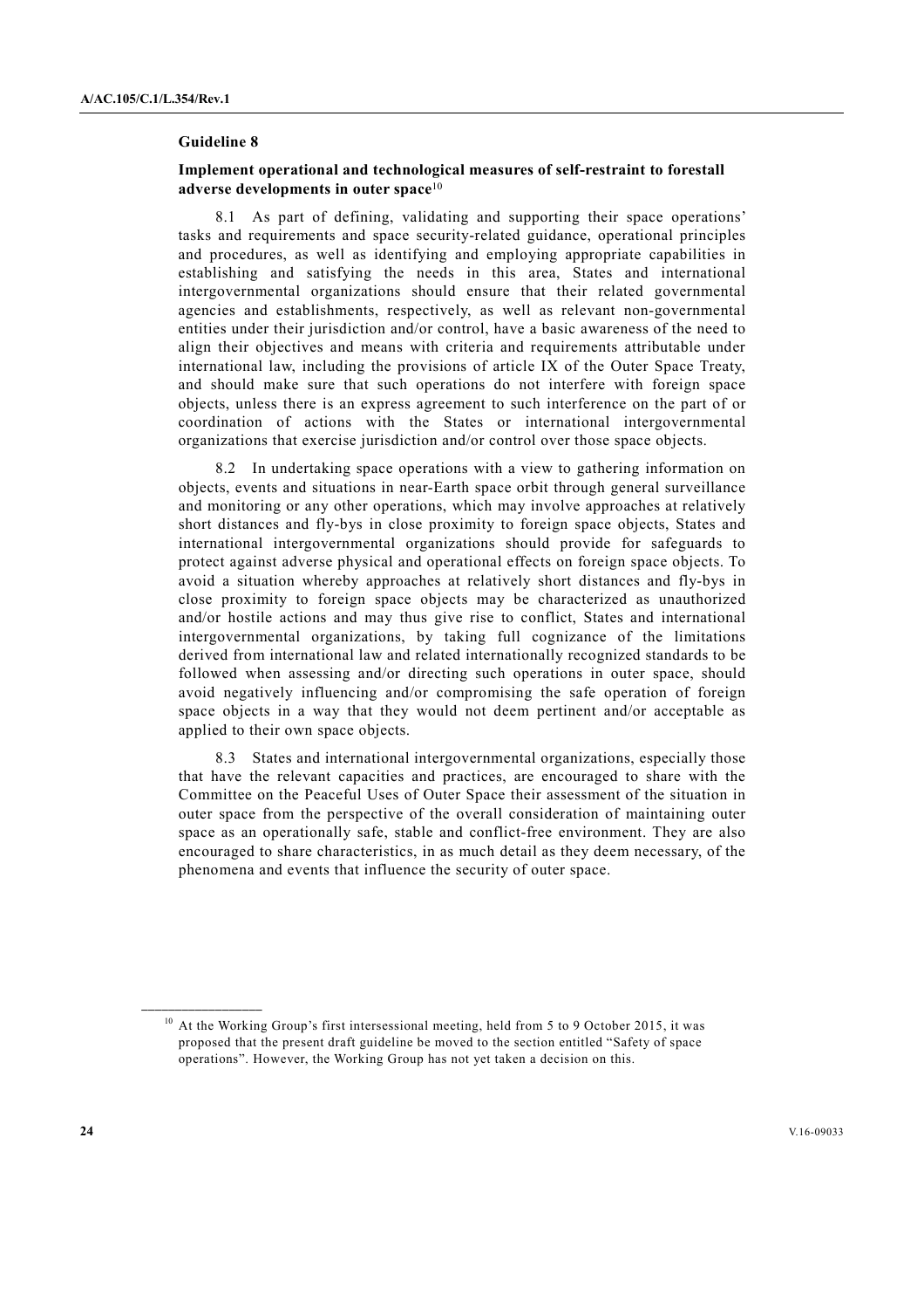### Guideline 8

#### Implement operational and technological measures of self-restraint to forestall adverse developments in outer space[10]

8.1 As part of defining, validating and supporting their space operations' tasks and requirements and space security-related guidance, operational principles and procedures, as well as identifying and employing appropriate capabilities in establishing and satisfying the needs in this area, States and international intergovernmental organizations should ensure that their related governmental agencies and establishments, respectively, as well as relevant non-governmental entities under their jurisdiction and/or control, have a basic awareness of the need to align their objectives and means with criteria and requirements attributable under international law, including the provisions of article IX of the Outer Space Treaty, and should make sure that such operations do not interfere with foreign space objects, unless there is an express agreement to such interference on the part of or coordination of actions with the States or international intergovernmental organizations that exercise jurisdiction and/or control over those space objects.

8.2 In undertaking space operations with a view to gathering information on objects, events and situations in near-Earth space orbit through general surveillance and monitoring or any other operations, which may involve approaches at relatively short distances and fly-bys in close proximity to foreign space objects, States and international intergovernmental organizations should provide for safeguards to protect against adverse physical and operational effects on foreign space objects. To avoid a situation whereby approaches at relatively short distances and fly-bys in close proximity to foreign space objects may be characterized as unauthorized and/or hostile actions and may thus give rise to conflict, States and international intergovernmental organizations, by taking full cognizance of the limitations derived from international law and related internationally recognized standards to be followed when assessing and/or directing such operations in outer space, should avoid negatively influencing and/or compromising the safe operation of foreign space objects in a way that they would not deem pertinent and/or acceptable as applied to their own space objects.

8.3 States and international intergovernmental organizations, especially those that have the relevant capacities and practices, are encouraged to share with the Committee on the Peaceful Uses of Outer Space their assessment of the situation in outer space from the perspective of the overall consideration of maintaining outer space as an operationally safe, stable and conflict-free environment. They are also encouraged to share characteristics, in as much detail as they deem necessary, of the phenomena and events that influence the security of outer space.

---

[10] At the Working Group's first intersessional meeting, held from 5 to 9 October 2015, it was proposed that the present draft guideline be moved to the section entitled "Safety of space operations". However, the Working Group has not yet taken a decision on this.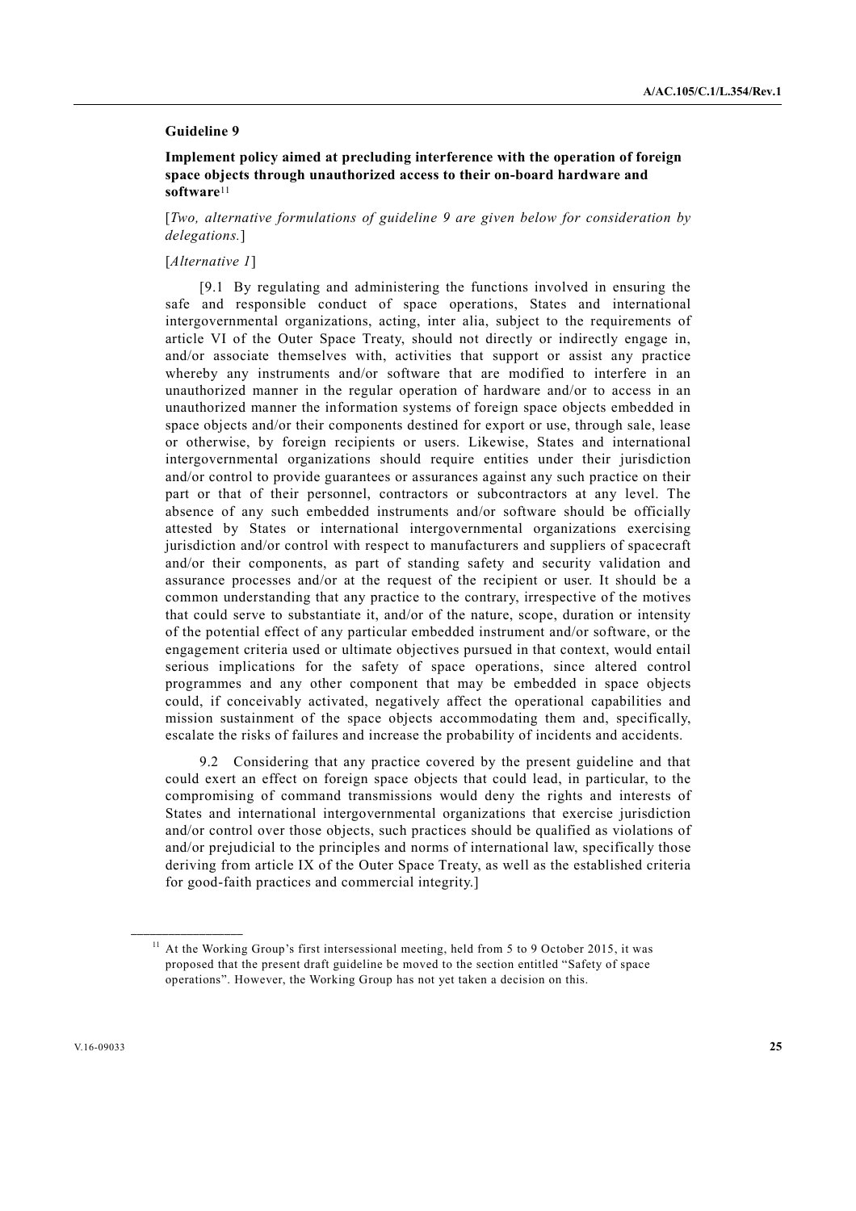### Guideline 9

**Implement policy aimed at precluding interference with the operation of foreign space objects through unauthorized access to their on-board hardware and software**[11]

[*Two, alternative formulations of guideline 9 are given below for consideration by delegations.*]

[*Alternative 1*]

[9.1 By regulating and administering the functions involved in ensuring the safe and responsible conduct of space operations, States and international intergovernmental organizations, acting, inter alia, subject to the requirements of article VI of the Outer Space Treaty, should not directly or indirectly engage in, and/or associate themselves with, activities that support or assist any practice whereby any instruments and/or software that are modified to interfere in an unauthorized manner in the regular operation of hardware and/or to access in an unauthorized manner the information systems of foreign space objects embedded in space objects and/or their components destined for export or use, through sale, lease or otherwise, by foreign recipients or users. Likewise, States and international intergovernmental organizations should require entities under their jurisdiction and/or control to provide guarantees or assurances against any such practice on their part or that of their personnel, contractors or subcontractors at any level. The absence of any such embedded instruments and/or software should be officially attested by States or international intergovernmental organizations exercising jurisdiction and/or control with respect to manufacturers and suppliers of spacecraft and/or their components, as part of standing safety and security validation and assurance processes and/or at the request of the recipient or user. It should be a common understanding that any practice to the contrary, irrespective of the motives that could serve to substantiate it, and/or of the nature, scope, duration or intensity of the potential effect of any particular embedded instrument and/or software, or the engagement criteria used or ultimate objectives pursued in that context, would entail serious implications for the safety of space operations, since altered control programmes and any other component that may be embedded in space objects could, if conceivably activated, negatively affect the operational capabilities and mission sustainment of the space objects accommodating them and, specifically, escalate the risks of failures and increase the probability of incidents and accidents.

9.2 Considering that any practice covered by the present guideline and that could exert an effect on foreign space objects that could lead, in particular, to the compromising of command transmissions would deny the rights and interests of States and international intergovernmental organizations that exercise jurisdiction and/or control over those objects, such practices should be qualified as violations of and/or prejudicial to the principles and norms of international law, specifically those deriving from article IX of the Outer Space Treaty, as well as the established criteria for good-faith practices and commercial integrity.]

---

[11] At the Working Group's first intersessional meeting, held from 5 to 9 October 2015, it was proposed that the present draft guideline be moved to the section entitled "Safety of space operations". However, the Working Group has not yet taken a decision on this.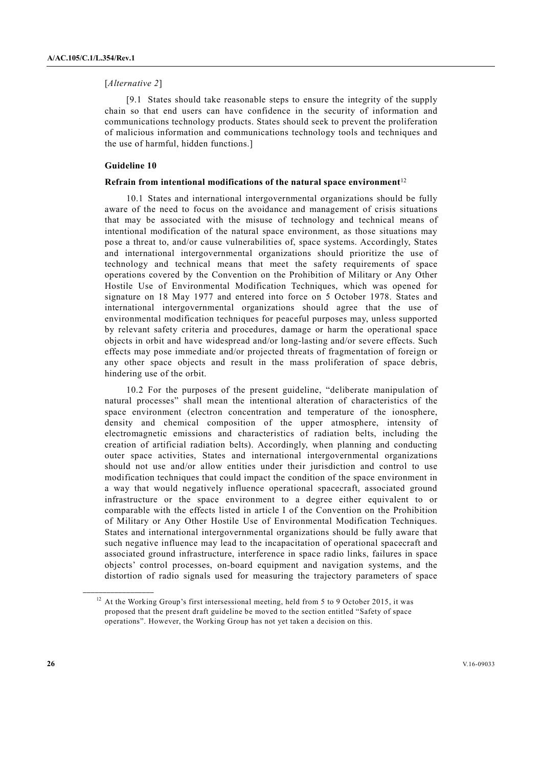[*Alternative 2*]

[9.1 States should take reasonable steps to ensure the integrity of the supply chain so that end users can have confidence in the security of information and communications technology products. States should seek to prevent the proliferation of malicious information and communications technology tools and techniques and the use of harmful, hidden functions.]

**Guideline 10**

**Refrain from intentional modifications of the natural space environment**[12]

10.1 States and international intergovernmental organizations should be fully aware of the need to focus on the avoidance and management of crisis situations that may be associated with the misuse of technology and technical means of intentional modification of the natural space environment, as those situations may pose a threat to, and/or cause vulnerabilities of, space systems. Accordingly, States and international intergovernmental organizations should prioritize the use of technology and technical means that meet the safety requirements of space operations covered by the Convention on the Prohibition of Military or Any Other Hostile Use of Environmental Modification Techniques, which was opened for signature on 18 May 1977 and entered into force on 5 October 1978. States and international intergovernmental organizations should agree that the use of environmental modification techniques for peaceful purposes may, unless supported by relevant safety criteria and procedures, damage or harm the operational space objects in orbit and have widespread and/or long-lasting and/or severe effects. Such effects may pose immediate and/or projected threats of fragmentation of foreign or any other space objects and result in the mass proliferation of space debris, hindering use of the orbit.

10.2 For the purposes of the present guideline, "deliberate manipulation of natural processes" shall mean the intentional alteration of characteristics of the space environment (electron concentration and temperature of the ionosphere, density and chemical composition of the upper atmosphere, intensity of electromagnetic emissions and characteristics of radiation belts, including the creation of artificial radiation belts). Accordingly, when planning and conducting outer space activities, States and international intergovernmental organizations should not use and/or allow entities under their jurisdiction and control to use modification techniques that could impact the condition of the space environment in a way that would negatively influence operational spacecraft, associated ground infrastructure or the space environment to a degree either equivalent to or comparable with the effects listed in article I of the Convention on the Prohibition of Military or Any Other Hostile Use of Environmental Modification Techniques. States and international intergovernmental organizations should be fully aware that such negative influence may lead to the incapacitation of operational spacecraft and associated ground infrastructure, interference in space radio links, failures in space objects' control processes, on-board equipment and navigation systems, and the distortion of radio signals used for measuring the trajectory parameters of space

---

[12] At the Working Group's first intersessional meeting, held from 5 to 9 October 2015, it was proposed that the present draft guideline be moved to the section entitled "Safety of space operations". However, the Working Group has not yet taken a decision on this.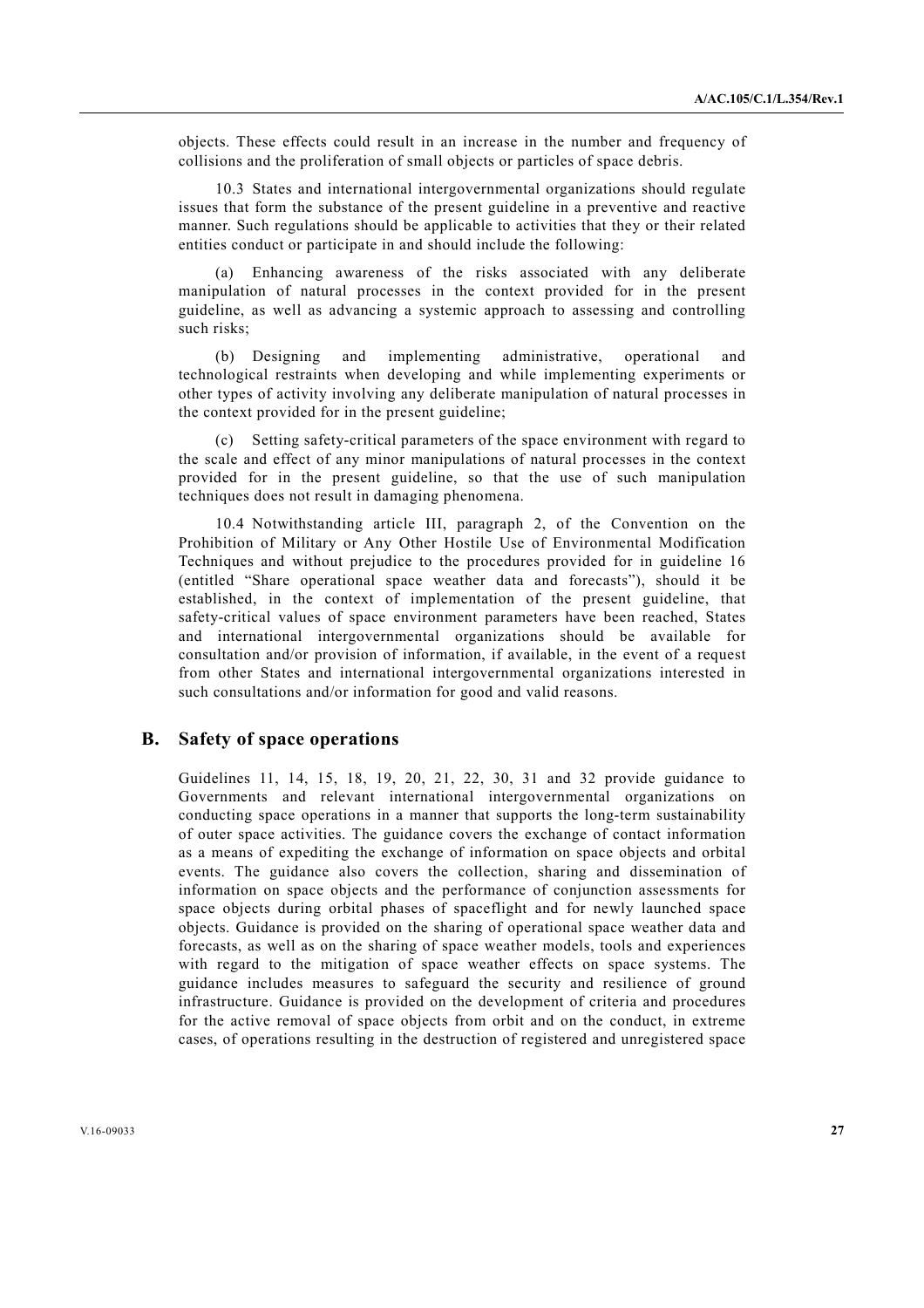objects. These effects could result in an increase in the number and frequency of collisions and the proliferation of small objects or particles of space debris.

10.3 States and international intergovernmental organizations should regulate issues that form the substance of the present guideline in a preventive and reactive manner. Such regulations should be applicable to activities that they or their related entities conduct or participate in and should include the following:

(a) Enhancing awareness of the risks associated with any deliberate manipulation of natural processes in the context provided for in the present guideline, as well as advancing a systemic approach to assessing and controlling such risks;

(b) Designing and implementing administrative, operational and technological restraints when developing and while implementing experiments or other types of activity involving any deliberate manipulation of natural processes in the context provided for in the present guideline;

(c) Setting safety-critical parameters of the space environment with regard to the scale and effect of any minor manipulations of natural processes in the context provided for in the present guideline, so that the use of such manipulation techniques does not result in damaging phenomena.

10.4 Notwithstanding article III, paragraph 2, of the Convention on the Prohibition of Military or Any Other Hostile Use of Environmental Modification Techniques and without prejudice to the procedures provided for in guideline 16 (entitled "Share operational space weather data and forecasts"), should it be established, in the context of implementation of the present guideline, that safety-critical values of space environment parameters have been reached, States and international intergovernmental organizations should be available for consultation and/or provision of information, if available, in the event of a request from other States and international intergovernmental organizations interested in such consultations and/or information for good and valid reasons.

## B. Safety of space operations

Guidelines 11, 14, 15, 18, 19, 20, 21, 22, 30, 31 and 32 provide guidance to Governments and relevant international intergovernmental organizations on conducting space operations in a manner that supports the long-term sustainability of outer space activities. The guidance covers the exchange of contact information as a means of expediting the exchange of information on space objects and orbital events. The guidance also covers the collection, sharing and dissemination of information on space objects and the performance of conjunction assessments for space objects during orbital phases of spaceflight and for newly launched space objects. Guidance is provided on the sharing of operational space weather data and forecasts, as well as on the sharing of space weather models, tools and experiences with regard to the mitigation of space weather effects on space systems. The guidance includes measures to safeguard the security and resilience of ground infrastructure. Guidance is provided on the development of criteria and procedures for the active removal of space objects from orbit and on the conduct, in extreme cases, of operations resulting in the destruction of registered and unregistered space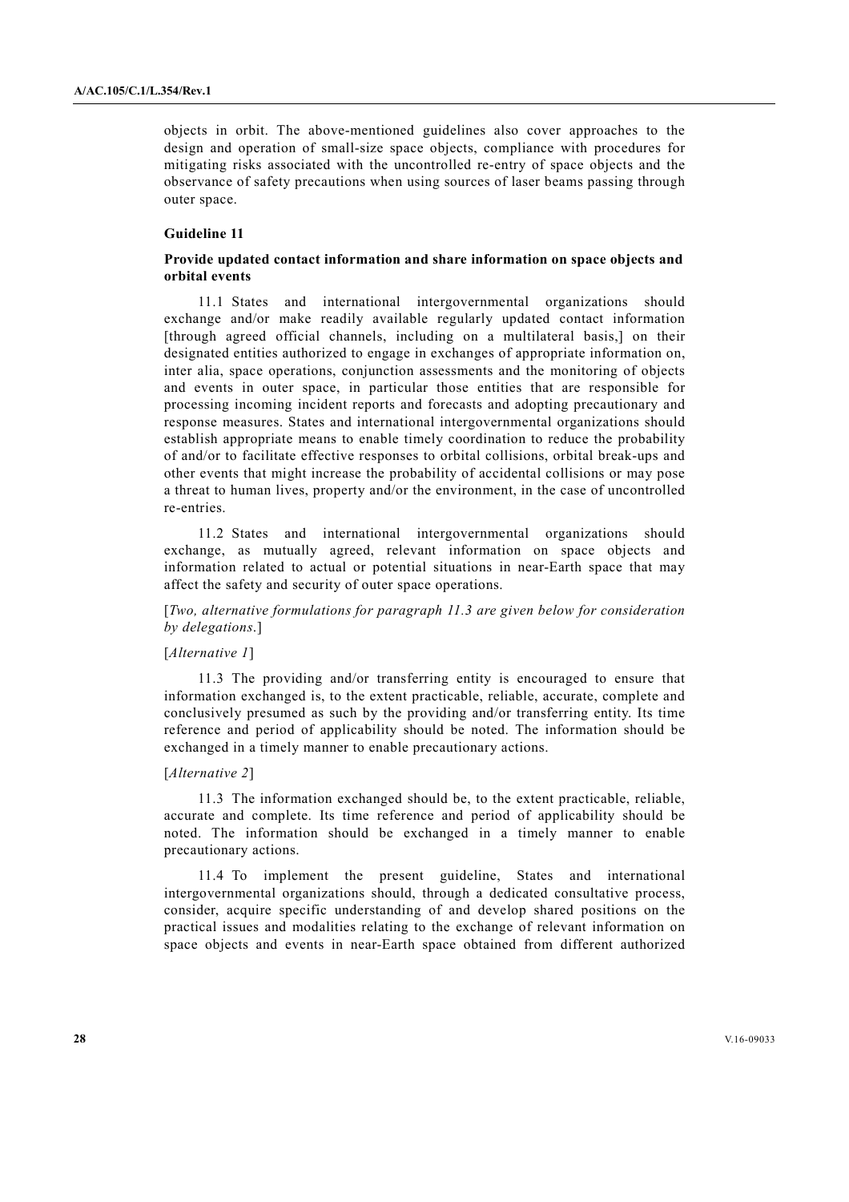objects in orbit. The above-mentioned guidelines also cover approaches to the design and operation of small-size space objects, compliance with procedures for mitigating risks associated with the uncontrolled re-entry of space objects and the observance of safety precautions when using sources of laser beams passing through outer space.

### Guideline 11

#### Provide updated contact information and share information on space objects and orbital events

11.1 States and international intergovernmental organizations should exchange and/or make readily available regularly updated contact information [through agreed official channels, including on a multilateral basis,] on their designated entities authorized to engage in exchanges of appropriate information on, inter alia, space operations, conjunction assessments and the monitoring of objects and events in outer space, in particular those entities that are responsible for processing incoming incident reports and forecasts and adopting precautionary and response measures. States and international intergovernmental organizations should establish appropriate means to enable timely coordination to reduce the probability of and/or to facilitate effective responses to orbital collisions, orbital break-ups and other events that might increase the probability of accidental collisions or may pose a threat to human lives, property and/or the environment, in the case of uncontrolled re-entries.

11.2 States and international intergovernmental organizations should exchange, as mutually agreed, relevant information on space objects and information related to actual or potential situations in near-Earth space that may affect the safety and security of outer space operations.

[*Two, alternative formulations for paragraph 11.3 are given below for consideration by delegations*.]

[*Alternative 1*]

11.3 The providing and/or transferring entity is encouraged to ensure that information exchanged is, to the extent practicable, reliable, accurate, complete and conclusively presumed as such by the providing and/or transferring entity. Its time reference and period of applicability should be noted. The information should be exchanged in a timely manner to enable precautionary actions.

[*Alternative 2*]

11.3 The information exchanged should be, to the extent practicable, reliable, accurate and complete. Its time reference and period of applicability should be noted. The information should be exchanged in a timely manner to enable precautionary actions.

11.4 To implement the present guideline, States and international intergovernmental organizations should, through a dedicated consultative process, consider, acquire specific understanding of and develop shared positions on the practical issues and modalities relating to the exchange of relevant information on space objects and events in near-Earth space obtained from different authorized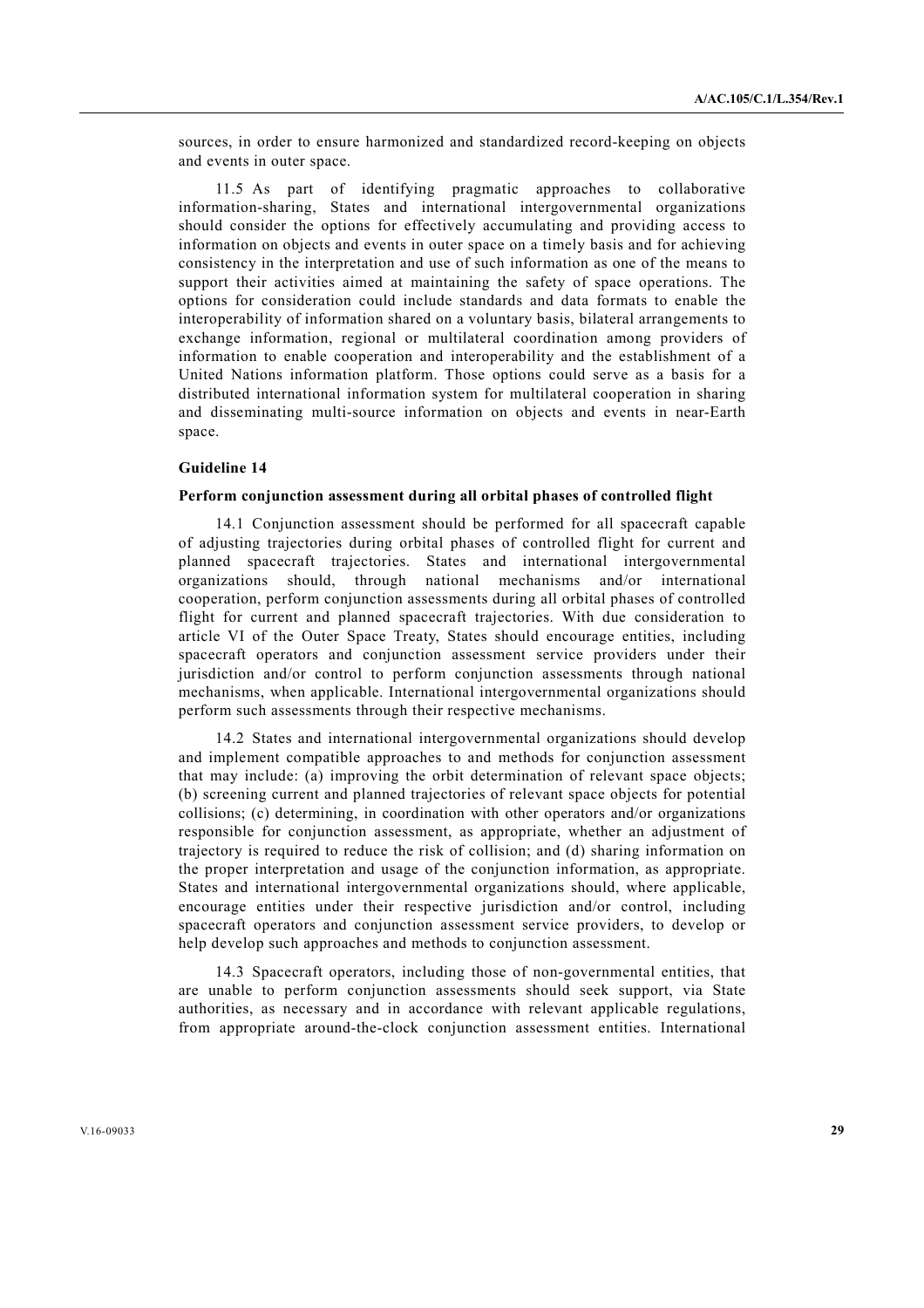sources, in order to ensure harmonized and standardized record-keeping on objects and events in outer space.

11.5 As part of identifying pragmatic approaches to collaborative information-sharing, States and international intergovernmental organizations should consider the options for effectively accumulating and providing access to information on objects and events in outer space on a timely basis and for achieving consistency in the interpretation and use of such information as one of the means to support their activities aimed at maintaining the safety of space operations. The options for consideration could include standards and data formats to enable the interoperability of information shared on a voluntary basis, bilateral arrangements to exchange information, regional or multilateral coordination among providers of information to enable cooperation and interoperability and the establishment of a United Nations information platform. Those options could serve as a basis for a distributed international information system for multilateral cooperation in sharing and disseminating multi-source information on objects and events in near-Earth space.

**Guideline 14**

**Perform conjunction assessment during all orbital phases of controlled flight**

14.1 Conjunction assessment should be performed for all spacecraft capable of adjusting trajectories during orbital phases of controlled flight for current and planned spacecraft trajectories. States and international intergovernmental organizations should, through national mechanisms and/or international cooperation, perform conjunction assessments during all orbital phases of controlled flight for current and planned spacecraft trajectories. With due consideration to article VI of the Outer Space Treaty, States should encourage entities, including spacecraft operators and conjunction assessment service providers under their jurisdiction and/or control to perform conjunction assessments through national mechanisms, when applicable. International intergovernmental organizations should perform such assessments through their respective mechanisms.

14.2 States and international intergovernmental organizations should develop and implement compatible approaches to and methods for conjunction assessment that may include: (a) improving the orbit determination of relevant space objects; (b) screening current and planned trajectories of relevant space objects for potential collisions; (c) determining, in coordination with other operators and/or organizations responsible for conjunction assessment, as appropriate, whether an adjustment of trajectory is required to reduce the risk of collision; and (d) sharing information on the proper interpretation and usage of the conjunction information, as appropriate. States and international intergovernmental organizations should, where applicable, encourage entities under their respective jurisdiction and/or control, including spacecraft operators and conjunction assessment service providers, to develop or help develop such approaches and methods to conjunction assessment.

14.3 Spacecraft operators, including those of non-governmental entities, that are unable to perform conjunction assessments should seek support, via State authorities, as necessary and in accordance with relevant applicable regulations, from appropriate around-the-clock conjunction assessment entities. International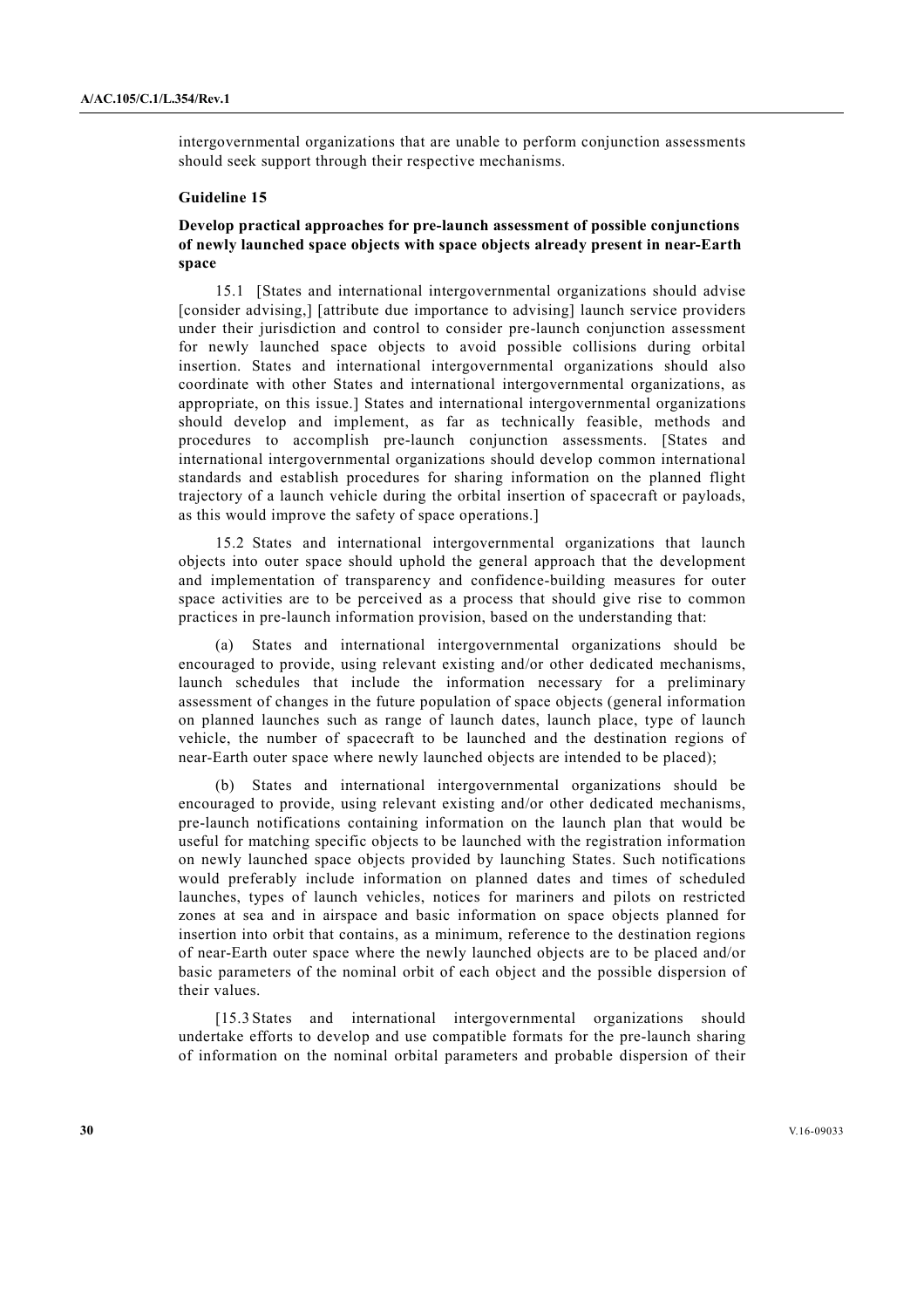intergovernmental organizations that are unable to perform conjunction assessments should seek support through their respective mechanisms.

**Guideline 15**

**Develop practical approaches for pre-launch assessment of possible conjunctions of newly launched space objects with space objects already present in near-Earth space**

15.1 [States and international intergovernmental organizations should advise [consider advising,] [attribute due importance to advising] launch service providers under their jurisdiction and control to consider pre-launch conjunction assessment for newly launched space objects to avoid possible collisions during orbital insertion. States and international intergovernmental organizations should also coordinate with other States and international intergovernmental organizations, as appropriate, on this issue.] States and international intergovernmental organizations should develop and implement, as far as technically feasible, methods and procedures to accomplish pre-launch conjunction assessments. [States and international intergovernmental organizations should develop common international standards and establish procedures for sharing information on the planned flight trajectory of a launch vehicle during the orbital insertion of spacecraft or payloads, as this would improve the safety of space operations.]

15.2 States and international intergovernmental organizations that launch objects into outer space should uphold the general approach that the development and implementation of transparency and confidence-building measures for outer space activities are to be perceived as a process that should give rise to common practices in pre-launch information provision, based on the understanding that:

(a) States and international intergovernmental organizations should be encouraged to provide, using relevant existing and/or other dedicated mechanisms, launch schedules that include the information necessary for a preliminary assessment of changes in the future population of space objects (general information on planned launches such as range of launch dates, launch place, type of launch vehicle, the number of spacecraft to be launched and the destination regions of near-Earth outer space where newly launched objects are intended to be placed);

(b) States and international intergovernmental organizations should be encouraged to provide, using relevant existing and/or other dedicated mechanisms, pre-launch notifications containing information on the launch plan that would be useful for matching specific objects to be launched with the registration information on newly launched space objects provided by launching States. Such notifications would preferably include information on planned dates and times of scheduled launches, types of launch vehicles, notices for mariners and pilots on restricted zones at sea and in airspace and basic information on space objects planned for insertion into orbit that contains, as a minimum, reference to the destination regions of near-Earth outer space where the newly launched objects are to be placed and/or basic parameters of the nominal orbit of each object and the possible dispersion of their values.

[15.3 States and international intergovernmental organizations should undertake efforts to develop and use compatible formats for the pre-launch sharing of information on the nominal orbital parameters and probable dispersion of their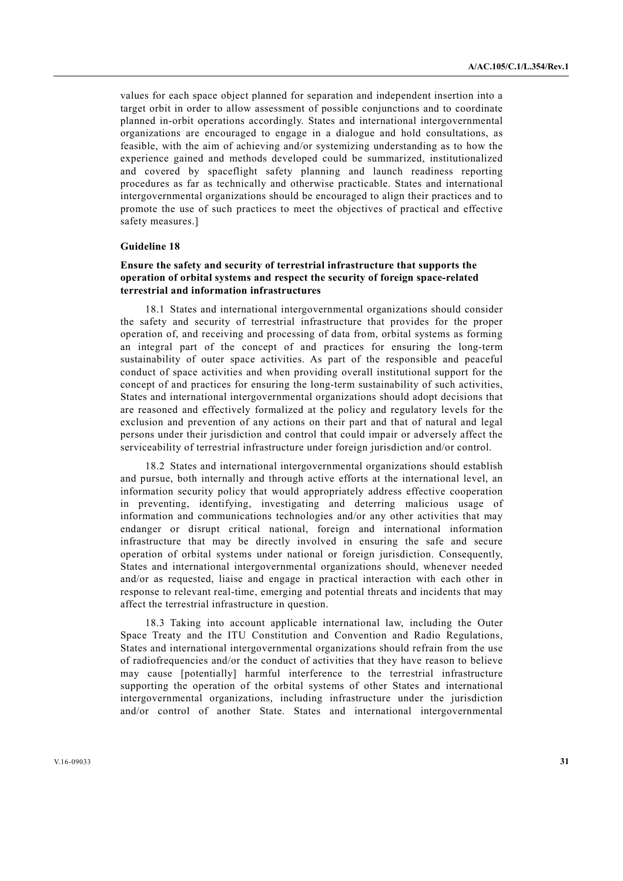values for each space object planned for separation and independent insertion into a target orbit in order to allow assessment of possible conjunctions and to coordinate planned in-orbit operations accordingly. States and international intergovernmental organizations are encouraged to engage in a dialogue and hold consultations, as feasible, with the aim of achieving and/or systemizing understanding as to how the experience gained and methods developed could be summarized, institutionalized and covered by spaceflight safety planning and launch readiness reporting procedures as far as technically and otherwise practicable. States and international intergovernmental organizations should be encouraged to align their practices and to promote the use of such practices to meet the objectives of practical and effective safety measures.]

#### Guideline 18

**Ensure the safety and security of terrestrial infrastructure that supports the operation of orbital systems and respect the security of foreign space-related terrestrial and information infrastructures**

18.1 States and international intergovernmental organizations should consider the safety and security of terrestrial infrastructure that provides for the proper operation of, and receiving and processing of data from, orbital systems as forming an integral part of the concept of and practices for ensuring the long-term sustainability of outer space activities. As part of the responsible and peaceful conduct of space activities and when providing overall institutional support for the concept of and practices for ensuring the long-term sustainability of such activities, States and international intergovernmental organizations should adopt decisions that are reasoned and effectively formalized at the policy and regulatory levels for the exclusion and prevention of any actions on their part and that of natural and legal persons under their jurisdiction and control that could impair or adversely affect the serviceability of terrestrial infrastructure under foreign jurisdiction and/or control.

18.2 States and international intergovernmental organizations should establish and pursue, both internally and through active efforts at the international level, an information security policy that would appropriately address effective cooperation in preventing, identifying, investigating and deterring malicious usage of information and communications technologies and/or any other activities that may endanger or disrupt critical national, foreign and international information infrastructure that may be directly involved in ensuring the safe and secure operation of orbital systems under national or foreign jurisdiction. Consequently, States and international intergovernmental organizations should, whenever needed and/or as requested, liaise and engage in practical interaction with each other in response to relevant real-time, emerging and potential threats and incidents that may affect the terrestrial infrastructure in question.

18.3 Taking into account applicable international law, including the Outer Space Treaty and the ITU Constitution and Convention and Radio Regulations, States and international intergovernmental organizations should refrain from the use of radiofrequencies and/or the conduct of activities that they have reason to believe may cause [potentially] harmful interference to the terrestrial infrastructure supporting the operation of the orbital systems of other States and international intergovernmental organizations, including infrastructure under the jurisdiction and/or control of another State. States and international intergovernmental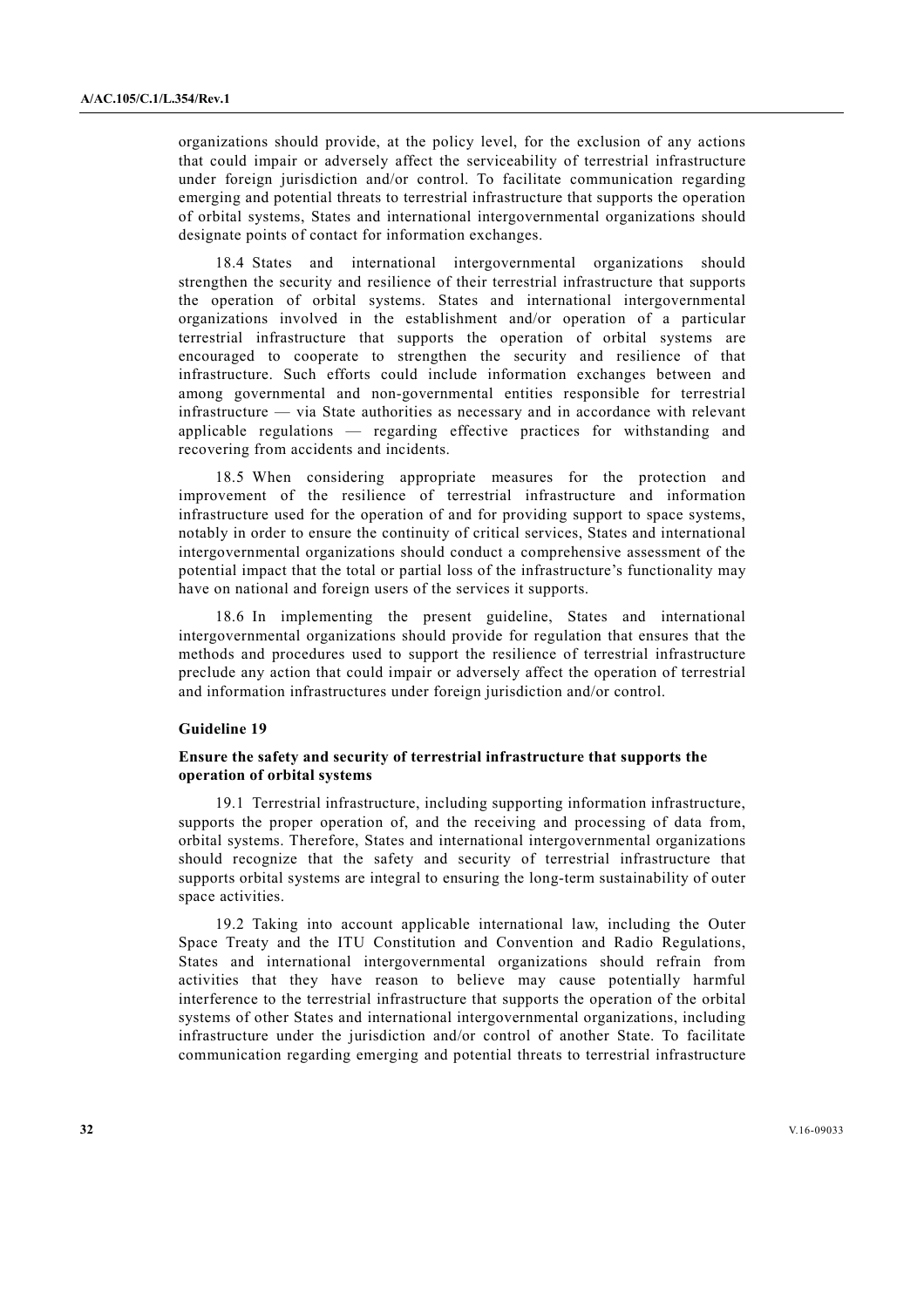organizations should provide, at the policy level, for the exclusion of any actions that could impair or adversely affect the serviceability of terrestrial infrastructure under foreign jurisdiction and/or control. To facilitate communication regarding emerging and potential threats to terrestrial infrastructure that supports the operation of orbital systems, States and international intergovernmental organizations should designate points of contact for information exchanges.

18.4 States and international intergovernmental organizations should strengthen the security and resilience of their terrestrial infrastructure that supports the operation of orbital systems. States and international intergovernmental organizations involved in the establishment and/or operation of a particular terrestrial infrastructure that supports the operation of orbital systems are encouraged to cooperate to strengthen the security and resilience of that infrastructure. Such efforts could include information exchanges between and among governmental and non-governmental entities responsible for terrestrial infrastructure — via State authorities as necessary and in accordance with relevant applicable regulations — regarding effective practices for withstanding and recovering from accidents and incidents.

18.5 When considering appropriate measures for the protection and improvement of the resilience of terrestrial infrastructure and information infrastructure used for the operation of and for providing support to space systems, notably in order to ensure the continuity of critical services, States and international intergovernmental organizations should conduct a comprehensive assessment of the potential impact that the total or partial loss of the infrastructure's functionality may have on national and foreign users of the services it supports.

18.6 In implementing the present guideline, States and international intergovernmental organizations should provide for regulation that ensures that the methods and procedures used to support the resilience of terrestrial infrastructure preclude any action that could impair or adversely affect the operation of terrestrial and information infrastructures under foreign jurisdiction and/or control.

#### Guideline 19

#### Ensure the safety and security of terrestrial infrastructure that supports the operation of orbital systems

19.1 Terrestrial infrastructure, including supporting information infrastructure, supports the proper operation of, and the receiving and processing of data from, orbital systems. Therefore, States and international intergovernmental organizations should recognize that the safety and security of terrestrial infrastructure that supports orbital systems are integral to ensuring the long-term sustainability of outer space activities.

19.2 Taking into account applicable international law, including the Outer Space Treaty and the ITU Constitution and Convention and Radio Regulations, States and international intergovernmental organizations should refrain from activities that they have reason to believe may cause potentially harmful interference to the terrestrial infrastructure that supports the operation of the orbital systems of other States and international intergovernmental organizations, including infrastructure under the jurisdiction and/or control of another State. To facilitate communication regarding emerging and potential threats to terrestrial infrastructure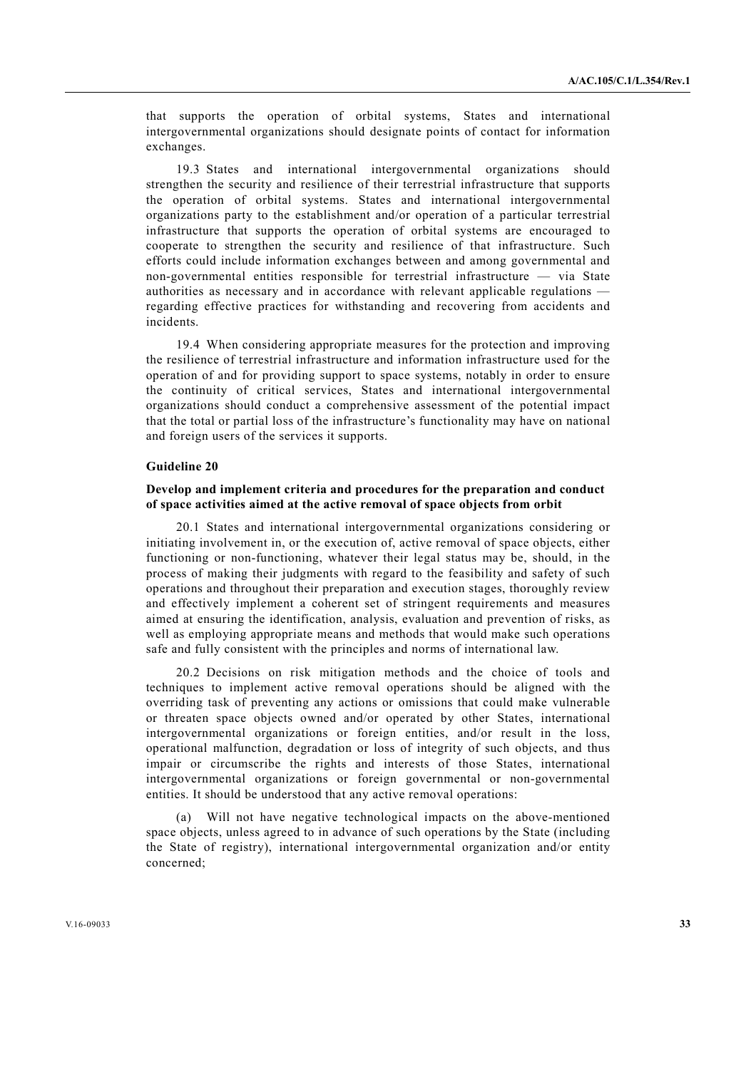that supports the operation of orbital systems, States and international intergovernmental organizations should designate points of contact for information exchanges.

19.3 States and international intergovernmental organizations should strengthen the security and resilience of their terrestrial infrastructure that supports the operation of orbital systems. States and international intergovernmental organizations party to the establishment and/or operation of a particular terrestrial infrastructure that supports the operation of orbital systems are encouraged to cooperate to strengthen the security and resilience of that infrastructure. Such efforts could include information exchanges between and among governmental and non-governmental entities responsible for terrestrial infrastructure — via State authorities as necessary and in accordance with relevant applicable regulations — regarding effective practices for withstanding and recovering from accidents and incidents.

19.4 When considering appropriate measures for the protection and improving the resilience of terrestrial infrastructure and information infrastructure used for the operation of and for providing support to space systems, notably in order to ensure the continuity of critical services, States and international intergovernmental organizations should conduct a comprehensive assessment of the potential impact that the total or partial loss of the infrastructure's functionality may have on national and foreign users of the services it supports.

#### Guideline 20

#### Develop and implement criteria and procedures for the preparation and conduct of space activities aimed at the active removal of space objects from orbit

20.1 States and international intergovernmental organizations considering or initiating involvement in, or the execution of, active removal of space objects, either functioning or non-functioning, whatever their legal status may be, should, in the process of making their judgments with regard to the feasibility and safety of such operations and throughout their preparation and execution stages, thoroughly review and effectively implement a coherent set of stringent requirements and measures aimed at ensuring the identification, analysis, evaluation and prevention of risks, as well as employing appropriate means and methods that would make such operations safe and fully consistent with the principles and norms of international law.

20.2 Decisions on risk mitigation methods and the choice of tools and techniques to implement active removal operations should be aligned with the overriding task of preventing any actions or omissions that could make vulnerable or threaten space objects owned and/or operated by other States, international intergovernmental organizations or foreign entities, and/or result in the loss, operational malfunction, degradation or loss of integrity of such objects, and thus impair or circumscribe the rights and interests of those States, international intergovernmental organizations or foreign governmental or non-governmental entities. It should be understood that any active removal operations:

(a) Will not have negative technological impacts on the above-mentioned space objects, unless agreed to in advance of such operations by the State (including the State of registry), international intergovernmental organization and/or entity concerned;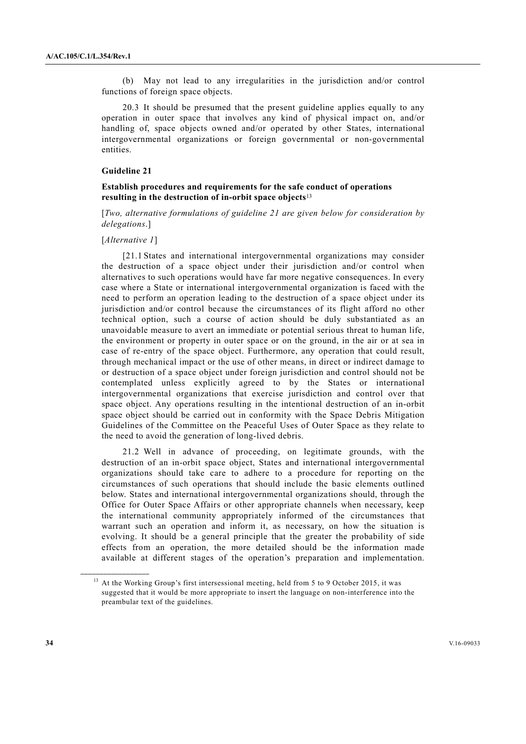(b) May not lead to any irregularities in the jurisdiction and/or control functions of foreign space objects.

20.3 It should be presumed that the present guideline applies equally to any operation in outer space that involves any kind of physical impact on, and/or handling of, space objects owned and/or operated by other States, international intergovernmental organizations or foreign governmental or non-governmental entities.

#### Guideline 21

#### Establish procedures and requirements for the safe conduct of operations resulting in the destruction of in-orbit space objects[13]

[*Two, alternative formulations of guideline 21 are given below for consideration by delegations*.]

[*Alternative 1*]

[21.1 States and international intergovernmental organizations may consider the destruction of a space object under their jurisdiction and/or control when alternatives to such operations would have far more negative consequences. In every case where a State or international intergovernmental organization is faced with the need to perform an operation leading to the destruction of a space object under its jurisdiction and/or control because the circumstances of its flight afford no other technical option, such a course of action should be duly substantiated as an unavoidable measure to avert an immediate or potential serious threat to human life, the environment or property in outer space or on the ground, in the air or at sea in case of re-entry of the space object. Furthermore, any operation that could result, through mechanical impact or the use of other means, in direct or indirect damage to or destruction of a space object under foreign jurisdiction and control should not be contemplated unless explicitly agreed to by the States or international intergovernmental organizations that exercise jurisdiction and control over that space object. Any operations resulting in the intentional destruction of an in-orbit space object should be carried out in conformity with the Space Debris Mitigation Guidelines of the Committee on the Peaceful Uses of Outer Space as they relate to the need to avoid the generation of long-lived debris.

21.2 Well in advance of proceeding, on legitimate grounds, with the destruction of an in-orbit space object, States and international intergovernmental organizations should take care to adhere to a procedure for reporting on the circumstances of such operations that should include the basic elements outlined below. States and international intergovernmental organizations should, through the Office for Outer Space Affairs or other appropriate channels when necessary, keep the international community appropriately informed of the circumstances that warrant such an operation and inform it, as necessary, on how the situation is evolving. It should be a general principle that the greater the probability of side effects from an operation, the more detailed should be the information made available at different stages of the operation's preparation and implementation.

---

[13] At the Working Group's first intersessional meeting, held from 5 to 9 October 2015, it was suggested that it would be more appropriate to insert the language on non-interference into the preambular text of the guidelines.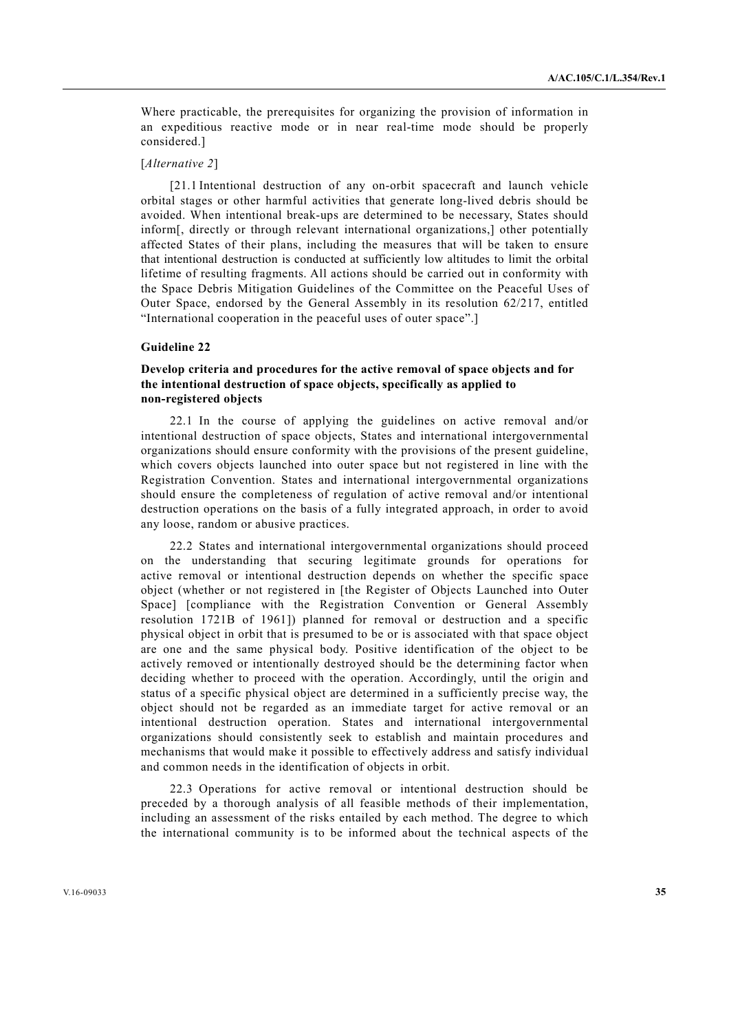Where practicable, the prerequisites for organizing the provision of information in an expeditious reactive mode or in near real-time mode should be properly considered.]

[*Alternative 2*]

[21.1 Intentional destruction of any on-orbit spacecraft and launch vehicle orbital stages or other harmful activities that generate long-lived debris should be avoided. When intentional break-ups are determined to be necessary, States should inform[, directly or through relevant international organizations,] other potentially affected States of their plans, including the measures that will be taken to ensure that intentional destruction is conducted at sufficiently low altitudes to limit the orbital lifetime of resulting fragments. All actions should be carried out in conformity with the Space Debris Mitigation Guidelines of the Committee on the Peaceful Uses of Outer Space, endorsed by the General Assembly in its resolution 62/217, entitled "International cooperation in the peaceful uses of outer space".]

#### Guideline 22

#### Develop criteria and procedures for the active removal of space objects and for the intentional destruction of space objects, specifically as applied to non-registered objects

22.1 In the course of applying the guidelines on active removal and/or intentional destruction of space objects, States and international intergovernmental organizations should ensure conformity with the provisions of the present guideline, which covers objects launched into outer space but not registered in line with the Registration Convention. States and international intergovernmental organizations should ensure the completeness of regulation of active removal and/or intentional destruction operations on the basis of a fully integrated approach, in order to avoid any loose, random or abusive practices.

22.2 States and international intergovernmental organizations should proceed on the understanding that securing legitimate grounds for operations for active removal or intentional destruction depends on whether the specific space object (whether or not registered in [the Register of Objects Launched into Outer Space] [compliance with the Registration Convention or General Assembly resolution 1721B of 1961]) planned for removal or destruction and a specific physical object in orbit that is presumed to be or is associated with that space object are one and the same physical body. Positive identification of the object to be actively removed or intentionally destroyed should be the determining factor when deciding whether to proceed with the operation. Accordingly, until the origin and status of a specific physical object are determined in a sufficiently precise way, the object should not be regarded as an immediate target for active removal or an intentional destruction operation. States and international intergovernmental organizations should consistently seek to establish and maintain procedures and mechanisms that would make it possible to effectively address and satisfy individual and common needs in the identification of objects in orbit.

22.3 Operations for active removal or intentional destruction should be preceded by a thorough analysis of all feasible methods of their implementation, including an assessment of the risks entailed by each method. The degree to which the international community is to be informed about the technical aspects of the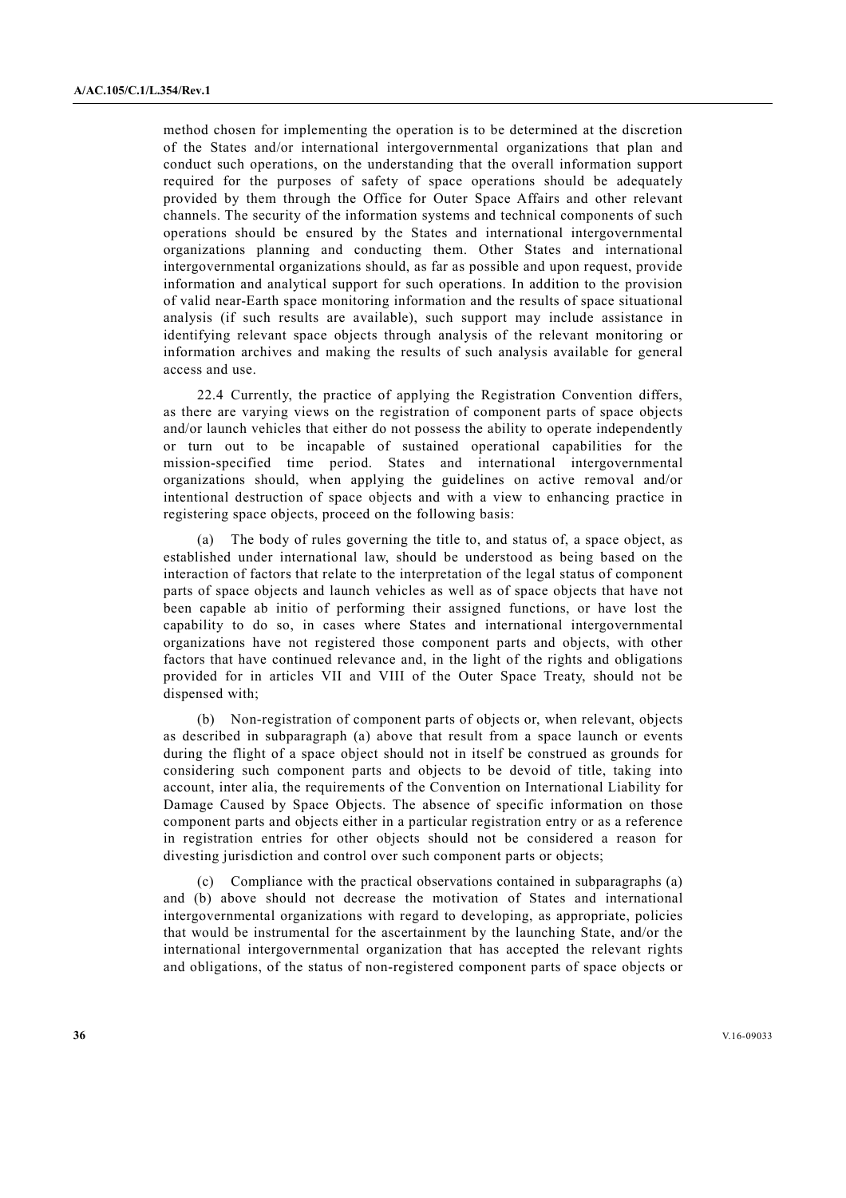method chosen for implementing the operation is to be determined at the discretion of the States and/or international intergovernmental organizations that plan and conduct such operations, on the understanding that the overall information support required for the purposes of safety of space operations should be adequately provided by them through the Office for Outer Space Affairs and other relevant channels. The security of the information systems and technical components of such operations should be ensured by the States and international intergovernmental organizations planning and conducting them. Other States and international intergovernmental organizations should, as far as possible and upon request, provide information and analytical support for such operations. In addition to the provision of valid near-Earth space monitoring information and the results of space situational analysis (if such results are available), such support may include assistance in identifying relevant space objects through analysis of the relevant monitoring or information archives and making the results of such analysis available for general access and use.

22.4 Currently, the practice of applying the Registration Convention differs, as there are varying views on the registration of component parts of space objects and/or launch vehicles that either do not possess the ability to operate independently or turn out to be incapable of sustained operational capabilities for the mission-specified time period. States and international intergovernmental organizations should, when applying the guidelines on active removal and/or intentional destruction of space objects and with a view to enhancing practice in registering space objects, proceed on the following basis:

(a) The body of rules governing the title to, and status of, a space object, as established under international law, should be understood as being based on the interaction of factors that relate to the interpretation of the legal status of component parts of space objects and launch vehicles as well as of space objects that have not been capable ab initio of performing their assigned functions, or have lost the capability to do so, in cases where States and international intergovernmental organizations have not registered those component parts and objects, with other factors that have continued relevance and, in the light of the rights and obligations provided for in articles VII and VIII of the Outer Space Treaty, should not be dispensed with;

(b) Non-registration of component parts of objects or, when relevant, objects as described in subparagraph (a) above that result from a space launch or events during the flight of a space object should not in itself be construed as grounds for considering such component parts and objects to be devoid of title, taking into account, inter alia, the requirements of the Convention on International Liability for Damage Caused by Space Objects. The absence of specific information on those component parts and objects either in a particular registration entry or as a reference in registration entries for other objects should not be considered a reason for divesting jurisdiction and control over such component parts or objects;

(c) Compliance with the practical observations contained in subparagraphs (a) and (b) above should not decrease the motivation of States and international intergovernmental organizations with regard to developing, as appropriate, policies that would be instrumental for the ascertainment by the launching State, and/or the international intergovernmental organization that has accepted the relevant rights and obligations, of the status of non-registered component parts of space objects or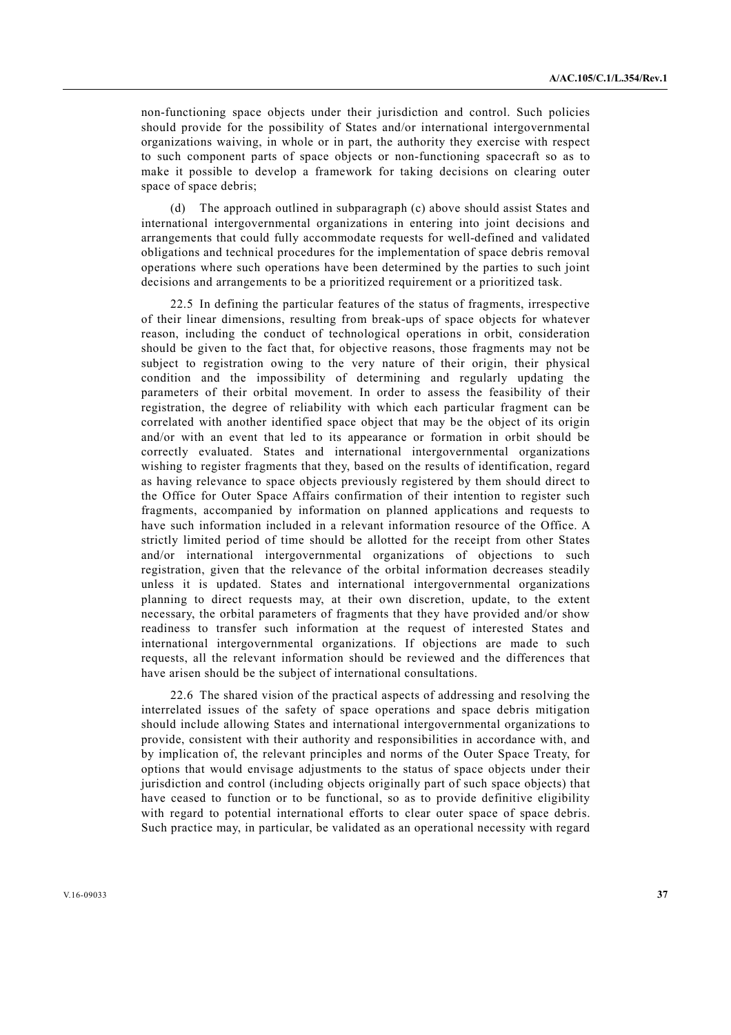non-functioning space objects under their jurisdiction and control. Such policies should provide for the possibility of States and/or international intergovernmental organizations waiving, in whole or in part, the authority they exercise with respect to such component parts of space objects or non-functioning spacecraft so as to make it possible to develop a framework for taking decisions on clearing outer space of space debris;

(d) The approach outlined in subparagraph (c) above should assist States and international intergovernmental organizations in entering into joint decisions and arrangements that could fully accommodate requests for well-defined and validated obligations and technical procedures for the implementation of space debris removal operations where such operations have been determined by the parties to such joint decisions and arrangements to be a prioritized requirement or a prioritized task.

22.5 In defining the particular features of the status of fragments, irrespective of their linear dimensions, resulting from break-ups of space objects for whatever reason, including the conduct of technological operations in orbit, consideration should be given to the fact that, for objective reasons, those fragments may not be subject to registration owing to the very nature of their origin, their physical condition and the impossibility of determining and regularly updating the parameters of their orbital movement. In order to assess the feasibility of their registration, the degree of reliability with which each particular fragment can be correlated with another identified space object that may be the object of its origin and/or with an event that led to its appearance or formation in orbit should be correctly evaluated. States and international intergovernmental organizations wishing to register fragments that they, based on the results of identification, regard as having relevance to space objects previously registered by them should direct to the Office for Outer Space Affairs confirmation of their intention to register such fragments, accompanied by information on planned applications and requests to have such information included in a relevant information resource of the Office. A strictly limited period of time should be allotted for the receipt from other States and/or international intergovernmental organizations of objections to such registration, given that the relevance of the orbital information decreases steadily unless it is updated. States and international intergovernmental organizations planning to direct requests may, at their own discretion, update, to the extent necessary, the orbital parameters of fragments that they have provided and/or show readiness to transfer such information at the request of interested States and international intergovernmental organizations. If objections are made to such requests, all the relevant information should be reviewed and the differences that have arisen should be the subject of international consultations.

22.6 The shared vision of the practical aspects of addressing and resolving the interrelated issues of the safety of space operations and space debris mitigation should include allowing States and international intergovernmental organizations to provide, consistent with their authority and responsibilities in accordance with, and by implication of, the relevant principles and norms of the Outer Space Treaty, for options that would envisage adjustments to the status of space objects under their jurisdiction and control (including objects originally part of such space objects) that have ceased to function or to be functional, so as to provide definitive eligibility with regard to potential international efforts to clear outer space of space debris. Such practice may, in particular, be validated as an operational necessity with regard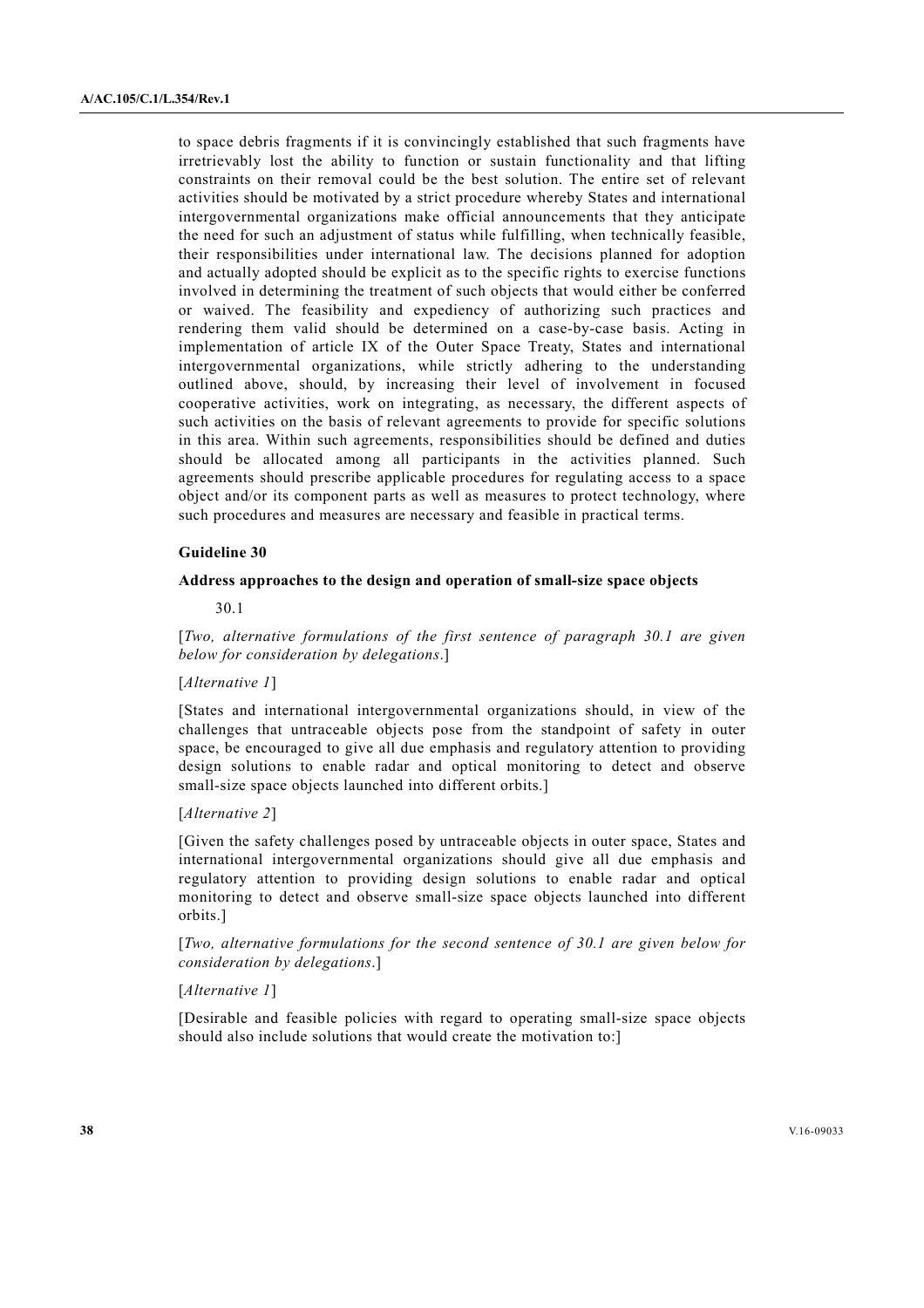to space debris fragments if it is convincingly established that such fragments have irretrievably lost the ability to function or sustain functionality and that lifting constraints on their removal could be the best solution. The entire set of relevant activities should be motivated by a strict procedure whereby States and international intergovernmental organizations make official announcements that they anticipate the need for such an adjustment of status while fulfilling, when technically feasible, their responsibilities under international law. The decisions planned for adoption and actually adopted should be explicit as to the specific rights to exercise functions involved in determining the treatment of such objects that would either be conferred or waived. The feasibility and expediency of authorizing such practices and rendering them valid should be determined on a case-by-case basis. Acting in implementation of article IX of the Outer Space Treaty, States and international intergovernmental organizations, while strictly adhering to the understanding outlined above, should, by increasing their level of involvement in focused cooperative activities, work on integrating, as necessary, the different aspects of such activities on the basis of relevant agreements to provide for specific solutions in this area. Within such agreements, responsibilities should be defined and duties should be allocated among all participants in the activities planned. Such agreements should prescribe applicable procedures for regulating access to a space object and/or its component parts as well as measures to protect technology, where such procedures and measures are necessary and feasible in practical terms.

#### Guideline 30

#### Address approaches to the design and operation of small-size space objects

30.1

[*Two, alternative formulations of the first sentence of paragraph 30.1 are given below for consideration by delegations*.]

[*Alternative 1*]

[States and international intergovernmental organizations should, in view of the challenges that untraceable objects pose from the standpoint of safety in outer space, be encouraged to give all due emphasis and regulatory attention to providing design solutions to enable radar and optical monitoring to detect and observe small-size space objects launched into different orbits.]

[*Alternative 2*]

[Given the safety challenges posed by untraceable objects in outer space, States and international intergovernmental organizations should give all due emphasis and regulatory attention to providing design solutions to enable radar and optical monitoring to detect and observe small-size space objects launched into different orbits.]

[*Two, alternative formulations for the second sentence of 30.1 are given below for consideration by delegations*.]

[*Alternative 1*]

[Desirable and feasible policies with regard to operating small-size space objects should also include solutions that would create the motivation to:]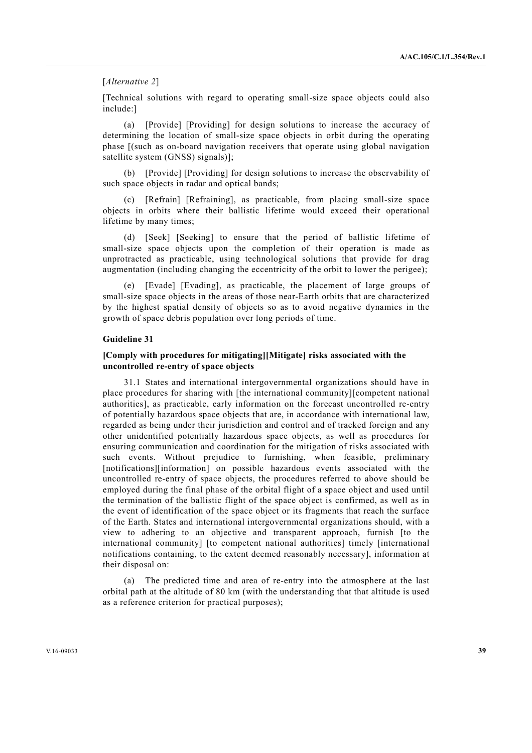[*Alternative 2*]

[Technical solutions with regard to operating small-size space objects could also include:]

(a) [Provide] [Providing] for design solutions to increase the accuracy of determining the location of small-size space objects in orbit during the operating phase [(such as on-board navigation receivers that operate using global navigation satellite system (GNSS) signals)];

(b) [Provide] [Providing] for design solutions to increase the observability of such space objects in radar and optical bands;

(c) [Refrain] [Refraining], as practicable, from placing small-size space objects in orbits where their ballistic lifetime would exceed their operational lifetime by many times;

(d) [Seek] [Seeking] to ensure that the period of ballistic lifetime of small-size space objects upon the completion of their operation is made as unprotracted as practicable, using technological solutions that provide for drag augmentation (including changing the eccentricity of the orbit to lower the perigee);

(e) [Evade] [Evading], as practicable, the placement of large groups of small-size space objects in the areas of those near-Earth orbits that are characterized by the highest spatial density of objects so as to avoid negative dynamics in the growth of space debris population over long periods of time.

### Guideline 31

#### [Comply with procedures for mitigating][Mitigate] risks associated with the uncontrolled re-entry of space objects

31.1 States and international intergovernmental organizations should have in place procedures for sharing with [the international community][competent national authorities], as practicable, early information on the forecast uncontrolled re-entry of potentially hazardous space objects that are, in accordance with international law, regarded as being under their jurisdiction and control and of tracked foreign and any other unidentified potentially hazardous space objects, as well as procedures for ensuring communication and coordination for the mitigation of risks associated with such events. Without prejudice to furnishing, when feasible, preliminary [notifications][information] on possible hazardous events associated with the uncontrolled re-entry of space objects, the procedures referred to above should be employed during the final phase of the orbital flight of a space object and used until the termination of the ballistic flight of the space object is confirmed, as well as in the event of identification of the space object or its fragments that reach the surface of the Earth. States and international intergovernmental organizations should, with a view to adhering to an objective and transparent approach, furnish [to the international community] [to competent national authorities] timely [international notifications containing, to the extent deemed reasonably necessary], information at their disposal on:

(a) The predicted time and area of re-entry into the atmosphere at the last orbital path at the altitude of 80 km (with the understanding that that altitude is used as a reference criterion for practical purposes);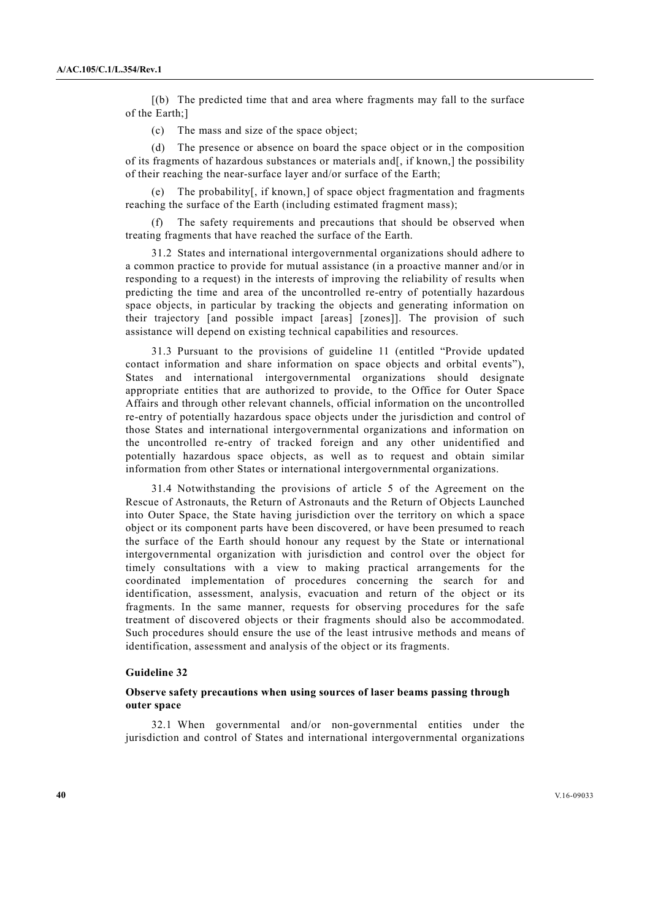[(b) The predicted time that and area where fragments may fall to the surface of the Earth;]

(c) The mass and size of the space object;

(d) The presence or absence on board the space object or in the composition of its fragments of hazardous substances or materials and[, if known,] the possibility of their reaching the near-surface layer and/or surface of the Earth;

(e) The probability[, if known,] of space object fragmentation and fragments reaching the surface of the Earth (including estimated fragment mass);

(f) The safety requirements and precautions that should be observed when treating fragments that have reached the surface of the Earth.

31.2 States and international intergovernmental organizations should adhere to a common practice to provide for mutual assistance (in a proactive manner and/or in responding to a request) in the interests of improving the reliability of results when predicting the time and area of the uncontrolled re-entry of potentially hazardous space objects, in particular by tracking the objects and generating information on their trajectory [and possible impact [areas] [zones]]. The provision of such assistance will depend on existing technical capabilities and resources.

31.3 Pursuant to the provisions of guideline 11 (entitled "Provide updated contact information and share information on space objects and orbital events"), States and international intergovernmental organizations should designate appropriate entities that are authorized to provide, to the Office for Outer Space Affairs and through other relevant channels, official information on the uncontrolled re-entry of potentially hazardous space objects under the jurisdiction and control of those States and international intergovernmental organizations and information on the uncontrolled re-entry of tracked foreign and any other unidentified and potentially hazardous space objects, as well as to request and obtain similar information from other States or international intergovernmental organizations.

31.4 Notwithstanding the provisions of article 5 of the Agreement on the Rescue of Astronauts, the Return of Astronauts and the Return of Objects Launched into Outer Space, the State having jurisdiction over the territory on which a space object or its component parts have been discovered, or have been presumed to reach the surface of the Earth should honour any request by the State or international intergovernmental organization with jurisdiction and control over the object for timely consultations with a view to making practical arrangements for the coordinated implementation of procedures concerning the search for and identification, assessment, analysis, evacuation and return of the object or its fragments. In the same manner, requests for observing procedures for the safe treatment of discovered objects or their fragments should also be accommodated. Such procedures should ensure the use of the least intrusive methods and means of identification, assessment and analysis of the object or its fragments.

### Guideline 32

**Observe safety precautions when using sources of laser beams passing through outer space**

32.1 When governmental and/or non-governmental entities under the jurisdiction and control of States and international intergovernmental organizations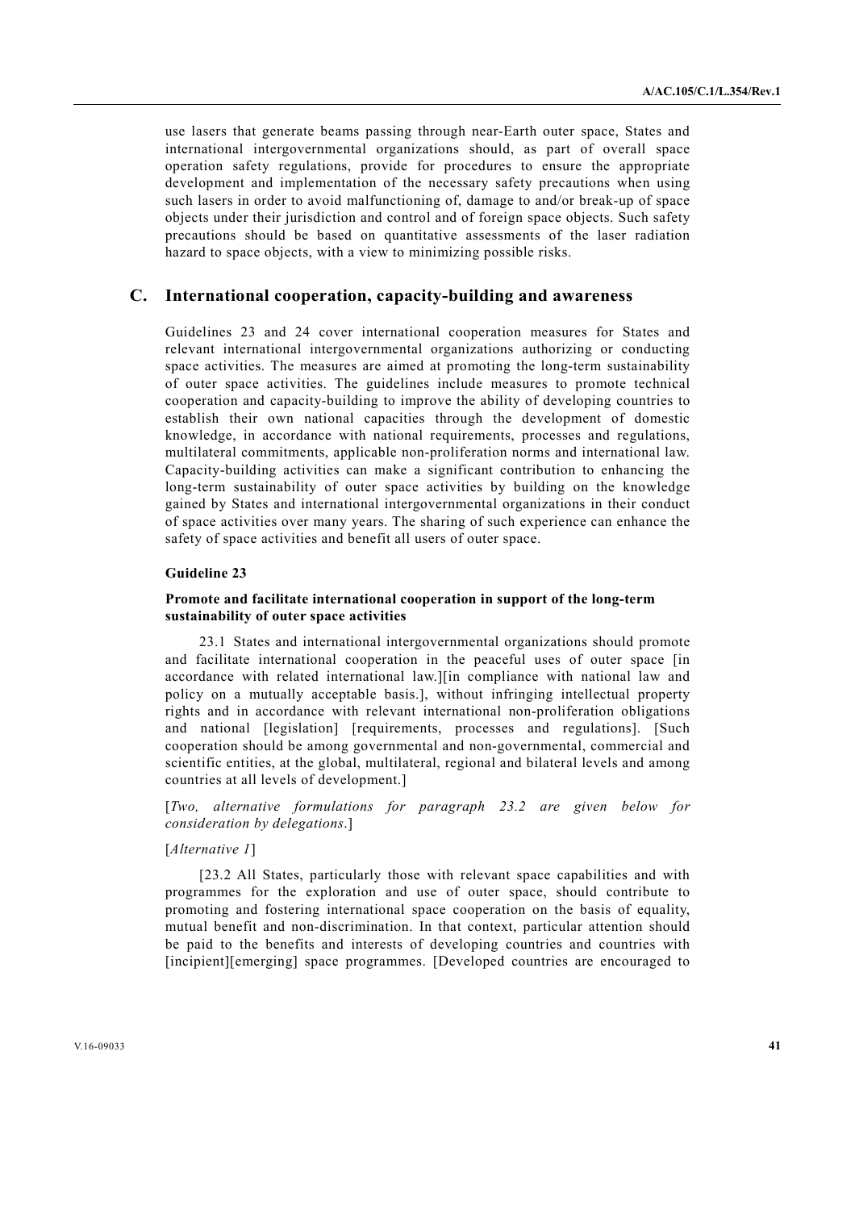use lasers that generate beams passing through near-Earth outer space, States and international intergovernmental organizations should, as part of overall space operation safety regulations, provide for procedures to ensure the appropriate development and implementation of the necessary safety precautions when using such lasers in order to avoid malfunctioning of, damage to and/or break-up of space objects under their jurisdiction and control and of foreign space objects. Such safety precautions should be based on quantitative assessments of the laser radiation hazard to space objects, with a view to minimizing possible risks.

## C. International cooperation, capacity-building and awareness

Guidelines 23 and 24 cover international cooperation measures for States and relevant international intergovernmental organizations authorizing or conducting space activities. The measures are aimed at promoting the long-term sustainability of outer space activities. The guidelines include measures to promote technical cooperation and capacity-building to improve the ability of developing countries to establish their own national capacities through the development of domestic knowledge, in accordance with national requirements, processes and regulations, multilateral commitments, applicable non-proliferation norms and international law. Capacity-building activities can make a significant contribution to enhancing the long-term sustainability of outer space activities by building on the knowledge gained by States and international intergovernmental organizations in their conduct of space activities over many years. The sharing of such experience can enhance the safety of space activities and benefit all users of outer space.

**Guideline 23**

**Promote and facilitate international cooperation in support of the long-term sustainability of outer space activities**

23.1 States and international intergovernmental organizations should promote and facilitate international cooperation in the peaceful uses of outer space [in accordance with related international law.][in compliance with national law and policy on a mutually acceptable basis.], without infringing intellectual property rights and in accordance with relevant international non-proliferation obligations and national [legislation] [requirements, processes and regulations]. [Such cooperation should be among governmental and non-governmental, commercial and scientific entities, at the global, multilateral, regional and bilateral levels and among countries at all levels of development.]

[*Two, alternative formulations for paragraph 23.2 are given below for consideration by delegations*.]

[*Alternative 1*]

[23.2 All States, particularly those with relevant space capabilities and with programmes for the exploration and use of outer space, should contribute to promoting and fostering international space cooperation on the basis of equality, mutual benefit and non-discrimination. In that context, particular attention should be paid to the benefits and interests of developing countries and countries with [incipient][emerging] space programmes. [Developed countries are encouraged to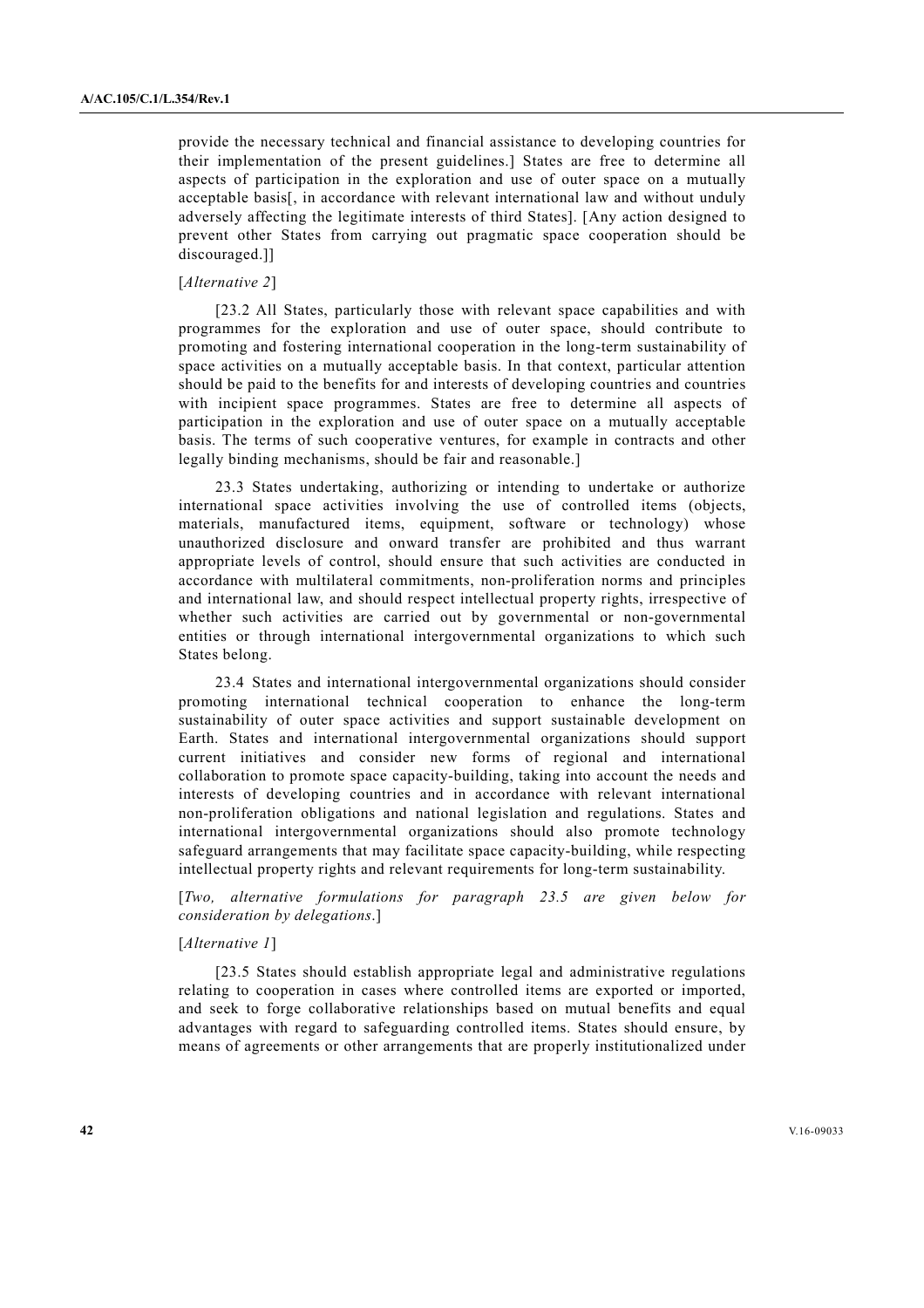provide the necessary technical and financial assistance to developing countries for their implementation of the present guidelines.] States are free to determine all aspects of participation in the exploration and use of outer space on a mutually acceptable basis[, in accordance with relevant international law and without unduly adversely affecting the legitimate interests of third States]. [Any action designed to prevent other States from carrying out pragmatic space cooperation should be discouraged.]]

[*Alternative 2*]

[23.2 All States, particularly those with relevant space capabilities and with programmes for the exploration and use of outer space, should contribute to promoting and fostering international cooperation in the long-term sustainability of space activities on a mutually acceptable basis. In that context, particular attention should be paid to the benefits for and interests of developing countries and countries with incipient space programmes. States are free to determine all aspects of participation in the exploration and use of outer space on a mutually acceptable basis. The terms of such cooperative ventures, for example in contracts and other legally binding mechanisms, should be fair and reasonable.]

23.3 States undertaking, authorizing or intending to undertake or authorize international space activities involving the use of controlled items (objects, materials, manufactured items, equipment, software or technology) whose unauthorized disclosure and onward transfer are prohibited and thus warrant appropriate levels of control, should ensure that such activities are conducted in accordance with multilateral commitments, non-proliferation norms and principles and international law, and should respect intellectual property rights, irrespective of whether such activities are carried out by governmental or non-governmental entities or through international intergovernmental organizations to which such States belong.

23.4 States and international intergovernmental organizations should consider promoting international technical cooperation to enhance the long-term sustainability of outer space activities and support sustainable development on Earth. States and international intergovernmental organizations should support current initiatives and consider new forms of regional and international collaboration to promote space capacity-building, taking into account the needs and interests of developing countries and in accordance with relevant international non-proliferation obligations and national legislation and regulations. States and international intergovernmental organizations should also promote technology safeguard arrangements that may facilitate space capacity-building, while respecting intellectual property rights and relevant requirements for long-term sustainability.

[*Two, alternative formulations for paragraph 23.5 are given below for consideration by delegations*.]

[*Alternative 1*]

[23.5 States should establish appropriate legal and administrative regulations relating to cooperation in cases where controlled items are exported or imported, and seek to forge collaborative relationships based on mutual benefits and equal advantages with regard to safeguarding controlled items. States should ensure, by means of agreements or other arrangements that are properly institutionalized under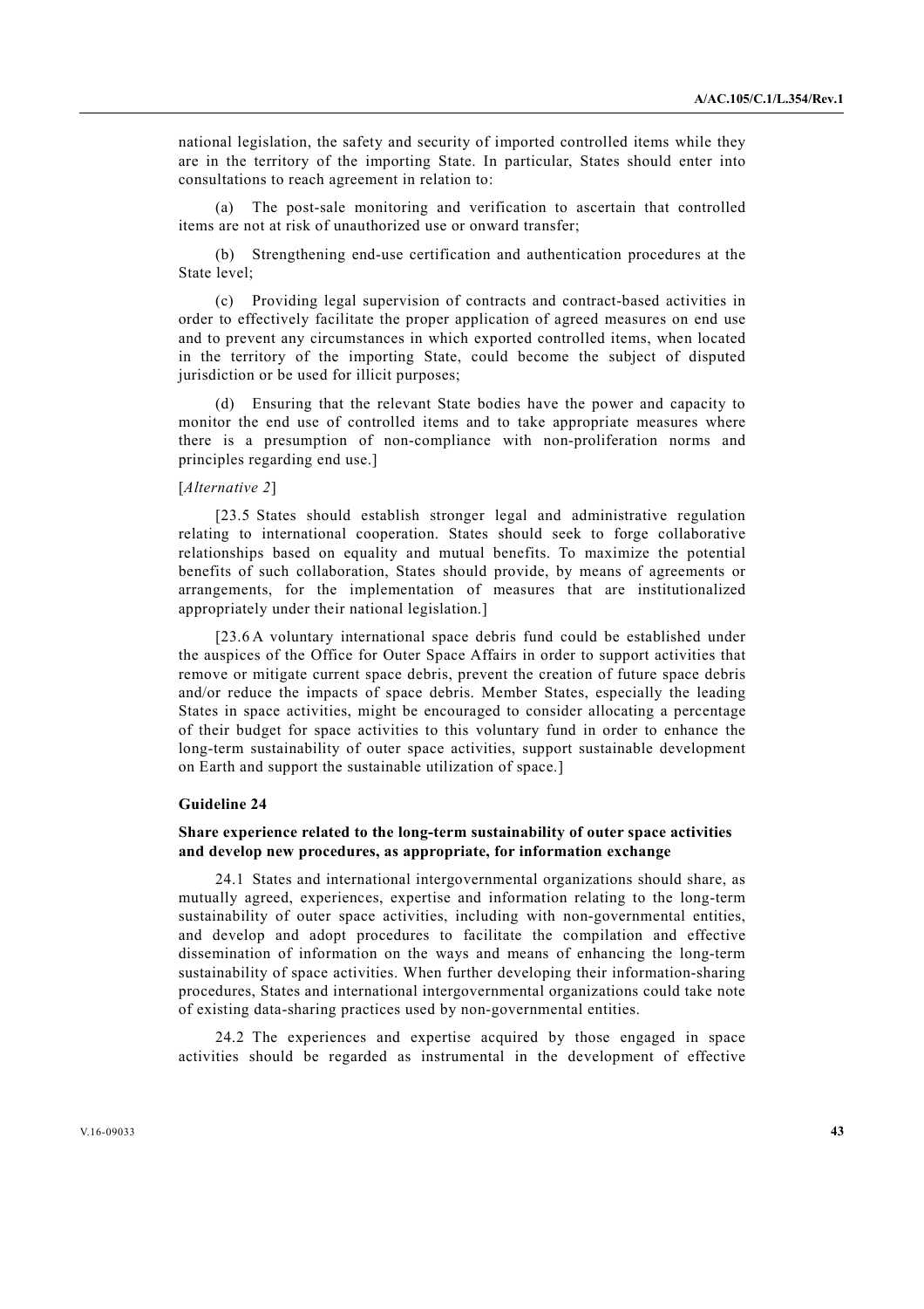national legislation, the safety and security of imported controlled items while they are in the territory of the importing State. In particular, States should enter into consultations to reach agreement in relation to:

(a) The post-sale monitoring and verification to ascertain that controlled items are not at risk of unauthorized use or onward transfer;

(b) Strengthening end-use certification and authentication procedures at the State level;

(c) Providing legal supervision of contracts and contract-based activities in order to effectively facilitate the proper application of agreed measures on end use and to prevent any circumstances in which exported controlled items, when located in the territory of the importing State, could become the subject of disputed jurisdiction or be used for illicit purposes;

(d) Ensuring that the relevant State bodies have the power and capacity to monitor the end use of controlled items and to take appropriate measures where there is a presumption of non-compliance with non-proliferation norms and principles regarding end use.]

[*Alternative 2*]

[23.5 States should establish stronger legal and administrative regulation relating to international cooperation. States should seek to forge collaborative relationships based on equality and mutual benefits. To maximize the potential benefits of such collaboration, States should provide, by means of agreements or arrangements, for the implementation of measures that are institutionalized appropriately under their national legislation.]

[23.6 A voluntary international space debris fund could be established under the auspices of the Office for Outer Space Affairs in order to support activities that remove or mitigate current space debris, prevent the creation of future space debris and/or reduce the impacts of space debris. Member States, especially the leading States in space activities, might be encouraged to consider allocating a percentage of their budget for space activities to this voluntary fund in order to enhance the long-term sustainability of outer space activities, support sustainable development on Earth and support the sustainable utilization of space.]

### Guideline 24

#### Share experience related to the long-term sustainability of outer space activities and develop new procedures, as appropriate, for information exchange

24.1 States and international intergovernmental organizations should share, as mutually agreed, experiences, expertise and information relating to the long-term sustainability of outer space activities, including with non-governmental entities, and develop and adopt procedures to facilitate the compilation and effective dissemination of information on the ways and means of enhancing the long-term sustainability of space activities. When further developing their information-sharing procedures, States and international intergovernmental organizations could take note of existing data-sharing practices used by non-governmental entities.

24.2 The experiences and expertise acquired by those engaged in space activities should be regarded as instrumental in the development of effective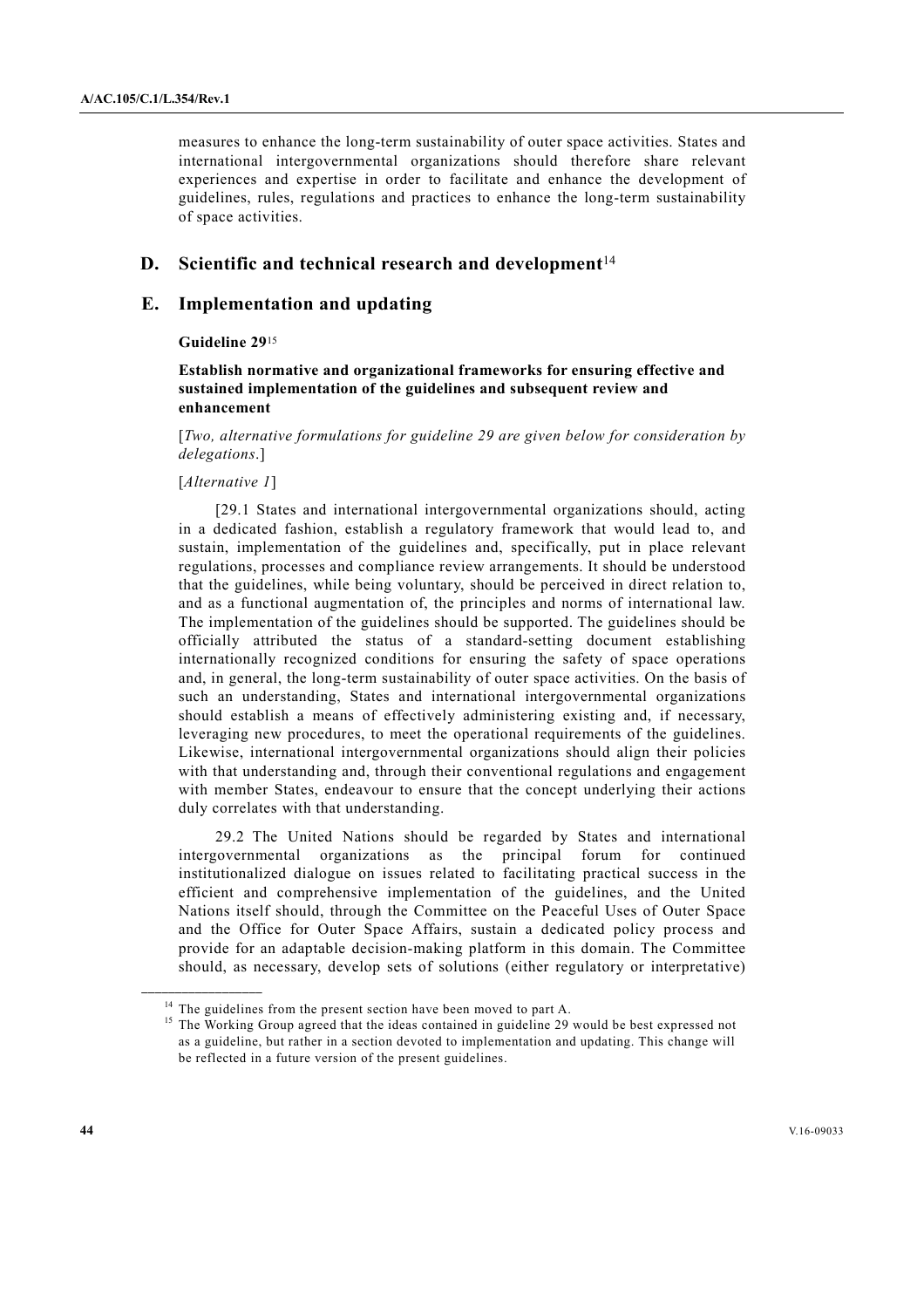measures to enhance the long-term sustainability of outer space activities. States and international intergovernmental organizations should therefore share relevant experiences and expertise in order to facilitate and enhance the development of guidelines, rules, regulations and practices to enhance the long-term sustainability of space activities.

## D. Scientific and technical research and development[14]

## E. Implementation and updating

### Guideline 29[15]

**Establish normative and organizational frameworks for ensuring effective and sustained implementation of the guidelines and subsequent review and enhancement**

[*Two, alternative formulations for guideline 29 are given below for consideration by delegations*.]

[*Alternative 1*]

[29.1 States and international intergovernmental organizations should, acting in a dedicated fashion, establish a regulatory framework that would lead to, and sustain, implementation of the guidelines and, specifically, put in place relevant regulations, processes and compliance review arrangements. It should be understood that the guidelines, while being voluntary, should be perceived in direct relation to, and as a functional augmentation of, the principles and norms of international law. The implementation of the guidelines should be supported. The guidelines should be officially attributed the status of a standard-setting document establishing internationally recognized conditions for ensuring the safety of space operations and, in general, the long-term sustainability of outer space activities. On the basis of such an understanding, States and international intergovernmental organizations should establish a means of effectively administering existing and, if necessary, leveraging new procedures, to meet the operational requirements of the guidelines. Likewise, international intergovernmental organizations should align their policies with that understanding and, through their conventional regulations and engagement with member States, endeavour to ensure that the concept underlying their actions duly correlates with that understanding.

29.2 The United Nations should be regarded by States and international intergovernmental organizations as the principal forum for continued institutionalized dialogue on issues related to facilitating practical success in the efficient and comprehensive implementation of the guidelines, and the United Nations itself should, through the Committee on the Peaceful Uses of Outer Space and the Office for Outer Space Affairs, sustain a dedicated policy process and provide for an adaptable decision-making platform in this domain. The Committee should, as necessary, develop sets of solutions (either regulatory or interpretative)

---

[14] The guidelines from the present section have been moved to part A.

[15] The Working Group agreed that the ideas contained in guideline 29 would be best expressed not as a guideline, but rather in a section devoted to implementation and updating. This change will be reflected in a future version of the present guidelines.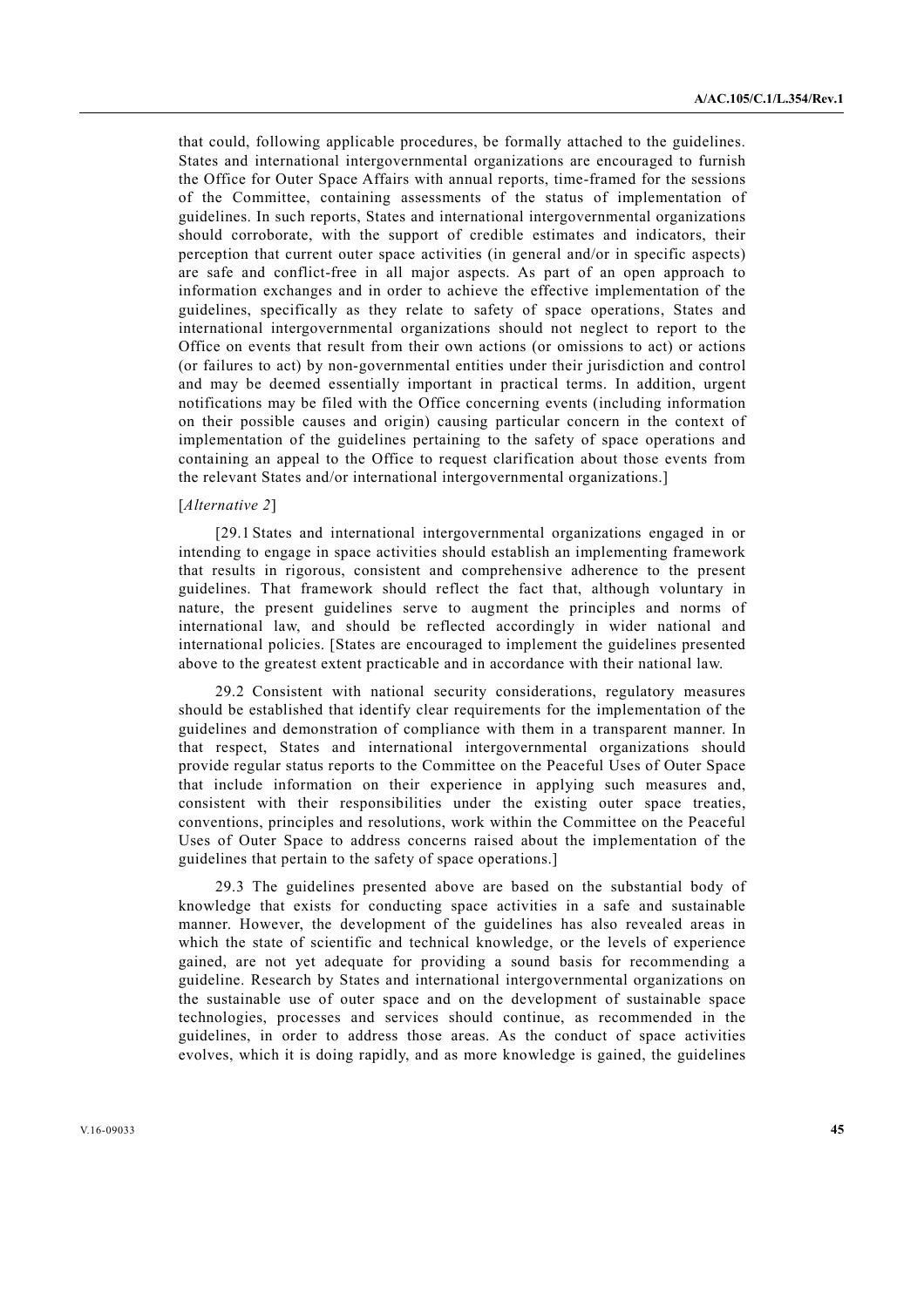that could, following applicable procedures, be formally attached to the guidelines. States and international intergovernmental organizations are encouraged to furnish the Office for Outer Space Affairs with annual reports, time-framed for the sessions of the Committee, containing assessments of the status of implementation of guidelines. In such reports, States and international intergovernmental organizations should corroborate, with the support of credible estimates and indicators, their perception that current outer space activities (in general and/or in specific aspects) are safe and conflict-free in all major aspects. As part of an open approach to information exchanges and in order to achieve the effective implementation of the guidelines, specifically as they relate to safety of space operations, States and international intergovernmental organizations should not neglect to report to the Office on events that result from their own actions (or omissions to act) or actions (or failures to act) by non-governmental entities under their jurisdiction and control and may be deemed essentially important in practical terms. In addition, urgent notifications may be filed with the Office concerning events (including information on their possible causes and origin) causing particular concern in the context of implementation of the guidelines pertaining to the safety of space operations and containing an appeal to the Office to request clarification about those events from the relevant States and/or international intergovernmental organizations.]

[*Alternative 2*]

[29.1 States and international intergovernmental organizations engaged in or intending to engage in space activities should establish an implementing framework that results in rigorous, consistent and comprehensive adherence to the present guidelines. That framework should reflect the fact that, although voluntary in nature, the present guidelines serve to augment the principles and norms of international law, and should be reflected accordingly in wider national and international policies. [States are encouraged to implement the guidelines presented above to the greatest extent practicable and in accordance with their national law.

29.2 Consistent with national security considerations, regulatory measures should be established that identify clear requirements for the implementation of the guidelines and demonstration of compliance with them in a transparent manner. In that respect, States and international intergovernmental organizations should provide regular status reports to the Committee on the Peaceful Uses of Outer Space that include information on their experience in applying such measures and, consistent with their responsibilities under the existing outer space treaties, conventions, principles and resolutions, work within the Committee on the Peaceful Uses of Outer Space to address concerns raised about the implementation of the guidelines that pertain to the safety of space operations.]

29.3 The guidelines presented above are based on the substantial body of knowledge that exists for conducting space activities in a safe and sustainable manner. However, the development of the guidelines has also revealed areas in which the state of scientific and technical knowledge, or the levels of experience gained, are not yet adequate for providing a sound basis for recommending a guideline. Research by States and international intergovernmental organizations on the sustainable use of outer space and on the development of sustainable space technologies, processes and services should continue, as recommended in the guidelines, in order to address those areas. As the conduct of space activities evolves, which it is doing rapidly, and as more knowledge is gained, the guidelines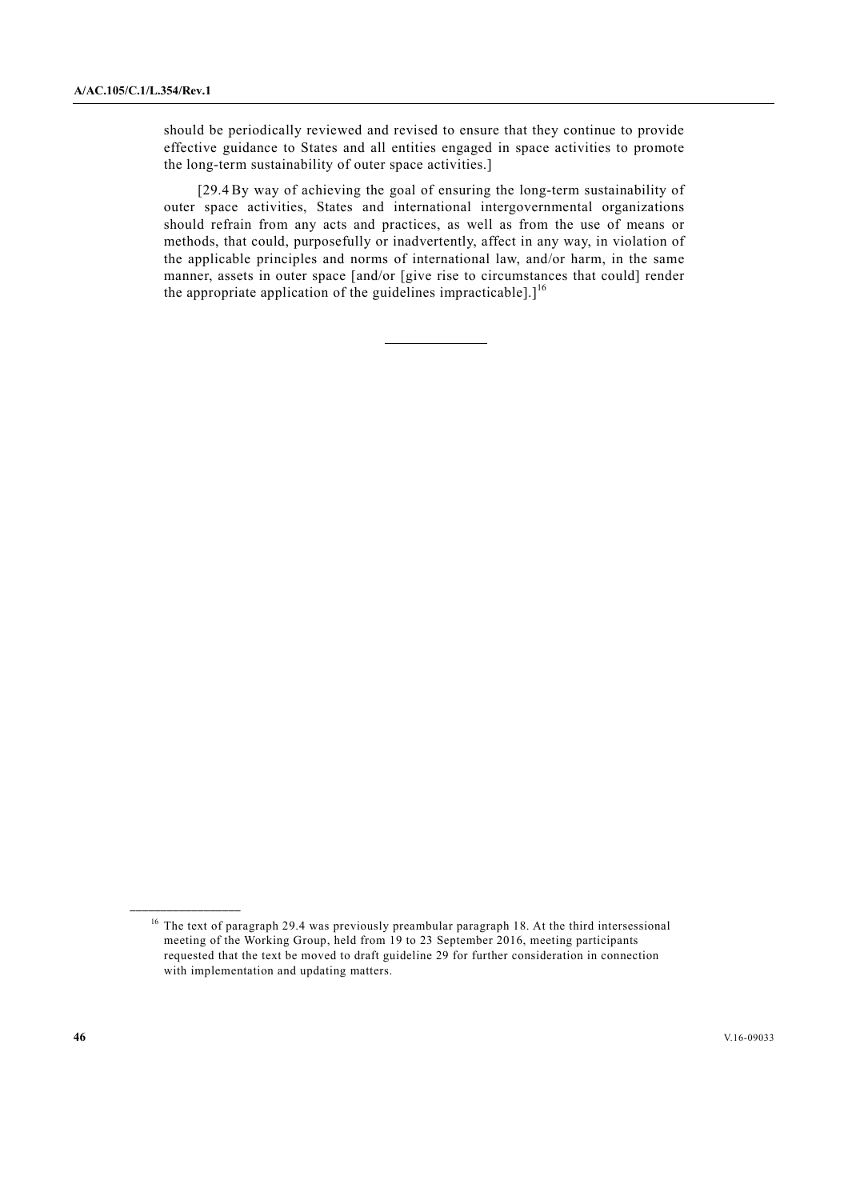should be periodically reviewed and revised to ensure that they continue to provide effective guidance to States and all entities engaged in space activities to promote the long-term sustainability of outer space activities.]

[29.4 By way of achieving the goal of ensuring the long-term sustainability of outer space activities, States and international intergovernmental organizations should refrain from any acts and practices, as well as from the use of means or methods, that could, purposefully or inadvertently, affect in any way, in violation of the applicable principles and norms of international law, and/or harm, in the same manner, assets in outer space [and/or [give rise to circumstances that could] render the appropriate application of the guidelines impracticable].][16]

---

[16] The text of paragraph 29.4 was previously preambular paragraph 18. At the third intersessional meeting of the Working Group, held from 19 to 23 September 2016, meeting participants requested that the text be moved to draft guideline 29 for further consideration in connection with implementation and updating matters.